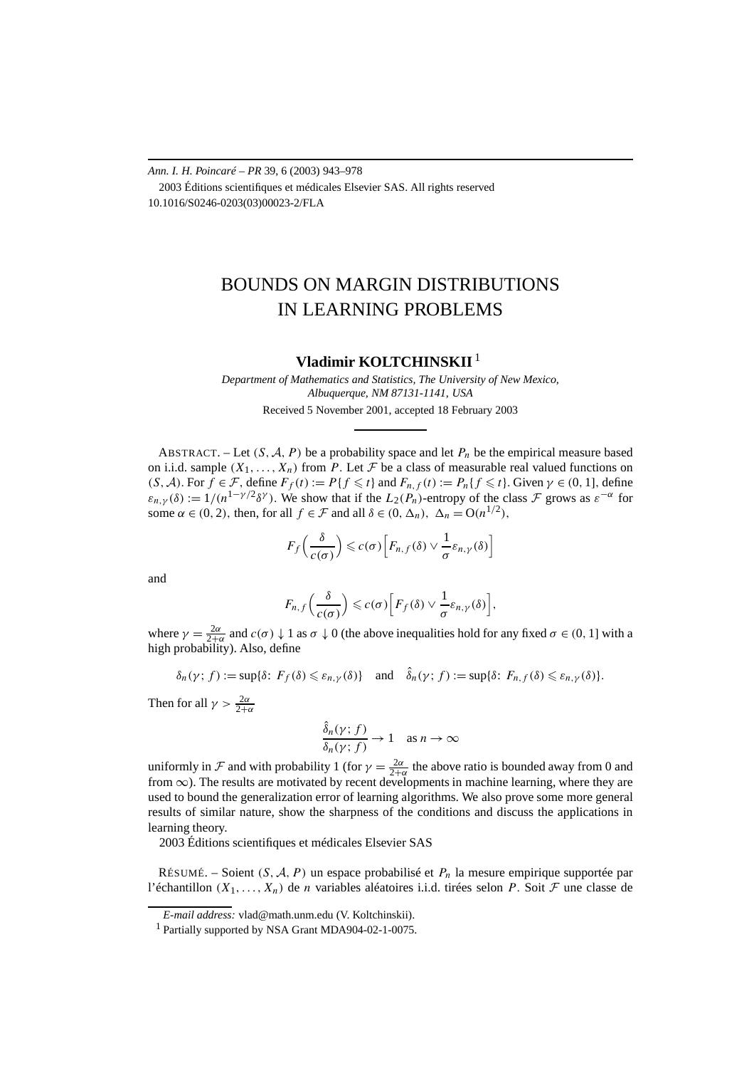# BOUNDS ON MARGIN DISTRIBUTIONS IN LEARNING PROBLEMS

**Vladimir KOLTCHINSKII** [1]

*Department of Mathematics and Statistics, The University of New Mexico, Albuquerque, NM 87131-1141, USA*

Received 5 November 2001, accepted 18 February 2003

ABSTRACT. – Let $(S, \mathcal{A}, P)$ be a probability space and let $P_n$ be the empirical measure based on i.i.d. sample $(X_1, \ldots, X_n)$ from $P$. Let $\mathcal{F}$ be a class of measurable real valued functions on $(S, \mathcal{A})$. For $f \in \mathcal{F}$, define $F_f(t) := P\{f \leqslant t\}$ and $F_{n,f}(t) := P_n\{f \leqslant t\}$. Given $\gamma \in (0, 1]$, define $\varepsilon_{n,\gamma}(\delta) := 1/(n^{1-\gamma/2}\delta^{\gamma})$. We show that if the $L_2(P_n)$-entropy of the class $\mathcal{F}$ grows as $\varepsilon^{-\alpha}$ for some $\alpha \in (0, 2)$, then, for all $f \in \mathcal{F}$ and all $\delta \in (0, \Delta_n)$, $\Delta_n = \mathrm{O}(n^{1/2})$,

$$F_f\Big(\frac{\delta}{c(\sigma)}\Big) \leqslant c(\sigma)\Big[F_{n,f}(\delta) \vee \frac{1}{\sigma}\varepsilon_{n,\gamma}(\delta)\Big]$$

and

$$F_{n,f}\Big(\frac{\delta}{c(\sigma)}\Big) \leqslant c(\sigma)\Big[F_f(\delta) \vee \frac{1}{\sigma}\varepsilon_{n,\gamma}(\delta)\Big],$$

where $\gamma = \frac{2\alpha}{2+\alpha}$ and $c(\sigma) \downarrow 1$ as $\sigma \downarrow 0$ (the above inequalities hold for any fixed $\sigma \in (0, 1]$ with a high probability). Also, define

$$\delta_n(\gamma; f) := \sup\{\delta: F_f(\delta) \leqslant \varepsilon_{n,\gamma}(\delta)\} \quad \text{and} \quad \hat{\delta}_n(\gamma; f) := \sup\{\delta: F_{n,f}(\delta) \leqslant \varepsilon_{n,\gamma}(\delta)\}.$$

Then for all $\gamma > \frac{2\alpha}{2+\alpha}$

$$\frac{\hat{\delta}_n(\gamma; f)}{\delta_n(\gamma; f)} \to 1 \quad \text{as } n \to \infty$$

uniformly in $\mathcal{F}$ and with probability 1 (for $\gamma = \frac{2\alpha}{2+\alpha}$ the above ratio is bounded away from 0 and from $\infty$). The results are motivated by recent developments in machine learning, where they are used to bound the generalization error of learning algorithms. We also prove some more general results of similar nature, show the sharpness of the conditions and discuss the applications in learning theory.

2003 Éditions scientifiques et médicales Elsevier SAS

RÉSUMÉ. – Soient $(S, \mathcal{A}, P)$ un espace probabilisé et $P_n$ la mesure empirique supportée par l'échantillon $(X_1, \ldots, X_n)$ de $n$ variables aléatoires i.i.d. tirées selon $P$. Soit $\mathcal{F}$ une classe de

*E-mail address:* vlad@math.unm.edu (V. Koltchinskii).

[1] Partially supported by NSA Grant MDA904-02-1-0075.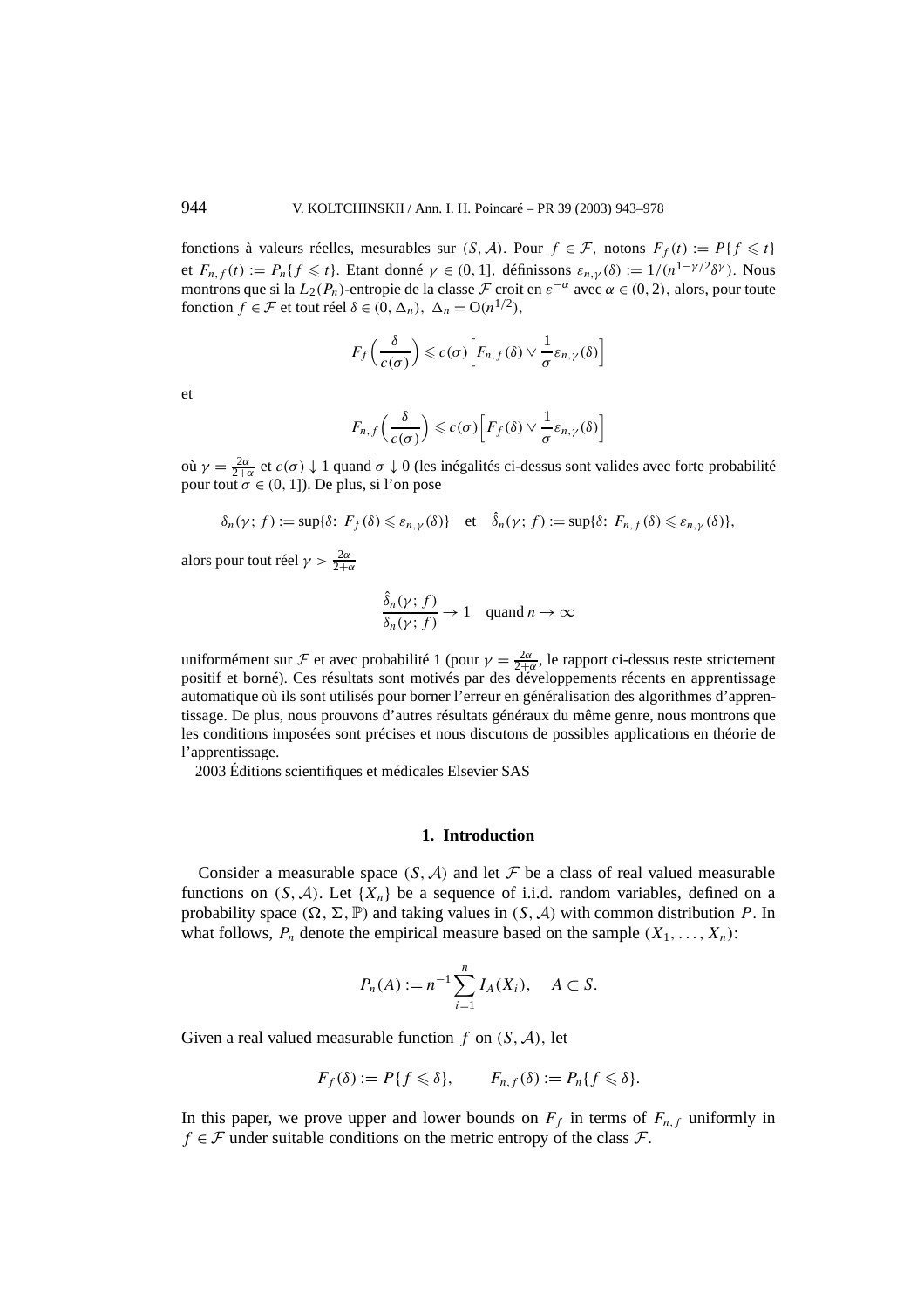fonctions à valeurs réelles, mesurables sur $(S, \mathcal{A})$. Pour $f \in \mathcal{F}$, notons $F_f(t) := P\{f \leqslant t\}$ et $F_{n,f}(t) := P_n\{f \leqslant t\}$. Etant donné $\gamma \in (0, 1]$, définissons $\varepsilon_{n,\gamma}(\delta) := 1/(n^{1-\gamma/2}\delta^{\gamma})$. Nous montrons que si la $L_2(P_n)$-entropie de la classe $\mathcal{F}$ croit en $\varepsilon^{-\alpha}$ avec $\alpha \in (0, 2)$, alors, pour toute fonction $f \in \mathcal{F}$ et tout réel $\delta \in (0, \Delta_n)$, $\Delta_n = \mathrm{O}(n^{1/2})$,

$$F_f\left(\frac{\delta}{c(\sigma)}\right) \leqslant c(\sigma)\left[F_{n,f}(\delta) \vee \frac{1}{\sigma}\varepsilon_{n,\gamma}(\delta)\right]$$

et

$$F_{n,f}\left(\frac{\delta}{c(\sigma)}\right) \leqslant c(\sigma)\left[F_f(\delta) \vee \frac{1}{\sigma}\varepsilon_{n,\gamma}(\delta)\right]$$

où $\gamma = \frac{2\alpha}{2+\alpha}$ et $c(\sigma) \downarrow 1$ quand $\sigma \downarrow 0$ (les inégalités ci-dessus sont valides avec forte probabilité pour tout $\sigma \in (0, 1]$). De plus, si l'on pose

$$\delta_n(\gamma; f) := \sup\{\delta\colon F_f(\delta) \leqslant \varepsilon_{n,\gamma}(\delta)\} \quad \text{et} \quad \hat{\delta}_n(\gamma; f) := \sup\{\delta\colon F_{n,f}(\delta) \leqslant \varepsilon_{n,\gamma}(\delta)\},$$

alors pour tout réel $\gamma > \frac{2\alpha}{2+\alpha}$

$$\frac{\hat{\delta}_n(\gamma; f)}{\delta_n(\gamma; f)} \to 1 \quad \text{quand } n \to \infty$$

uniformément sur $\mathcal{F}$ et avec probabilité 1 (pour $\gamma = \frac{2\alpha}{2+\alpha}$, le rapport ci-dessus reste strictement positif et borné). Ces résultats sont motivés par des développements récents en apprentissage automatique où ils sont utilisés pour borner l'erreur en généralisation des algorithmes d'apprentissage. De plus, nous prouvons d'autres résultats généraux du même genre, nous montrons que les conditions imposées sont précises et nous discutons de possibles applications en théorie de l'apprentissage.

2003 Éditions scientifiques et médicales Elsevier SAS

## 1. Introduction

Consider a measurable space $(S, \mathcal{A})$ and let $\mathcal{F}$ be a class of real valued measurable functions on $(S, \mathcal{A})$. Let $\{X_n\}$ be a sequence of i.i.d. random variables, defined on a probability space $(\Omega, \Sigma, \mathbb{P})$ and taking values in $(S, \mathcal{A})$ with common distribution $P$. In what follows, $P_n$ denote the empirical measure based on the sample $(X_1, \ldots, X_n)$:

$$P_n(A) := n^{-1}\sum_{i=1}^{n} I_A(X_i), \quad A \subset S.$$

Given a real valued measurable function $f$ on $(S, \mathcal{A})$, let

$$F_f(\delta) := P\{f \leqslant \delta\}, \qquad F_{n,f}(\delta) := P_n\{f \leqslant \delta\}.$$

In this paper, we prove upper and lower bounds on $F_f$ in terms of $F_{n,f}$ uniformly in $f \in \mathcal{F}$ under suitable conditions on the metric entropy of the class $\mathcal{F}$.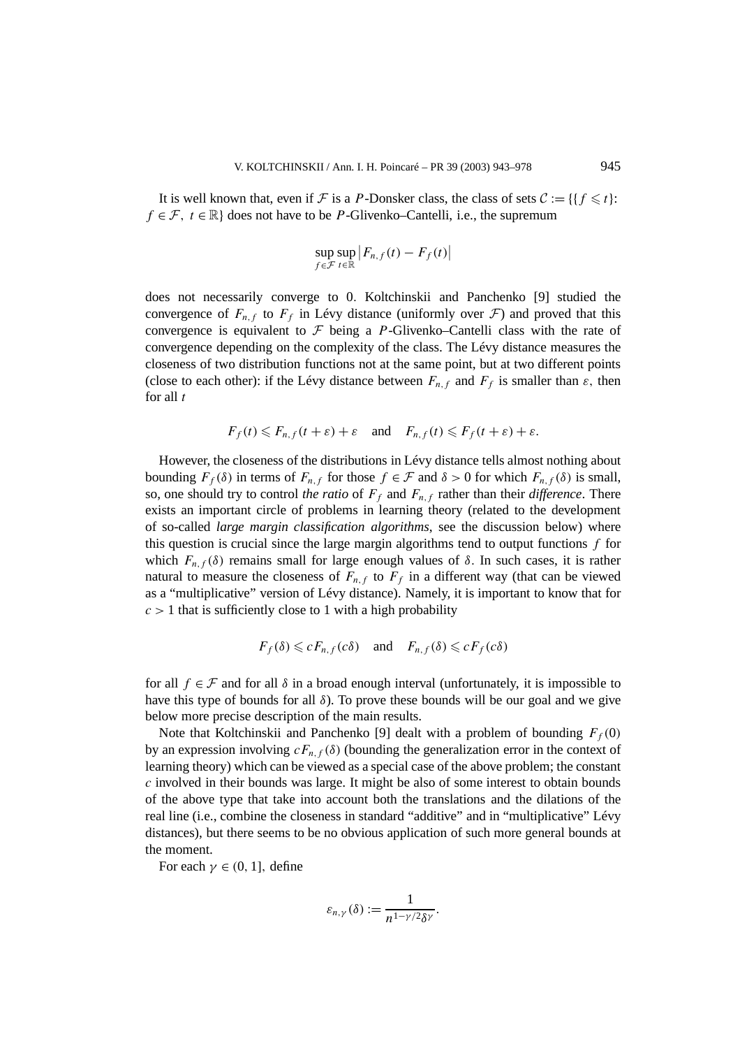It is well known that, even if $\mathcal{F}$ is a $P$-Donsker class, the class of sets $\mathcal{C} := \{\{f \leqslant t\}: f \in \mathcal{F},\ t \in \mathbb{R}\}$ does not have to be $P$-Glivenko–Cantelli, i.e., the supremum

$$\sup_{f \in \mathcal{F}} \sup_{t \in \mathbb{R}} \left| F_{n,f}(t) - F_f(t) \right|$$

does not necessarily converge to 0. Koltchinskii and Panchenko [9] studied the convergence of $F_{n,f}$ to $F_f$ in Lévy distance (uniformly over $\mathcal{F}$) and proved that this convergence is equivalent to $\mathcal{F}$ being a $P$-Glivenko–Cantelli class with the rate of convergence depending on the complexity of the class. The Lévy distance measures the closeness of two distribution functions not at the same point, but at two different points (close to each other): if the Lévy distance between $F_{n,f}$ and $F_f$ is smaller than $\varepsilon$, then for all $t$

$$F_f(t) \leqslant F_{n,f}(t+\varepsilon) + \varepsilon \quad \text{and} \quad F_{n,f}(t) \leqslant F_f(t+\varepsilon) + \varepsilon.$$

However, the closeness of the distributions in Lévy distance tells almost nothing about bounding $F_f(\delta)$ in terms of $F_{n,f}$ for those $f \in \mathcal{F}$ and $\delta > 0$ for which $F_{n,f}(\delta)$ is small, so, one should try to control *the ratio* of $F_f$ and $F_{n,f}$ rather than their *difference*. There exists an important circle of problems in learning theory (related to the development of so-called *large margin classification algorithms*, see the discussion below) where this question is crucial since the large margin algorithms tend to output functions $f$ for which $F_{n,f}(\delta)$ remains small for large enough values of $\delta$. In such cases, it is rather natural to measure the closeness of $F_{n,f}$ to $F_f$ in a different way (that can be viewed as a "multiplicative" version of Lévy distance). Namely, it is important to know that for $c > 1$ that is sufficiently close to 1 with a high probability

$$F_f(\delta) \leqslant c F_{n,f}(c\delta) \quad \text{and} \quad F_{n,f}(\delta) \leqslant c F_f(c\delta)$$

for all $f \in \mathcal{F}$ and for all $\delta$ in a broad enough interval (unfortunately, it is impossible to have this type of bounds for all $\delta$). To prove these bounds will be our goal and we give below more precise description of the main results.

Note that Koltchinskii and Panchenko [9] dealt with a problem of bounding $F_f(0)$ by an expression involving $cF_{n,f}(\delta)$ (bounding the generalization error in the context of learning theory) which can be viewed as a special case of the above problem; the constant $c$ involved in their bounds was large. It might be also of some interest to obtain bounds of the above type that take into account both the translations and the dilations of the real line (i.e., combine the closeness in standard "additive" and in "multiplicative" Lévy distances), but there seems to be no obvious application of such more general bounds at the moment.

For each $\gamma \in (0, 1]$, define

$$\varepsilon_{n,\gamma}(\delta) := \frac{1}{n^{1-\gamma/2}\delta^{\gamma}}.$$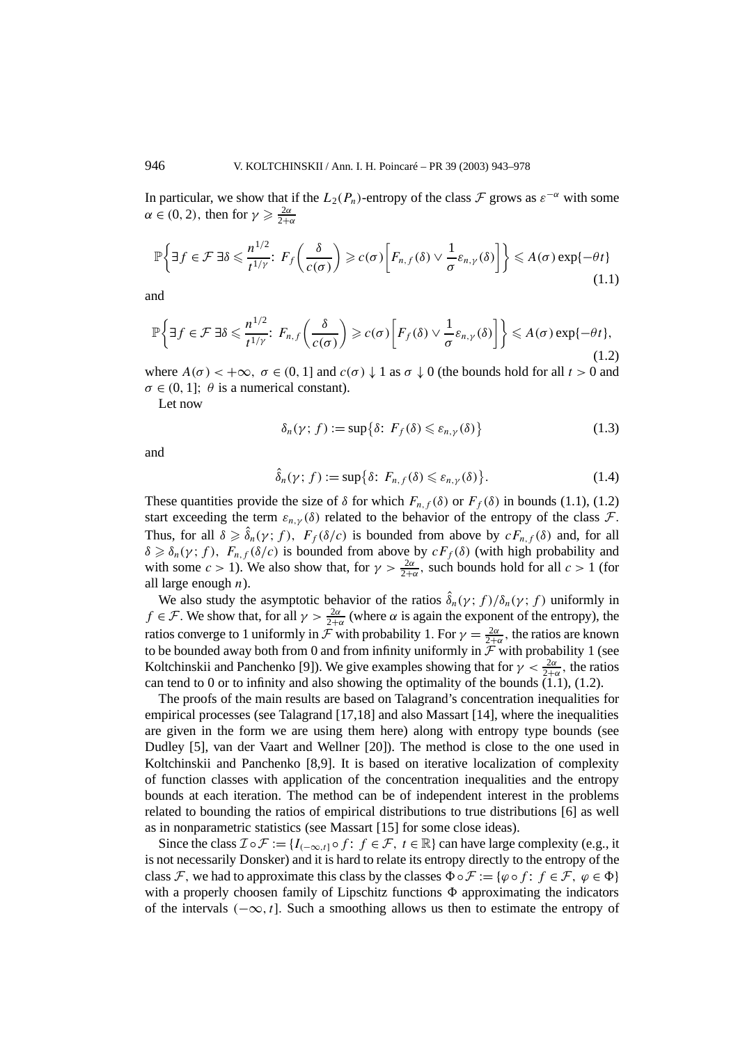In particular, we show that if the $L_2(P_n)$-entropy of the class $\mathcal{F}$ grows as $\varepsilon^{-\alpha}$ with some $\alpha \in (0, 2)$, then for $\gamma \geqslant \frac{2\alpha}{2+\alpha}$

$$
\mathbb{P}\left\{\exists f \in \mathcal{F}\ \exists \delta \leqslant \frac{n^{1/2}}{t^{1/\gamma}}\colon\ F_f\left(\frac{\delta}{c(\sigma)}\right) \geqslant c(\sigma)\left[F_{n,f}(\delta) \vee \frac{1}{\sigma}\varepsilon_{n,\gamma}(\delta)\right]\right\} \leqslant A(\sigma)\exp\{-\theta t\} \tag{1.1}
$$

and

$$
\mathbb{P}\left\{\exists f \in \mathcal{F}\ \exists \delta \leqslant \frac{n^{1/2}}{t^{1/\gamma}}\colon\ F_{n,f}\left(\frac{\delta}{c(\sigma)}\right) \geqslant c(\sigma)\left[F_f(\delta) \vee \frac{1}{\sigma}\varepsilon_{n,\gamma}(\delta)\right]\right\} \leqslant A(\sigma)\exp\{-\theta t\}, \tag{1.2}
$$

where $A(\sigma) < +\infty$, $\sigma \in (0, 1]$ and $c(\sigma) \downarrow 1$ as $\sigma \downarrow 0$ (the bounds hold for all $t > 0$ and $\sigma \in (0, 1]$; $\theta$ is a numerical constant).

Let now

$$
\delta_n(\gamma; f) := \sup\{\delta\colon\ F_f(\delta) \leqslant \varepsilon_{n,\gamma}(\delta)\} \tag{1.3}
$$

and

$$
\hat{\delta}_n(\gamma; f) := \sup\{\delta\colon\ F_{n,f}(\delta) \leqslant \varepsilon_{n,\gamma}(\delta)\}. \tag{1.4}
$$

These quantities provide the size of $\delta$ for which $F_{n,f}(\delta)$ or $F_f(\delta)$ in bounds (1.1), (1.2) start exceeding the term $\varepsilon_{n,\gamma}(\delta)$ related to the behavior of the entropy of the class $\mathcal{F}$. Thus, for all $\delta \geqslant \hat{\delta}_n(\gamma; f)$, $F_f(\delta/c)$ is bounded from above by $cF_{n,f}(\delta)$ and, for all $\delta \geqslant \delta_n(\gamma; f)$, $F_{n,f}(\delta/c)$ is bounded from above by $cF_f(\delta)$ (with high probability and with some $c > 1$). We also show that, for $\gamma > \frac{2\alpha}{2+\alpha}$, such bounds hold for all $c > 1$ (for all large enough $n$).

We also study the asymptotic behavior of the ratios $\hat{\delta}_n(\gamma; f)/\delta_n(\gamma; f)$ uniformly in $f \in \mathcal{F}$. We show that, for all $\gamma > \frac{2\alpha}{2+\alpha}$ (where $\alpha$ is again the exponent of the entropy), the ratios converge to 1 uniformly in $\mathcal{F}$ with probability 1. For $\gamma = \frac{2\alpha}{2+\alpha}$, the ratios are known to be bounded away both from 0 and from infinity uniformly in $\mathcal{F}$ with probability 1 (see Koltchinskii and Panchenko [9]). We give examples showing that for $\gamma < \frac{2\alpha}{2+\alpha}$, the ratios can tend to 0 or to infinity and also showing the optimality of the bounds (1.1), (1.2).

The proofs of the main results are based on Talagrand's concentration inequalities for empirical processes (see Talagrand [17,18] and also Massart [14], where the inequalities are given in the form we are using them here) along with entropy type bounds (see Dudley [5], van der Vaart and Wellner [20]). The method is close to the one used in Koltchinskii and Panchenko [8,9]. It is based on iterative localization of complexity of function classes with application of the concentration inequalities and the entropy bounds at each iteration. The method can be of independent interest in the problems related to bounding the ratios of empirical distributions to true distributions [6] as well as in nonparametric statistics (see Massart [15] for some close ideas).

Since the class $\mathcal{I} \circ \mathcal{F} := \{I_{(-\infty,t]} \circ f\colon\ f \in \mathcal{F},\ t \in \mathbb{R}\}$ can have large complexity (e.g., it is not necessarily Donsker) and it is hard to relate its entropy directly to the entropy of the class $\mathcal{F}$, we had to approximate this class by the classes $\Phi \circ \mathcal{F} := \{\varphi \circ f\colon\ f \in \mathcal{F},\ \varphi \in \Phi\}$ with a properly choosen family of Lipschitz functions $\Phi$ approximating the indicators of the intervals $(-\infty, t]$. Such a smoothing allows us then to estimate the entropy of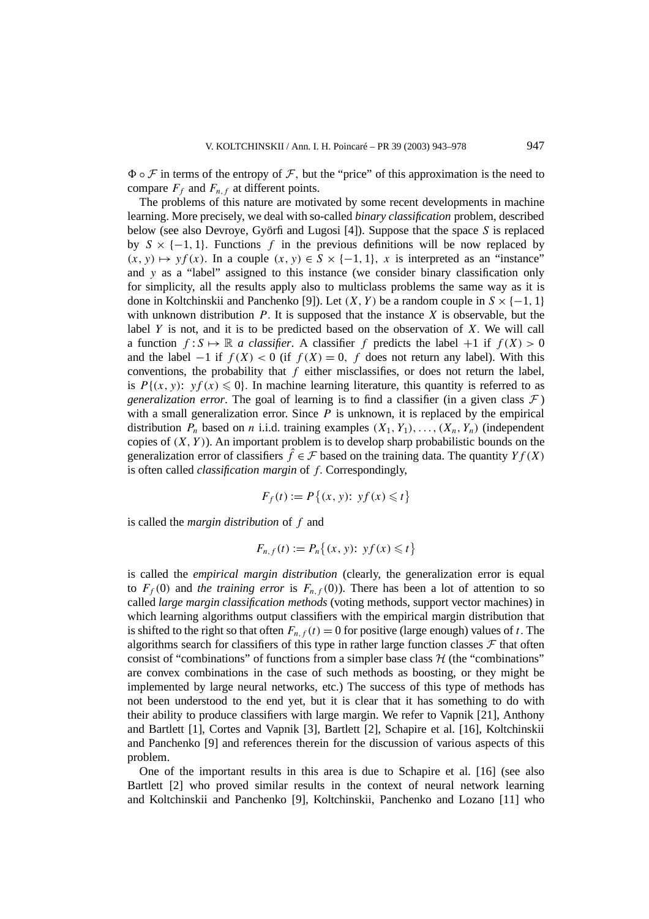$\Phi \circ \mathcal{F}$ in terms of the entropy of $\mathcal{F}$, but the "price" of this approximation is the need to compare $F_f$ and $F_{n,f}$ at different points.

The problems of this nature are motivated by some recent developments in machine learning. More precisely, we deal with so-called *binary classification* problem, described below (see also Devroye, Györfi and Lugosi [4]). Suppose that the space $S$ is replaced by $S \times \{-1, 1\}$. Functions $f$ in the previous definitions will be now replaced by $(x, y) \mapsto yf(x)$. In a couple $(x, y) \in S \times \{-1, 1\}$, $x$ is interpreted as an "instance" and $y$ as a "label" assigned to this instance (we consider binary classification only for simplicity, all the results apply also to multiclass problems the same way as it is done in Koltchinskii and Panchenko [9]). Let $(X, Y)$ be a random couple in $S \times \{-1, 1\}$ with unknown distribution $P$. It is supposed that the instance $X$ is observable, but the label $Y$ is not, and it is to be predicted based on the observation of $X$. We will call a function $f : S \mapsto \mathbb{R}$ *a classifier*. A classifier $f$ predicts the label $+1$ if $f(X) > 0$ and the label $-1$ if $f(X) < 0$ (if $f(X) = 0$, $f$ does not return any label). With this conventions, the probability that $f$ either misclassifies, or does not return the label, is $P\{(x, y)\colon\ yf(x) \leqslant 0\}$. In machine learning literature, this quantity is referred to as *generalization error*. The goal of learning is to find a classifier (in a given class $\mathcal{F}$) with a small generalization error. Since $P$ is unknown, it is replaced by the empirical distribution $P_n$ based on $n$ i.i.d. training examples $(X_1, Y_1), \ldots, (X_n, Y_n)$ (independent copies of $(X, Y)$). An important problem is to develop sharp probabilistic bounds on the generalization error of classifiers $\hat{f} \in \mathcal{F}$ based on the training data. The quantity $Yf(X)$ is often called *classification margin* of $f$. Correspondingly,

$$F_f(t) := P\big\{(x, y)\colon\ yf(x) \leqslant t\big\}$$

is called the *margin distribution* of $f$ and

$$F_{n,f}(t) := P_n\big\{(x, y)\colon\ yf(x) \leqslant t\big\}$$

is called the *empirical margin distribution* (clearly, the generalization error is equal to $F_f(0)$ and *the training error* is $F_{n,f}(0)$). There has been a lot of attention to so called *large margin classification methods* (voting methods, support vector machines) in which learning algorithms output classifiers with the empirical margin distribution that is shifted to the right so that often $F_{n,f}(t) = 0$ for positive (large enough) values of $t$. The algorithms search for classifiers of this type in rather large function classes $\mathcal{F}$ that often consist of "combinations" of functions from a simpler base class $\mathcal{H}$ (the "combinations" are convex combinations in the case of such methods as boosting, or they might be implemented by large neural networks, etc.) The success of this type of methods has not been understood to the end yet, but it is clear that it has something to do with their ability to produce classifiers with large margin. We refer to Vapnik [21], Anthony and Bartlett [1], Cortes and Vapnik [3], Bartlett [2], Schapire et al. [16], Koltchinskii and Panchenko [9] and references therein for the discussion of various aspects of this problem.

One of the important results in this area is due to Schapire et al. [16] (see also Bartlett [2] who proved similar results in the context of neural network learning and Koltchinskii and Panchenko [9], Koltchinskii, Panchenko and Lozano [11] who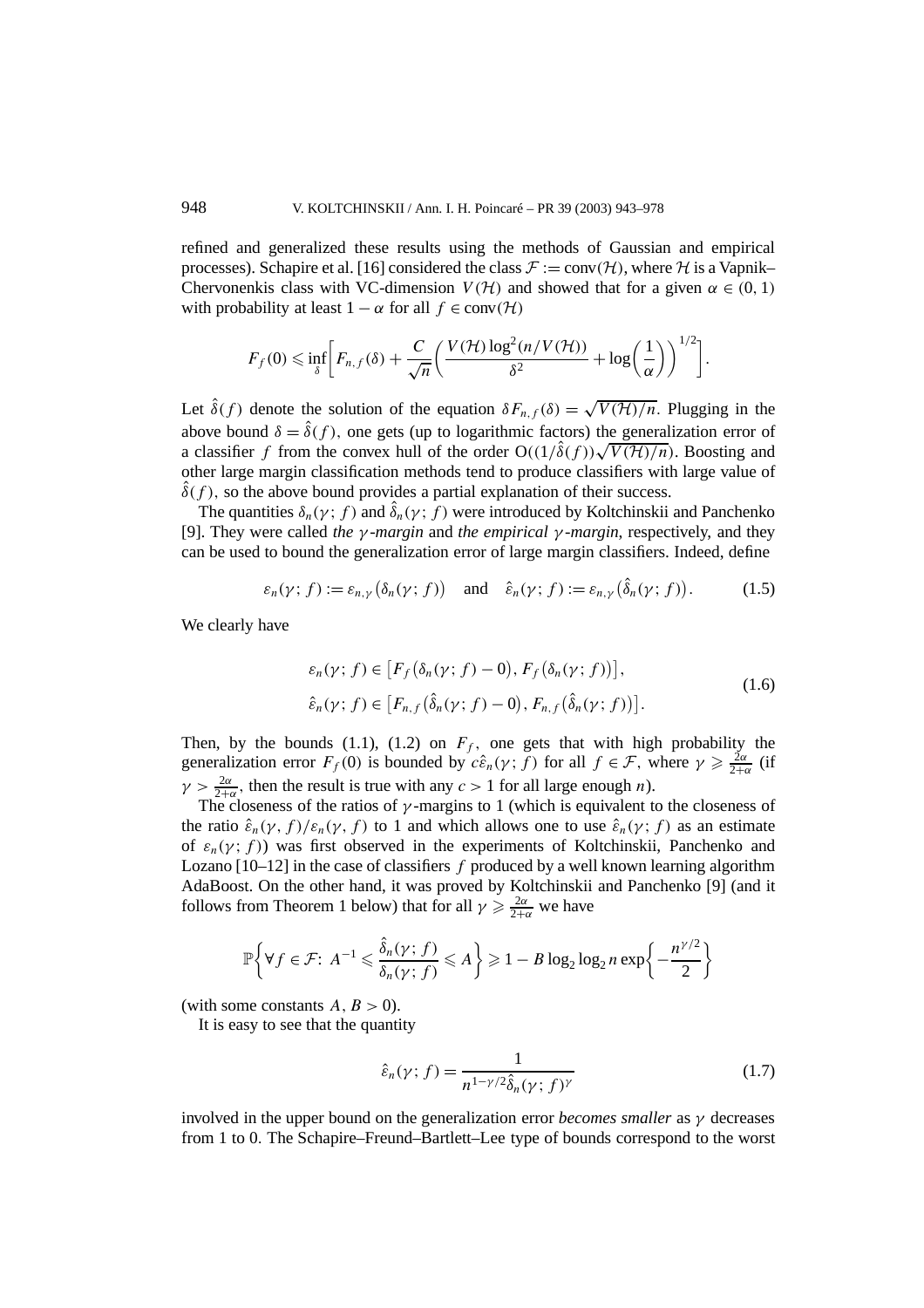refined and generalized these results using the methods of Gaussian and empirical processes). Schapire et al. [16] considered the class $\mathcal{F} := \mathrm{conv}(\mathcal{H})$, where $\mathcal{H}$ is a Vapnik–Chervonenkis class with VC-dimension $V(\mathcal{H})$ and showed that for a given $\alpha \in (0, 1)$ with probability at least $1 - \alpha$ for all $f \in \mathrm{conv}(\mathcal{H})$

$$F_f(0) \leqslant \inf_\delta \left[ F_{n,f}(\delta) + \frac{C}{\sqrt{n}} \left( \frac{V(\mathcal{H}) \log^2(n/V(\mathcal{H}))}{\delta^2} + \log\left(\frac{1}{\alpha}\right) \right)^{1/2} \right].$$

Let $\hat{\delta}(f)$ denote the solution of the equation $\delta F_{n,f}(\delta) = \sqrt{V(\mathcal{H})/n}$. Plugging in the above bound $\delta = \hat{\delta}(f)$, one gets (up to logarithmic factors) the generalization error of a classifier $f$ from the convex hull of the order $\mathrm{O}((1/\hat{\delta}(f))\sqrt{V(\mathcal{H})/n})$. Boosting and other large margin classification methods tend to produce classifiers with large value of $\hat{\delta}(f)$, so the above bound provides a partial explanation of their success.

The quantities $\delta_n(\gamma; f)$ and $\hat{\delta}_n(\gamma; f)$ were introduced by Koltchinskii and Panchenko [9]. They were called *the $\gamma$-margin* and *the empirical $\gamma$-margin*, respectively, and they can be used to bound the generalization error of large margin classifiers. Indeed, define

$$\varepsilon_n(\gamma; f) := \varepsilon_{n,\gamma}\big(\delta_n(\gamma; f)\big) \quad \text{and} \quad \hat{\varepsilon}_n(\gamma; f) := \varepsilon_{n,\gamma}\big(\hat{\delta}_n(\gamma; f)\big). \tag{1.5}$$

We clearly have

$$\begin{aligned} \varepsilon_n(\gamma; f) &\in \big[F_f\big(\delta_n(\gamma; f) - 0\big), F_f\big(\delta_n(\gamma; f)\big)\big], \\ \hat{\varepsilon}_n(\gamma; f) &\in \big[F_{n,f}\big(\hat{\delta}_n(\gamma; f) - 0\big), F_{n,f}\big(\hat{\delta}_n(\gamma; f)\big)\big]. \end{aligned} \tag{1.6}$$

Then, by the bounds (1.1), (1.2) on $F_f$, one gets that with high probability the generalization error $F_f(0)$ is bounded by $c\hat{\varepsilon}_n(\gamma; f)$ for all $f \in \mathcal{F}$, where $\gamma \geqslant \frac{2\alpha}{2+\alpha}$ (if $\gamma > \frac{2\alpha}{2+\alpha}$, then the result is true with any $c > 1$ for all large enough $n$).

The closeness of the ratios of $\gamma$-margins to 1 (which is equivalent to the closeness of the ratio $\hat{\varepsilon}_n(\gamma, f)/\varepsilon_n(\gamma, f)$ to 1 and which allows one to use $\hat{\varepsilon}_n(\gamma; f)$ as an estimate of $\varepsilon_n(\gamma; f)$) was first observed in the experiments of Koltchinskii, Panchenko and Lozano [10–12] in the case of classifiers $f$ produced by a well known learning algorithm AdaBoost. On the other hand, it was proved by Koltchinskii and Panchenko [9] (and it follows from Theorem 1 below) that for all $\gamma \geqslant \frac{2\alpha}{2+\alpha}$ we have

$$\mathbb{P}\left\{ \forall f \in \mathcal{F}\colon\ A^{-1} \leqslant \frac{\hat{\delta}_n(\gamma; f)}{\delta_n(\gamma; f)} \leqslant A \right\} \geqslant 1 - B \log_2 \log_2 n \exp\left\{ -\frac{n^{\gamma/2}}{2} \right\}$$

(with some constants $A, B > 0$).

It is easy to see that the quantity

$$\hat{\varepsilon}_n(\gamma; f) = \frac{1}{n^{1-\gamma/2} \hat{\delta}_n(\gamma; f)^\gamma} \tag{1.7}$$

involved in the upper bound on the generalization error *becomes smaller* as $\gamma$ decreases from 1 to 0. The Schapire–Freund–Bartlett–Lee type of bounds correspond to the worst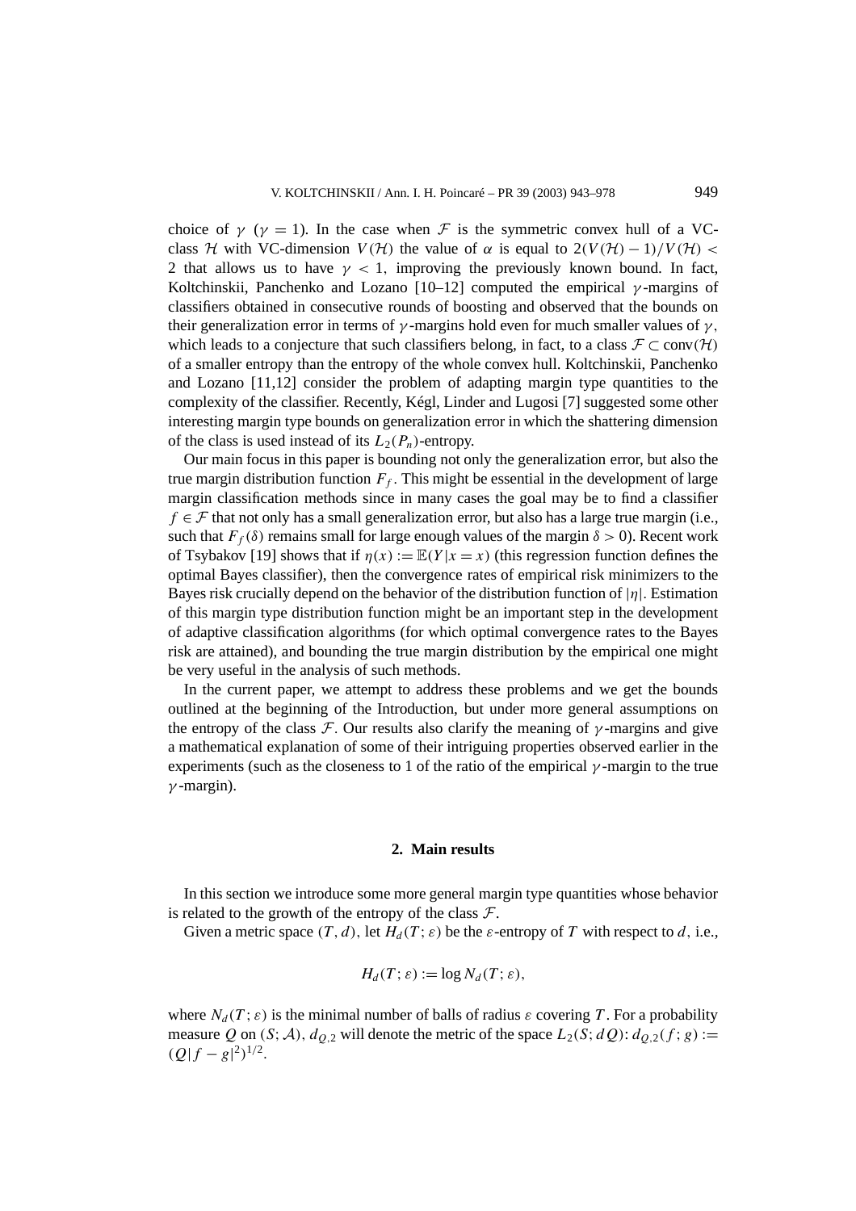choice of $\gamma$ ($\gamma = 1$). In the case when $\mathcal{F}$ is the symmetric convex hull of a VC-class $\mathcal{H}$ with VC-dimension $V(\mathcal{H})$ the value of $\alpha$ is equal to $2(V(\mathcal{H}) - 1)/V(\mathcal{H}) < 2$ that allows us to have $\gamma < 1$, improving the previously known bound. In fact, Koltchinskii, Panchenko and Lozano [10–12] computed the empirical $\gamma$-margins of classifiers obtained in consecutive rounds of boosting and observed that the bounds on their generalization error in terms of $\gamma$-margins hold even for much smaller values of $\gamma$, which leads to a conjecture that such classifiers belong, in fact, to a class $\mathcal{F} \subset \mathrm{conv}(\mathcal{H})$ of a smaller entropy than the entropy of the whole convex hull. Koltchinskii, Panchenko and Lozano [11,12] consider the problem of adapting margin type quantities to the complexity of the classifier. Recently, Kégl, Linder and Lugosi [7] suggested some other interesting margin type bounds on generalization error in which the shattering dimension of the class is used instead of its $L_2(P_n)$-entropy.

Our main focus in this paper is bounding not only the generalization error, but also the true margin distribution function $F_f$. This might be essential in the development of large margin classification methods since in many cases the goal may be to find a classifier $f \in \mathcal{F}$ that not only has a small generalization error, but also has a large true margin (i.e., such that $F_f(\delta)$ remains small for large enough values of the margin $\delta > 0$). Recent work of Tsybakov [19] shows that if $\eta(x) := \mathbb{E}(Y|x = x)$ (this regression function defines the optimal Bayes classifier), then the convergence rates of empirical risk minimizers to the Bayes risk crucially depend on the behavior of the distribution function of $|\eta|$. Estimation of this margin type distribution function might be an important step in the development of adaptive classification algorithms (for which optimal convergence rates to the Bayes risk are attained), and bounding the true margin distribution by the empirical one might be very useful in the analysis of such methods.

In the current paper, we attempt to address these problems and we get the bounds outlined at the beginning of the Introduction, but under more general assumptions on the entropy of the class $\mathcal{F}$. Our results also clarify the meaning of $\gamma$-margins and give a mathematical explanation of some of their intriguing properties observed earlier in the experiments (such as the closeness to 1 of the ratio of the empirical $\gamma$-margin to the true $\gamma$-margin).

## 2. Main results

In this section we introduce some more general margin type quantities whose behavior is related to the growth of the entropy of the class $\mathcal{F}$.

Given a metric space $(T, d)$, let $H_d(T; \varepsilon)$ be the $\varepsilon$-entropy of $T$ with respect to $d$, i.e.,

$$H_d(T; \varepsilon) := \log N_d(T; \varepsilon),$$

where $N_d(T; \varepsilon)$ is the minimal number of balls of radius $\varepsilon$ covering $T$. For a probability measure $Q$ on $(S; \mathcal{A})$, $d_{Q,2}$ will denote the metric of the space $L_2(S; dQ)$: $d_{Q,2}(f; g) := (Q|f - g|^2)^{1/2}$.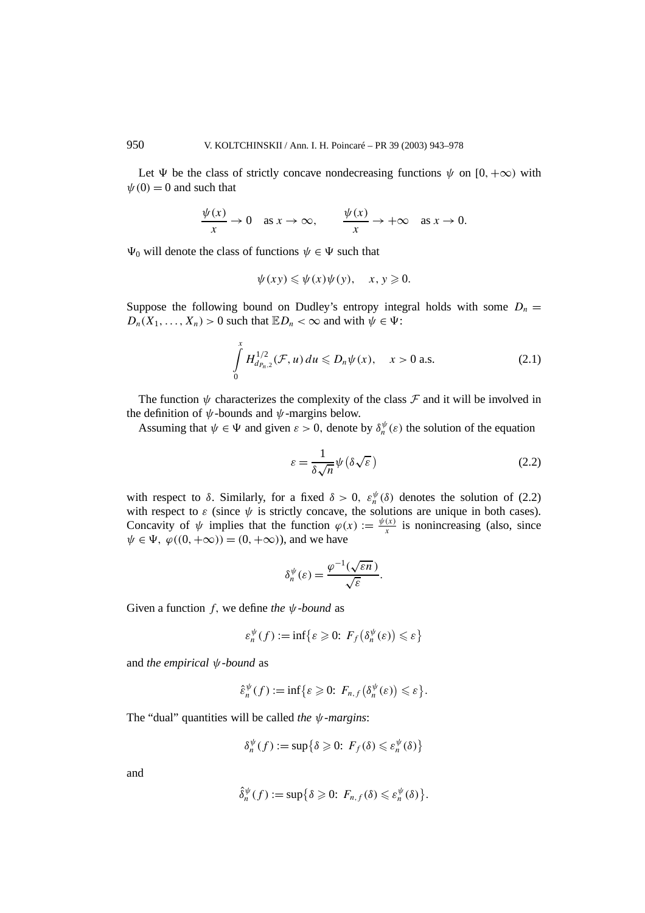Let $\Psi$ be the class of strictly concave nondecreasing functions $\psi$ on $[0, +\infty)$ with $\psi(0) = 0$ and such that

$$\frac{\psi(x)}{x} \to 0 \quad \text{as } x \to \infty, \qquad \frac{\psi(x)}{x} \to +\infty \quad \text{as } x \to 0.$$

$\Psi_0$ will denote the class of functions $\psi \in \Psi$ such that

$$\psi(xy) \leqslant \psi(x)\psi(y), \quad x, y \geqslant 0.$$

Suppose the following bound on Dudley's entropy integral holds with some $D_n = D_n(X_1, \ldots, X_n) > 0$ such that $\mathbb{E}D_n < \infty$ and with $\psi \in \Psi$:

$$\int_0^x H^{1/2}_{d_{P_n,2}}(\mathcal{F}, u)\, du \leqslant D_n \psi(x), \quad x > 0 \text{ a.s.} \tag{2.1}$$

The function $\psi$ characterizes the complexity of the class $\mathcal{F}$ and it will be involved in the definition of $\psi$-bounds and $\psi$-margins below.

Assuming that $\psi \in \Psi$ and given $\varepsilon > 0$, denote by $\delta_n^\psi(\varepsilon)$ the solution of the equation

$$\varepsilon = \frac{1}{\delta\sqrt{n}} \psi\left(\delta\sqrt{\varepsilon}\right) \tag{2.2}$$

with respect to $\delta$. Similarly, for a fixed $\delta > 0$, $\varepsilon_n^\psi(\delta)$ denotes the solution of (2.2) with respect to $\varepsilon$ (since $\psi$ is strictly concave, the solutions are unique in both cases). Concavity of $\psi$ implies that the function $\varphi(x) := \frac{\psi(x)}{x}$ is nonincreasing (also, since $\psi \in \Psi$, $\varphi((0, +\infty)) = (0, +\infty)$), and we have

$$\delta_n^\psi(\varepsilon) = \frac{\varphi^{-1}(\sqrt{\varepsilon n})}{\sqrt{\varepsilon}}.$$

Given a function $f$, we define *the $\psi$-bound* as

$$\varepsilon_n^\psi(f) := \inf\left\{\varepsilon \geqslant 0\colon F_f\left(\delta_n^\psi(\varepsilon)\right) \leqslant \varepsilon\right\}$$

and *the empirical $\psi$-bound* as

$$\hat{\varepsilon}_n^\psi(f) := \inf\left\{\varepsilon \geqslant 0\colon F_{n,f}\left(\delta_n^\psi(\varepsilon)\right) \leqslant \varepsilon\right\}.$$

The "dual" quantities will be called *the $\psi$-margins*:

$$\delta_n^\psi(f) := \sup\left\{\delta \geqslant 0\colon F_f(\delta) \leqslant \varepsilon_n^\psi(\delta)\right\}$$

and

$$\hat{\delta}_n^\psi(f) := \sup\left\{\delta \geqslant 0\colon F_{n,f}(\delta) \leqslant \varepsilon_n^\psi(\delta)\right\}.$$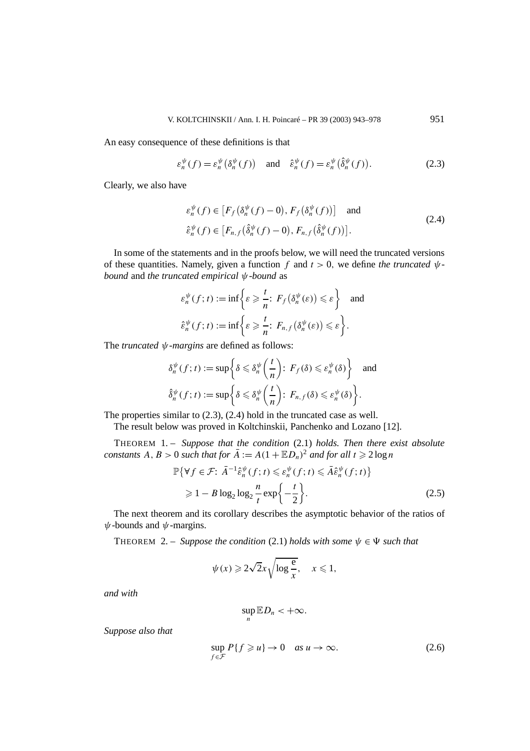An easy consequence of these definitions is that

$$\varepsilon_n^\psi(f) = \varepsilon_n^\psi\big(\delta_n^\psi(f)\big) \quad \text{and} \quad \hat{\varepsilon}_n^\psi(f) = \varepsilon_n^\psi\big(\hat{\delta}_n^\psi(f)\big). \tag{2.3}$$

Clearly, we also have

$$\begin{aligned} &\varepsilon_n^\psi(f) \in \big[F_f\big(\delta_n^\psi(f) - 0\big), F_f\big(\delta_n^\psi(f)\big)\big] \quad \text{and} \\ &\hat{\varepsilon}_n^\psi(f) \in \big[F_{n,f}\big(\hat{\delta}_n^\psi(f) - 0\big), F_{n,f}\big(\hat{\delta}_n^\psi(f)\big)\big]. \end{aligned} \tag{2.4}$$

In some of the statements and in the proofs below, we will need the truncated versions of these quantities. Namely, given a function $f$ and $t > 0$, we define *the truncated $\psi$-bound* and *the truncated empirical $\psi$-bound* as

$$\varepsilon_n^\psi(f;t) := \inf\left\{\varepsilon \geqslant \frac{t}{n}:\ F_f\big(\delta_n^\psi(\varepsilon)\big) \leqslant \varepsilon\right\} \quad \text{and}$$

$$\hat{\varepsilon}_n^\psi(f;t) := \inf\left\{\varepsilon \geqslant \frac{t}{n}:\ F_{n,f}\big(\delta_n^\psi(\varepsilon)\big) \leqslant \varepsilon\right\}.$$

The *truncated $\psi$-margins* are defined as follows:

$$\delta_n^\psi(f;t) := \sup\left\{\delta \leqslant \delta_n^\psi\left(\frac{t}{n}\right):\ F_f(\delta) \leqslant \varepsilon_n^\psi(\delta)\right\} \quad \text{and}$$

$$\hat{\delta}_n^\psi(f;t) := \sup\left\{\delta \leqslant \delta_n^\psi\left(\frac{t}{n}\right):\ F_{n,f}(\delta) \leqslant \varepsilon_n^\psi(\delta)\right\}.$$

The properties similar to (2.3), (2.4) hold in the truncated case as well.

The result below was proved in Koltchinskii, Panchenko and Lozano [12].

THEOREM 1. – *Suppose that the condition* (2.1) *holds. Then there exist absolute constants $A, B > 0$ such that for $\bar{A} := A(1 + \mathbb{E}D_n)^2$ and for all $t \geqslant 2\log n$*

$$\begin{aligned} &\mathbb{P}\big\{\forall f \in \mathcal{F}:\ \bar{A}^{-1}\hat{\varepsilon}_n^\psi(f;t) \leqslant \varepsilon_n^\psi(f;t) \leqslant \bar{A}\hat{\varepsilon}_n^\psi(f;t)\big\} \\ &\quad \geqslant 1 - B\log_2\log_2\frac{n}{t}\exp\left\{-\frac{t}{2}\right\}. \end{aligned} \tag{2.5}$$

The next theorem and its corollary describes the asymptotic behavior of the ratios of $\psi$-bounds and $\psi$-margins.

THEOREM 2. – *Suppose the condition* (2.1) *holds with some $\psi \in \Psi$ such that*

$$\psi(x) \geqslant 2\sqrt{2}x\sqrt{\log\frac{\mathrm{e}}{x}}, \quad x \leqslant 1,$$

*and with*

$$\sup_n \mathbb{E}D_n < +\infty.$$

*Suppose also that*

$$\sup_{f\in\mathcal{F}} P\{f \geqslant u\} \to 0 \quad \textit{as } u \to \infty. \tag{2.6}$$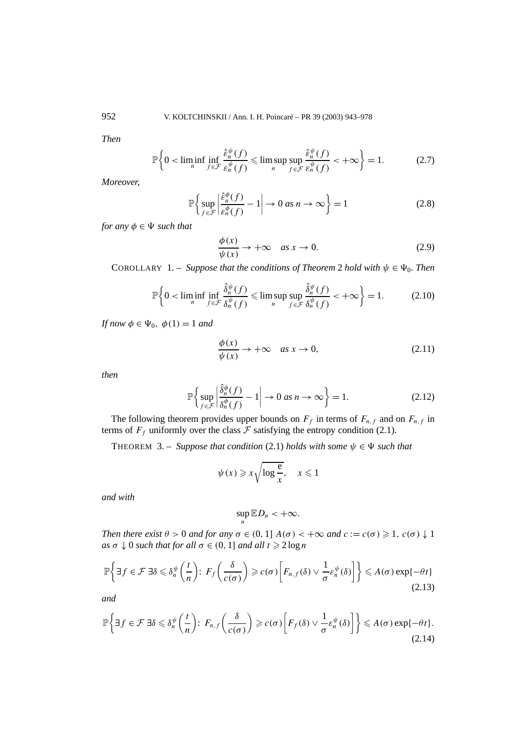*Then*

$$\mathbb{P}\left\{0 < \liminf_{n} \inf_{f \in \mathcal{F}} \frac{\hat{\varepsilon}_n^{\psi}(f)}{\varepsilon_n^{\psi}(f)} \leqslant \limsup_{n} \sup_{f \in \mathcal{F}} \frac{\hat{\varepsilon}_n^{\psi}(f)}{\varepsilon_n^{\psi}(f)} < +\infty\right\} = 1. \tag{2.7}$$

*Moreover,*

$$\mathbb{P}\left\{\sup_{f \in \mathcal{F}} \left|\frac{\hat{\varepsilon}_n^{\phi}(f)}{\varepsilon_n^{\phi}(f)} - 1\right| \to 0 \text{ as } n \to \infty\right\} = 1 \tag{2.8}$$

*for any $\phi \in \Psi$ such that*

$$\frac{\phi(x)}{\psi(x)} \to +\infty \quad \text{as } x \to 0. \tag{2.9}$$

COROLLARY 1. – *Suppose that the conditions of Theorem 2 hold with $\psi \in \Psi_0$. Then*

$$\mathbb{P}\left\{0 < \liminf_{n} \inf_{f \in \mathcal{F}} \frac{\hat{\delta}_n^{\psi}(f)}{\delta_n^{\psi}(f)} \leqslant \limsup_{n} \sup_{f \in \mathcal{F}} \frac{\hat{\delta}_n^{\psi}(f)}{\delta_n^{\psi}(f)} < +\infty\right\} = 1. \tag{2.10}$$

*If now $\phi \in \Psi_0$, $\phi(1) = 1$ and*

$$\frac{\phi(x)}{\psi(x)} \to +\infty \quad \text{as } x \to 0, \tag{2.11}$$

*then*

$$\mathbb{P}\left\{\sup_{f \in \mathcal{F}} \left|\frac{\hat{\delta}_n^{\phi}(f)}{\delta_n^{\phi}(f)} - 1\right| \to 0 \text{ as } n \to \infty\right\} = 1. \tag{2.12}$$

The following theorem provides upper bounds on $F_f$ in terms of $F_{n,f}$ and on $F_{n,f}$ in terms of $F_f$ uniformly over the class $\mathcal{F}$ satisfying the entropy condition (2.1).

THEOREM 3. – *Suppose that condition* (2.1) *holds with some $\psi \in \Psi$ such that*

$$\psi(x) \geqslant x\sqrt{\log \frac{\mathrm{e}}{x}}, \quad x \leqslant 1$$

*and with*

$$\sup_n \mathbb{E} D_n < +\infty.$$

*Then there exist $\theta > 0$ and for any $\sigma \in (0,1]$ $A(\sigma) < +\infty$ and $c := c(\sigma) \geqslant 1$, $c(\sigma) \downarrow 1$ as $\sigma \downarrow 0$ such that for all $\sigma \in (0,1]$ and all $t \geqslant 2\log n$*

$$\mathbb{P}\left\{\exists f \in \mathcal{F}\ \exists \delta \leqslant \delta_n^{\psi}\left(\frac{t}{n}\right):\ F_f\left(\frac{\delta}{c(\sigma)}\right) \geqslant c(\sigma)\left[F_{n,f}(\delta) \vee \frac{1}{\sigma}\varepsilon_n^{\psi}(\delta)\right]\right\} \leqslant A(\sigma)\exp\{-\theta t\} \tag{2.13}$$

*and*

$$\mathbb{P}\left\{\exists f \in \mathcal{F}\ \exists \delta \leqslant \delta_n^{\psi}\left(\frac{t}{n}\right):\ F_{n,f}\left(\frac{\delta}{c(\sigma)}\right) \geqslant c(\sigma)\left[F_f(\delta) \vee \frac{1}{\sigma}\varepsilon_n^{\psi}(\delta)\right]\right\} \leqslant A(\sigma)\exp\{-\theta t\}. \tag{2.14}$$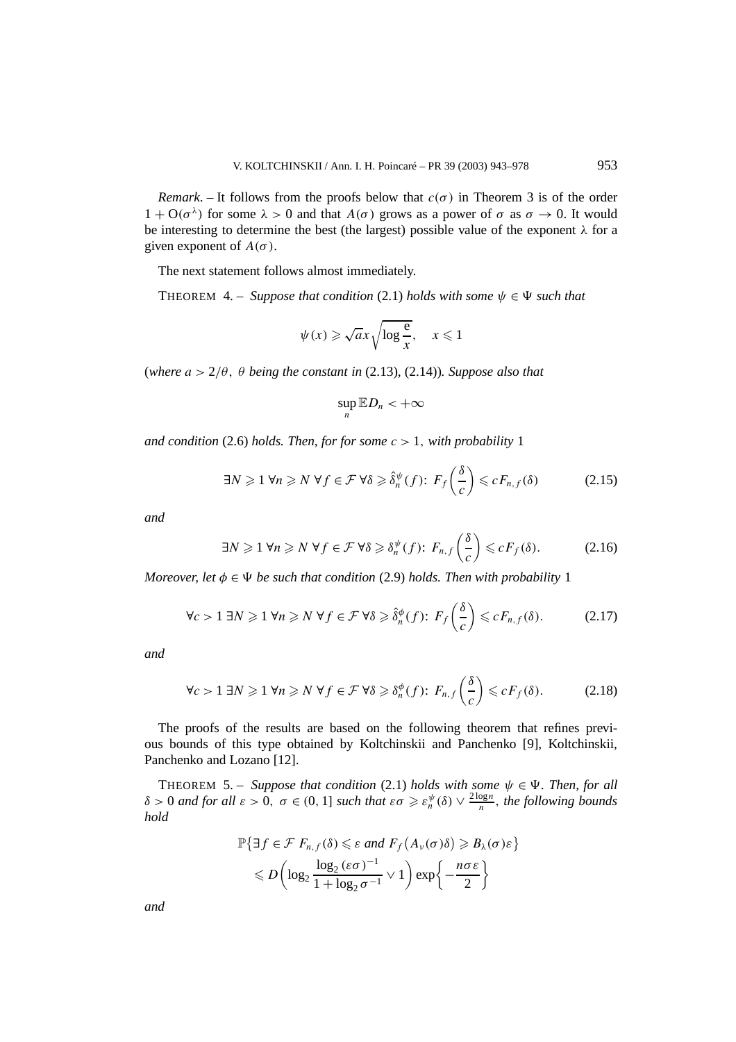*Remark*. – It follows from the proofs below that $c(\sigma)$ in Theorem 3 is of the order $1 + O(\sigma^\lambda)$ for some $\lambda > 0$ and that $A(\sigma)$ grows as a power of $\sigma$ as $\sigma \to 0$. It would be interesting to determine the best (the largest) possible value of the exponent $\lambda$ for a given exponent of $A(\sigma)$.

The next statement follows almost immediately.

THEOREM 4. – *Suppose that condition* (2.1) *holds with some* $\psi \in \Psi$ *such that*

$$\psi(x) \geqslant \sqrt{a}x\sqrt{\log\frac{e}{x}}, \quad x \leqslant 1$$

(*where* $a > 2/\theta$, $\theta$ *being the constant in* (2.13), (2.14))*. Suppose also that*

$$\sup_n \mathbb{E}D_n < +\infty$$

*and condition* (2.6) *holds. Then, for for some* $c > 1$, *with probability* 1

$$\exists N \geqslant 1\ \forall n \geqslant N\ \forall f \in \mathcal{F}\ \forall \delta \geqslant \hat{\delta}_n^\psi(f){:}\ F_f\left(\frac{\delta}{c}\right) \leqslant cF_{n,f}(\delta) \tag{2.15}$$

*and*

$$\exists N \geqslant 1\ \forall n \geqslant N\ \forall f \in \mathcal{F}\ \forall \delta \geqslant \delta_n^\psi(f){:}\ F_{n,f}\left(\frac{\delta}{c}\right) \leqslant cF_f(\delta). \tag{2.16}$$

*Moreover, let* $\phi \in \Psi$ *be such that condition* (2.9) *holds. Then with probability* 1

$$\forall c > 1\ \exists N \geqslant 1\ \forall n \geqslant N\ \forall f \in \mathcal{F}\ \forall \delta \geqslant \hat{\delta}_n^\phi(f){:}\ F_f\left(\frac{\delta}{c}\right) \leqslant cF_{n,f}(\delta). \tag{2.17}$$

*and*

$$\forall c > 1\ \exists N \geqslant 1\ \forall n \geqslant N\ \forall f \in \mathcal{F}\ \forall \delta \geqslant \delta_n^\phi(f){:}\ F_{n,f}\left(\frac{\delta}{c}\right) \leqslant cF_f(\delta). \tag{2.18}$$

The proofs of the results are based on the following theorem that refines previous bounds of this type obtained by Koltchinskii and Panchenko [9], Koltchinskii, Panchenko and Lozano [12].

THEOREM 5. – *Suppose that condition* (2.1) *holds with some* $\psi \in \Psi$. *Then, for all* $\delta > 0$ *and for all* $\varepsilon > 0$, $\sigma \in (0, 1]$ *such that* $\varepsilon\sigma \geqslant \varepsilon_n^\psi(\delta) \vee \frac{2\log n}{n}$, *the following bounds hold*

$$\mathbb{P}\{\exists f \in \mathcal{F}\ F_{n,f}(\delta) \leqslant \varepsilon \text{ and } F_f(A_\nu(\sigma)\delta) \geqslant B_\lambda(\sigma)\varepsilon\}$$
$$\leqslant D\left(\log_2\frac{\log_2(\varepsilon\sigma)^{-1}}{1+\log_2\sigma^{-1}} \vee 1\right)\exp\left\{-\frac{n\sigma\varepsilon}{2}\right\}$$

*and*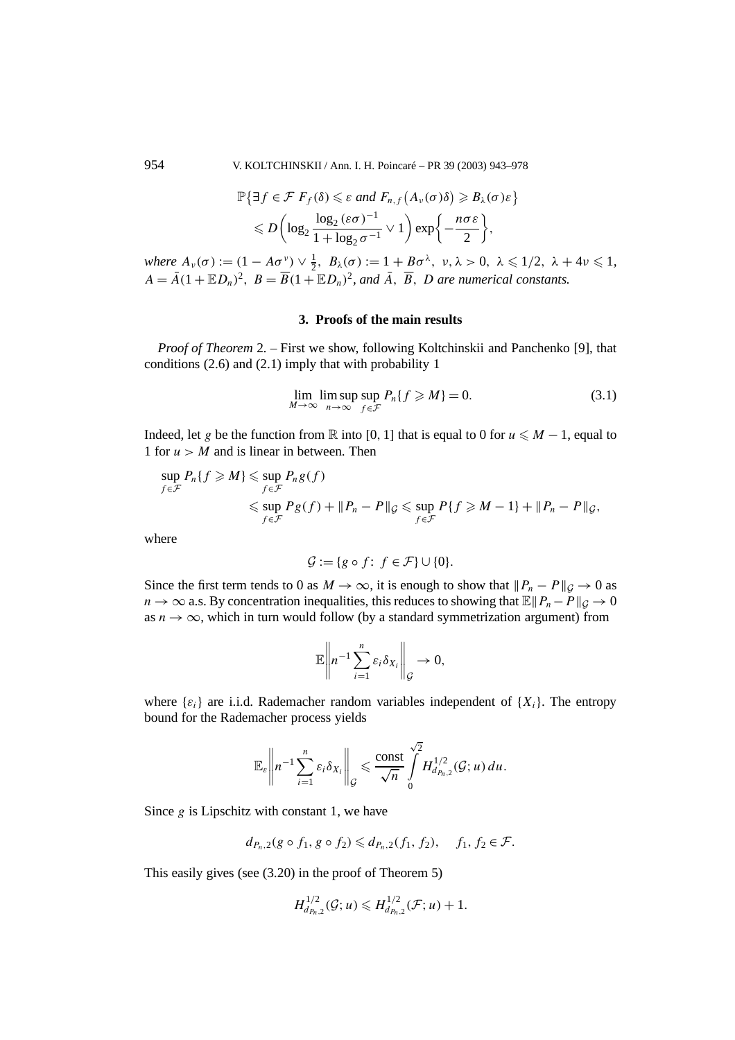$$\mathbb{P}\big\{\exists f \in \mathcal{F}\ F_f(\delta) \leqslant \varepsilon \text{ and } F_{n,f}\big(A_\nu(\sigma)\delta\big) \geqslant B_\lambda(\sigma)\varepsilon\big\}$$
$$\leqslant D\left(\log_2 \frac{\log_2 (\varepsilon\sigma)^{-1}}{1+\log_2 \sigma^{-1}} \vee 1\right) \exp\left\{-\frac{n\sigma\varepsilon}{2}\right\},$$

*where* $A_\nu(\sigma) := (1 - A\sigma^\nu) \vee \frac{1}{2}$, $B_\lambda(\sigma) := 1 + B\sigma^\lambda$, $\nu, \lambda > 0$, $\lambda \leqslant 1/2$, $\lambda + 4\nu \leqslant 1$, $A = \bar{A}(1+\mathbb{E}D_n)^2$, $B = \overline{B}(1+\mathbb{E}D_n)^2$, *and* $\bar{A}$, $\overline{B}$, $D$ *are numerical constants.*

## 3. Proofs of the main results

*Proof of Theorem* 2. – First we show, following Koltchinskii and Panchenko [9], that conditions (2.6) and (2.1) imply that with probability 1

$$\lim_{M\to\infty} \limsup_{n\to\infty} \sup_{f\in\mathcal{F}} P_n\{f \geqslant M\} = 0. \tag{3.1}$$

Indeed, let $g$ be the function from $\mathbb{R}$ into $[0,1]$ that is equal to 0 for $u \leqslant M-1$, equal to 1 for $u > M$ and is linear in between. Then

$$\sup_{f\in\mathcal{F}} P_n\{f \geqslant M\} \leqslant \sup_{f\in\mathcal{F}} P_n g(f)$$
$$\leqslant \sup_{f\in\mathcal{F}} Pg(f) + \|P_n - P\|_{\mathcal{G}} \leqslant \sup_{f\in\mathcal{F}} P\{f \geqslant M-1\} + \|P_n - P\|_{\mathcal{G}},$$

where

$$\mathcal{G} := \{g \circ f\colon\ f \in \mathcal{F}\} \cup \{0\}.$$

Since the first term tends to 0 as $M \to \infty$, it is enough to show that $\|P_n - P\|_{\mathcal{G}} \to 0$ as $n \to \infty$ a.s. By concentration inequalities, this reduces to showing that $\mathbb{E}\|P_n - P\|_{\mathcal{G}} \to 0$ as $n \to \infty$, which in turn would follow (by a standard symmetrization argument) from

$$\mathbb{E}\left\|n^{-1}\sum_{i=1}^n \varepsilon_i \delta_{X_i}\right\|_{\mathcal{G}} \to 0,$$

where $\{\varepsilon_i\}$ are i.i.d. Rademacher random variables independent of $\{X_i\}$. The entropy bound for the Rademacher process yields

$$\mathbb{E}_\varepsilon\left\|n^{-1}\sum_{i=1}^n \varepsilon_i \delta_{X_i}\right\|_{\mathcal{G}} \leqslant \frac{\text{const}}{\sqrt{n}} \int_0^{\sqrt{2}} H^{1/2}_{d_{P_n,2}}(\mathcal{G}; u)\, du.$$

Since $g$ is Lipschitz with constant 1, we have

$$d_{P_n,2}(g\circ f_1, g\circ f_2) \leqslant d_{P_n,2}(f_1, f_2), \quad f_1, f_2 \in \mathcal{F}.$$

This easily gives (see (3.20) in the proof of Theorem 5)

$$H^{1/2}_{d_{P_n,2}}(\mathcal{G}; u) \leqslant H^{1/2}_{d_{P_n,2}}(\mathcal{F}; u) + 1.$$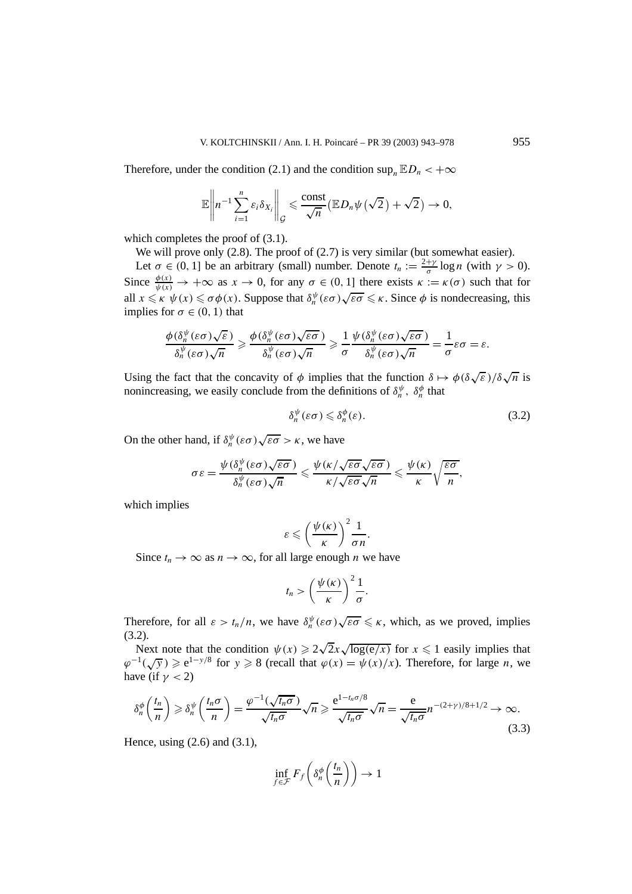Therefore, under the condition (2.1) and the condition $\sup_n \mathbb{E} D_n < +\infty$

$$\mathbb{E}\left\| n^{-1} \sum_{i=1}^{n} \varepsilon_i \delta_{X_i} \right\|_{\mathcal{G}} \leqslant \frac{\text{const}}{\sqrt{n}} \big(\mathbb{E} D_n \psi(\sqrt{2}) + \sqrt{2}\big) \to 0,$$

which completes the proof of (3.1).

We will prove only (2.8). The proof of (2.7) is very similar (but somewhat easier).

Let $\sigma \in (0,1]$ be an arbitrary (small) number. Denote $t_n := \frac{2+\gamma}{\sigma} \log n$ (with $\gamma > 0$). Since $\frac{\phi(x)}{\psi(x)} \to +\infty$ as $x \to 0$, for any $\sigma \in (0,1]$ there exists $\kappa := \kappa(\sigma)$ such that for all $x \leqslant \kappa$ $\psi(x) \leqslant \sigma \phi(x)$. Suppose that $\delta_n^{\psi}(\varepsilon\sigma)\sqrt{\varepsilon\sigma} \leqslant \kappa$. Since $\phi$ is nondecreasing, this implies for $\sigma \in (0,1)$ that

$$\frac{\phi(\delta_n^{\psi}(\varepsilon\sigma)\sqrt{\varepsilon})}{\delta_n^{\psi}(\varepsilon\sigma)\sqrt{n}} \geqslant \frac{\phi(\delta_n^{\psi}(\varepsilon\sigma)\sqrt{\varepsilon\sigma})}{\delta_n^{\psi}(\varepsilon\sigma)\sqrt{n}} \geqslant \frac{1}{\sigma} \frac{\psi(\delta_n^{\psi}(\varepsilon\sigma)\sqrt{\varepsilon\sigma})}{\delta_n^{\psi}(\varepsilon\sigma)\sqrt{n}} = \frac{1}{\sigma}\varepsilon\sigma = \varepsilon.$$

Using the fact that the concavity of $\phi$ implies that the function $\delta \mapsto \phi(\delta\sqrt{\varepsilon})/\delta\sqrt{n}$ is nonincreasing, we easily conclude from the definitions of $\delta_n^{\psi}$, $\delta_n^{\phi}$ that

$$\delta_n^{\psi}(\varepsilon\sigma) \leqslant \delta_n^{\phi}(\varepsilon). \tag{3.2}$$

On the other hand, if $\delta_n^{\psi}(\varepsilon\sigma)\sqrt{\varepsilon\sigma} > \kappa$, we have

$$\sigma\varepsilon = \frac{\psi(\delta_n^{\psi}(\varepsilon\sigma)\sqrt{\varepsilon\sigma})}{\delta_n^{\psi}(\varepsilon\sigma)\sqrt{n}} \leqslant \frac{\psi(\kappa/\sqrt{\varepsilon\sigma}\sqrt{\varepsilon\sigma})}{\kappa/\sqrt{\varepsilon\sigma}\sqrt{n}} \leqslant \frac{\psi(\kappa)}{\kappa}\sqrt{\frac{\varepsilon\sigma}{n}},$$

which implies

$$\varepsilon \leqslant \left(\frac{\psi(\kappa)}{\kappa}\right)^2 \frac{1}{\sigma n}.$$

Since $t_n \to \infty$ as $n \to \infty$, for all large enough $n$ we have

$$t_n > \left(\frac{\psi(\kappa)}{\kappa}\right)^2 \frac{1}{\sigma}.$$

Therefore, for all $\varepsilon > t_n/n$, we have $\delta_n^{\psi}(\varepsilon\sigma)\sqrt{\varepsilon\sigma} \leqslant \kappa$, which, as we proved, implies (3.2).

Next note that the condition $\psi(x) \geqslant 2\sqrt{2}x\sqrt{\log(\mathrm{e}/x)}$ for $x \leqslant 1$ easily implies that $\varphi^{-1}(\sqrt{y}) \geqslant \mathrm{e}^{1-y/8}$ for $y \geqslant 8$ (recall that $\varphi(x) = \psi(x)/x$). Therefore, for large $n$, we have (if $\gamma < 2$)

$$\delta_n^{\phi}\left(\frac{t_n}{n}\right) \geqslant \delta_n^{\psi}\left(\frac{t_n\sigma}{n}\right) = \frac{\varphi^{-1}(\sqrt{t_n\sigma})}{\sqrt{t_n\sigma}}\sqrt{n} \geqslant \frac{\mathrm{e}^{1-t_n\sigma/8}}{\sqrt{t_n\sigma}}\sqrt{n} = \frac{\mathrm{e}}{\sqrt{t_n\sigma}} n^{-(2+\gamma)/8+1/2} \to \infty. \tag{3.3}$$

Hence, using (2.6) and (3.1),

$$\inf_{f\in\mathcal{F}} F_f\left(\delta_n^{\phi}\left(\frac{t_n}{n}\right)\right) \to 1$$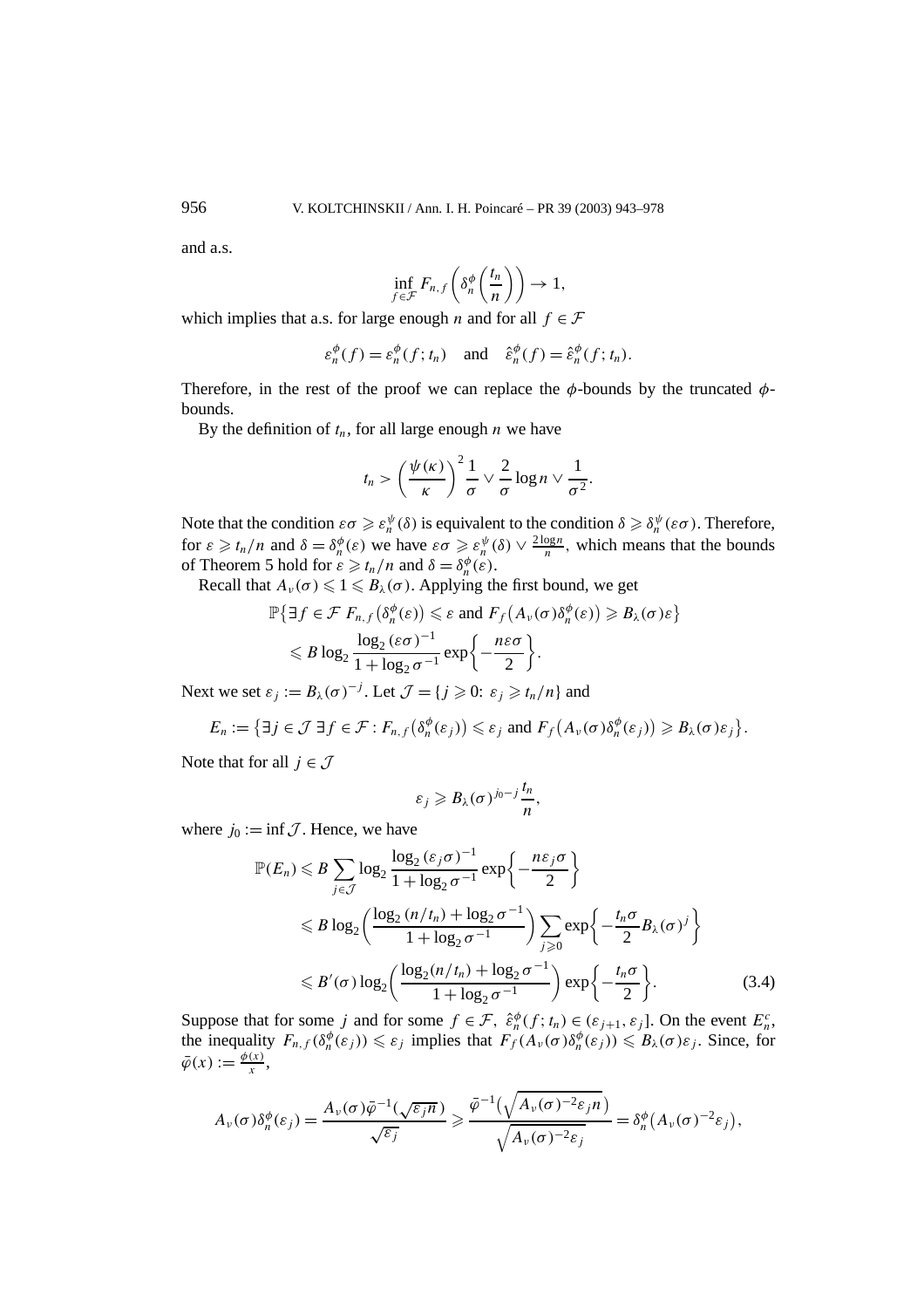and a.s.

$$\inf_{f\in\mathcal{F}} F_{n,f}\left(\delta_n^{\phi}\left(\frac{t_n}{n}\right)\right) \to 1,$$

which implies that a.s. for large enough $n$ and for all $f \in \mathcal{F}$

$$\varepsilon_n^{\phi}(f) = \varepsilon_n^{\phi}(f;t_n) \quad \text{and} \quad \hat{\varepsilon}_n^{\phi}(f) = \hat{\varepsilon}_n^{\phi}(f;t_n).$$

Therefore, in the rest of the proof we can replace the $\phi$-bounds by the truncated $\phi$-bounds.

By the definition of $t_n$, for all large enough $n$ we have

$$t_n > \left(\frac{\psi(\kappa)}{\kappa}\right)^2 \frac{1}{\sigma} \vee \frac{2}{\sigma}\log n \vee \frac{1}{\sigma^2}.$$

Note that the condition $\varepsilon\sigma \geqslant \varepsilon_n^{\psi}(\delta)$ is equivalent to the condition $\delta \geqslant \delta_n^{\psi}(\varepsilon\sigma)$. Therefore, for $\varepsilon \geqslant t_n/n$ and $\delta = \delta_n^{\phi}(\varepsilon)$ we have $\varepsilon\sigma \geqslant \varepsilon_n^{\psi}(\delta) \vee \frac{2\log n}{n}$, which means that the bounds of Theorem 5 hold for $\varepsilon \geqslant t_n/n$ and $\delta = \delta_n^{\phi}(\varepsilon)$.

Recall that $A_{\nu}(\sigma) \leqslant 1 \leqslant B_{\lambda}(\sigma)$. Applying the first bound, we get

$$\begin{aligned}
&\mathbb{P}\bigl\{\exists f \in \mathcal{F}\ F_{n,f}\bigl(\delta_n^{\phi}(\varepsilon)\bigr) \leqslant \varepsilon \text{ and } F_f\bigl(A_{\nu}(\sigma)\delta_n^{\phi}(\varepsilon)\bigr) \geqslant B_{\lambda}(\sigma)\varepsilon\bigr\} \\
&\quad\leqslant B\log_2\frac{\log_2(\varepsilon\sigma)^{-1}}{1+\log_2\sigma^{-1}}\exp\left\{-\frac{n\varepsilon\sigma}{2}\right\}.
\end{aligned}$$

Next we set $\varepsilon_j := B_{\lambda}(\sigma)^{-j}$. Let $\mathcal{J} = \{j \geqslant 0\colon \varepsilon_j \geqslant t_n/n\}$ and

$$E_n := \bigl\{\exists j \in \mathcal{J}\ \exists f \in \mathcal{F} : F_{n,f}\bigl(\delta_n^{\phi}(\varepsilon_j)\bigr) \leqslant \varepsilon_j \text{ and } F_f\bigl(A_{\nu}(\sigma)\delta_n^{\phi}(\varepsilon_j)\bigr) \geqslant B_{\lambda}(\sigma)\varepsilon_j\bigr\}.$$

Note that for all $j \in \mathcal{J}$

$$\varepsilon_j \geqslant B_{\lambda}(\sigma)^{j_0-j}\frac{t_n}{n},$$

where $j_0 := \inf\mathcal{J}$. Hence, we have

$$\begin{aligned}
\mathbb{P}(E_n) &\leqslant B\sum_{j\in\mathcal{J}}\log_2\frac{\log_2(\varepsilon_j\sigma)^{-1}}{1+\log_2\sigma^{-1}}\exp\left\{-\frac{n\varepsilon_j\sigma}{2}\right\} \\
&\leqslant B\log_2\left(\frac{\log_2(n/t_n)+\log_2\sigma^{-1}}{1+\log_2\sigma^{-1}}\right)\sum_{j\geqslant 0}\exp\left\{-\frac{t_n\sigma}{2}B_{\lambda}(\sigma)^j\right\} \\
&\leqslant B'(\sigma)\log_2\left(\frac{\log_2(n/t_n)+\log_2\sigma^{-1}}{1+\log_2\sigma^{-1}}\right)\exp\left\{-\frac{t_n\sigma}{2}\right\}. \qquad (3.4)
\end{aligned}$$

Suppose that for some $j$ and for some $f \in \mathcal{F}$, $\hat{\varepsilon}_n^{\phi}(f;t_n) \in (\varepsilon_{j+1}, \varepsilon_j]$. On the event $E_n^c$, the inequality $F_{n,f}(\delta_n^{\phi}(\varepsilon_j)) \leqslant \varepsilon_j$ implies that $F_f(A_{\nu}(\sigma)\delta_n^{\phi}(\varepsilon_j)) \leqslant B_{\lambda}(\sigma)\varepsilon_j$. Since, for $\bar{\varphi}(x) := \frac{\phi(x)}{x}$,

$$A_{\nu}(\sigma)\delta_n^{\phi}(\varepsilon_j) = \frac{A_{\nu}(\sigma)\bar{\varphi}^{-1}(\sqrt{\varepsilon_j n})}{\sqrt{\varepsilon_j}} \geqslant \frac{\bar{\varphi}^{-1}\bigl(\sqrt{A_{\nu}(\sigma)^{-2}\varepsilon_j n}\bigr)}{\sqrt{A_{\nu}(\sigma)^{-2}\varepsilon_j}} = \delta_n^{\phi}\bigl(A_{\nu}(\sigma)^{-2}\varepsilon_j\bigr),$$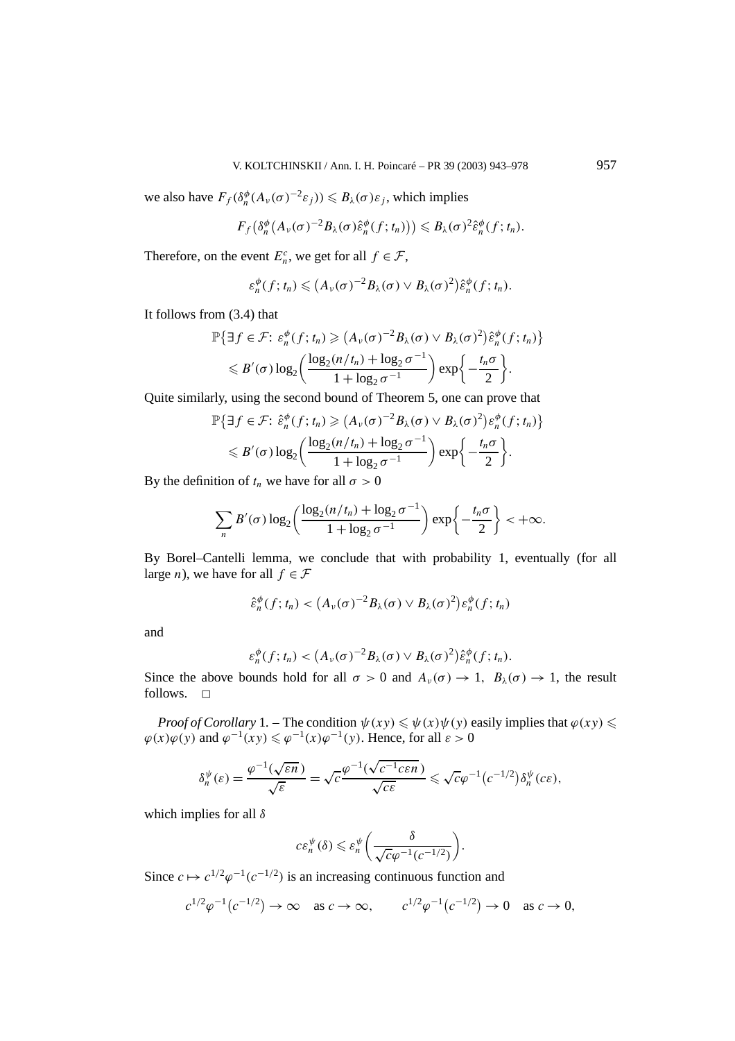we also have $F_f(\delta_n^\phi(A_\nu(\sigma)^{-2}\varepsilon_j)) \leqslant B_\lambda(\sigma)\varepsilon_j$, which implies

$$F_f\big(\delta_n^\phi\big(A_\nu(\sigma)^{-2}B_\lambda(\sigma)\hat{\varepsilon}_n^\phi(f;t_n)\big)\big) \leqslant B_\lambda(\sigma)^2\hat{\varepsilon}_n^\phi(f;t_n).$$

Therefore, on the event $E_n^c$, we get for all $f \in \mathcal{F}$,

$$\varepsilon_n^\phi(f;t_n) \leqslant \big(A_\nu(\sigma)^{-2}B_\lambda(\sigma) \vee B_\lambda(\sigma)^2\big)\hat{\varepsilon}_n^\phi(f;t_n).$$

It follows from (3.4) that

$$\mathbb{P}\big\{\exists f \in \mathcal{F}\colon\ \varepsilon_n^\phi(f;t_n) \geqslant \big(A_\nu(\sigma)^{-2}B_\lambda(\sigma) \vee B_\lambda(\sigma)^2\big)\hat{\varepsilon}_n^\phi(f;t_n)\big\}$$
$$\leqslant B'(\sigma)\log_2\bigg(\frac{\log_2(n/t_n) + \log_2\sigma^{-1}}{1+\log_2\sigma^{-1}}\bigg)\exp\bigg\{-\frac{t_n\sigma}{2}\bigg\}.$$

Quite similarly, using the second bound of Theorem 5, one can prove that

$$\mathbb{P}\big\{\exists f \in \mathcal{F}\colon\ \hat{\varepsilon}_n^\phi(f;t_n) \geqslant \big(A_\nu(\sigma)^{-2}B_\lambda(\sigma) \vee B_\lambda(\sigma)^2\big)\varepsilon_n^\phi(f;t_n)\big\}$$
$$\leqslant B'(\sigma)\log_2\bigg(\frac{\log_2(n/t_n) + \log_2\sigma^{-1}}{1+\log_2\sigma^{-1}}\bigg)\exp\bigg\{-\frac{t_n\sigma}{2}\bigg\}.$$

By the definition of $t_n$ we have for all $\sigma > 0$

$$\sum_n B'(\sigma)\log_2\bigg(\frac{\log_2(n/t_n) + \log_2\sigma^{-1}}{1+\log_2\sigma^{-1}}\bigg)\exp\bigg\{-\frac{t_n\sigma}{2}\bigg\} < +\infty.$$

By Borel–Cantelli lemma, we conclude that with probability 1, eventually (for all large $n$), we have for all $f \in \mathcal{F}$

$$\hat{\varepsilon}_n^\phi(f;t_n) < \big(A_\nu(\sigma)^{-2}B_\lambda(\sigma) \vee B_\lambda(\sigma)^2\big)\varepsilon_n^\phi(f;t_n)$$

and

$$\varepsilon_n^\phi(f;t_n) < \big(A_\nu(\sigma)^{-2}B_\lambda(\sigma) \vee B_\lambda(\sigma)^2\big)\hat{\varepsilon}_n^\phi(f;t_n).$$

Since the above bounds hold for all $\sigma > 0$ and $A_\nu(\sigma) \to 1$, $B_\lambda(\sigma) \to 1$, the result follows. □

*Proof of Corollary* 1. – The condition $\psi(xy) \leqslant \psi(x)\psi(y)$ easily implies that $\varphi(xy) \leqslant \varphi(x)\varphi(y)$ and $\varphi^{-1}(xy) \leqslant \varphi^{-1}(x)\varphi^{-1}(y)$. Hence, for all $\varepsilon > 0$

$$\delta_n^\psi(\varepsilon) = \frac{\varphi^{-1}(\sqrt{\varepsilon n})}{\sqrt{\varepsilon}} = \sqrt{c}\frac{\varphi^{-1}(\sqrt{c^{-1}c\varepsilon n})}{\sqrt{c\varepsilon}} \leqslant \sqrt{c}\varphi^{-1}\big(c^{-1/2}\big)\delta_n^\psi(c\varepsilon),$$

which implies for all $\delta$

$$c\varepsilon_n^\psi(\delta) \leqslant \varepsilon_n^\psi\bigg(\frac{\delta}{\sqrt{c}\varphi^{-1}(c^{-1/2})}\bigg).$$

Since $c \mapsto c^{1/2}\varphi^{-1}(c^{-1/2})$ is an increasing continuous function and

$$c^{1/2}\varphi^{-1}\big(c^{-1/2}\big) \to \infty \quad \text{as } c \to \infty, \qquad c^{1/2}\varphi^{-1}\big(c^{-1/2}\big) \to 0 \quad \text{as } c \to 0,$$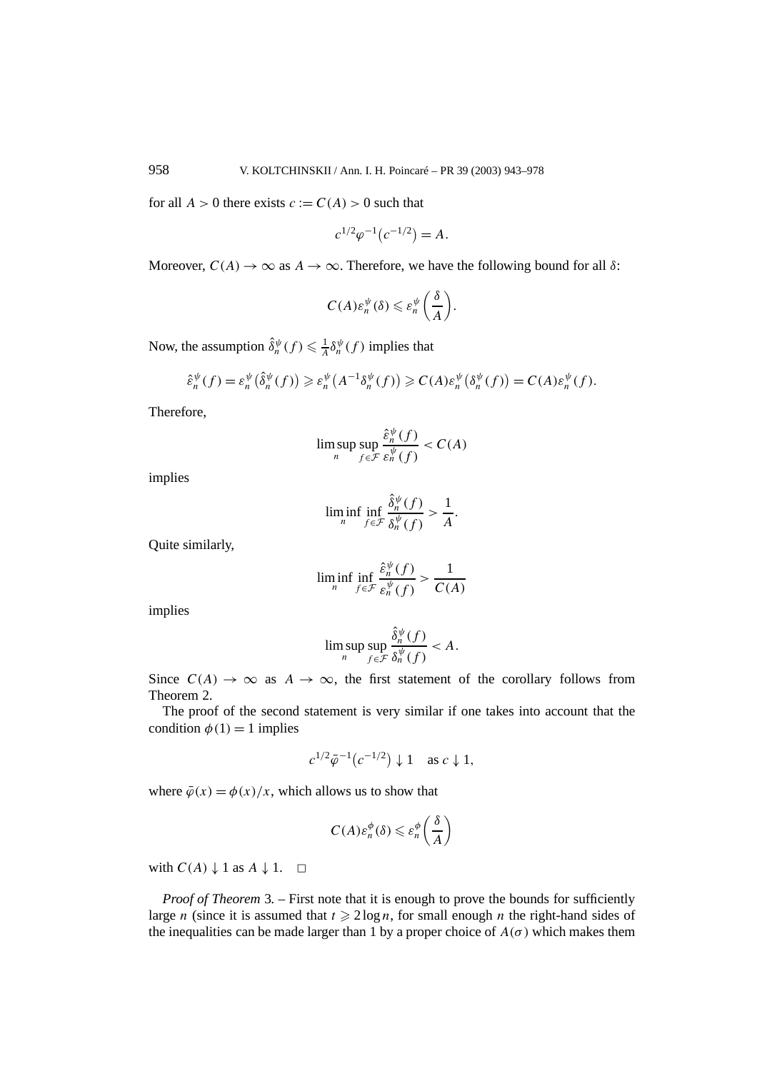for all $A > 0$ there exists $c := C(A) > 0$ such that

$$c^{1/2}\varphi^{-1}\left(c^{-1/2}\right) = A.$$

Moreover, $C(A) \to \infty$ as $A \to \infty$. Therefore, we have the following bound for all $\delta$:

$$C(A)\varepsilon_n^{\psi}(\delta) \leqslant \varepsilon_n^{\psi}\left(\frac{\delta}{A}\right).$$

Now, the assumption $\hat{\delta}_n^{\psi}(f) \leqslant \frac{1}{A}\delta_n^{\psi}(f)$ implies that

$$\hat{\varepsilon}_n^{\psi}(f) = \varepsilon_n^{\psi}\left(\hat{\delta}_n^{\psi}(f)\right) \geqslant \varepsilon_n^{\psi}\left(A^{-1}\delta_n^{\psi}(f)\right) \geqslant C(A)\varepsilon_n^{\psi}\left(\delta_n^{\psi}(f)\right) = C(A)\varepsilon_n^{\psi}(f).$$

Therefore,

$$\limsup_n \sup_{f\in\mathcal{F}} \frac{\hat{\varepsilon}_n^{\psi}(f)}{\varepsilon_n^{\psi}(f)} < C(A)$$

implies

$$\liminf_n \inf_{f\in\mathcal{F}} \frac{\hat{\delta}_n^{\psi}(f)}{\delta_n^{\psi}(f)} > \frac{1}{A}.$$

Quite similarly,

$$\liminf_n \inf_{f\in\mathcal{F}} \frac{\hat{\varepsilon}_n^{\psi}(f)}{\varepsilon_n^{\psi}(f)} > \frac{1}{C(A)}$$

implies

$$\limsup_n \sup_{f\in\mathcal{F}} \frac{\hat{\delta}_n^{\psi}(f)}{\delta_n^{\psi}(f)} < A.$$

Since $C(A) \to \infty$ as $A \to \infty$, the first statement of the corollary follows from Theorem 2.

The proof of the second statement is very similar if one takes into account that the condition $\phi(1) = 1$ implies

$$c^{1/2}\bar{\varphi}^{-1}\left(c^{-1/2}\right) \downarrow 1 \quad \text{as } c \downarrow 1,$$

where $\bar{\varphi}(x) = \phi(x)/x$, which allows us to show that

$$C(A)\varepsilon_n^{\phi}(\delta) \leqslant \varepsilon_n^{\phi}\left(\frac{\delta}{A}\right)$$

with $C(A) \downarrow 1$ as $A \downarrow 1$. $\square$

*Proof of Theorem* 3. – First note that it is enough to prove the bounds for sufficiently large $n$ (since it is assumed that $t \geqslant 2\log n$, for small enough $n$ the right-hand sides of the inequalities can be made larger than 1 by a proper choice of $A(\sigma)$ which makes them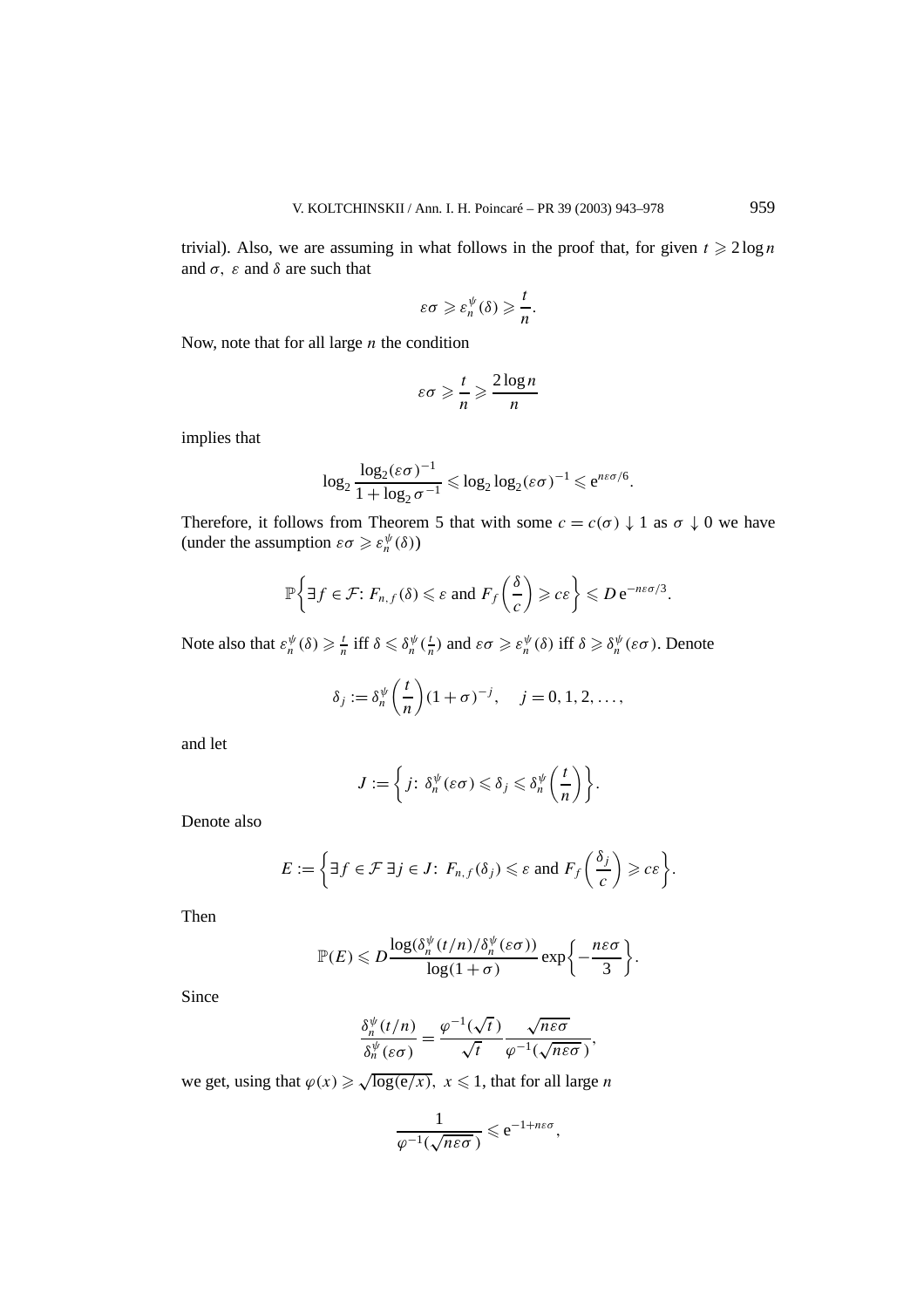trivial). Also, we are assuming in what follows in the proof that, for given $t \geqslant 2\log n$ and $\sigma$, $\varepsilon$ and $\delta$ are such that

$$\varepsilon\sigma \geqslant \varepsilon_n^{\psi}(\delta) \geqslant \frac{t}{n}.$$

Now, note that for all large $n$ the condition

$$\varepsilon\sigma \geqslant \frac{t}{n} \geqslant \frac{2\log n}{n}$$

implies that

$$\log_2 \frac{\log_2(\varepsilon\sigma)^{-1}}{1+\log_2 \sigma^{-1}} \leqslant \log_2 \log_2(\varepsilon\sigma)^{-1} \leqslant \mathrm{e}^{n\varepsilon\sigma/6}.$$

Therefore, it follows from Theorem 5 that with some $c = c(\sigma) \downarrow 1$ as $\sigma \downarrow 0$ we have (under the assumption $\varepsilon\sigma \geqslant \varepsilon_n^{\psi}(\delta)$)

$$\mathbb{P}\left\{\exists f \in \mathcal{F}\colon F_{n,f}(\delta) \leqslant \varepsilon \text{ and } F_f\left(\frac{\delta}{c}\right) \geqslant c\varepsilon\right\} \leqslant D\,\mathrm{e}^{-n\varepsilon\sigma/3}.$$

Note also that $\varepsilon_n^{\psi}(\delta) \geqslant \frac{t}{n}$ iff $\delta \leqslant \delta_n^{\psi}(\frac{t}{n})$ and $\varepsilon\sigma \geqslant \varepsilon_n^{\psi}(\delta)$ iff $\delta \geqslant \delta_n^{\psi}(\varepsilon\sigma)$. Denote

$$\delta_j := \delta_n^{\psi}\left(\frac{t}{n}\right)(1+\sigma)^{-j}, \quad j = 0, 1, 2, \ldots,$$

and let

$$J := \left\{ j\colon \delta_n^{\psi}(\varepsilon\sigma) \leqslant \delta_j \leqslant \delta_n^{\psi}\left(\frac{t}{n}\right)\right\}.$$

Denote also

$$E := \left\{\exists f \in \mathcal{F}\ \exists j \in J\colon F_{n,f}(\delta_j) \leqslant \varepsilon \text{ and } F_f\left(\frac{\delta_j}{c}\right) \geqslant c\varepsilon\right\}.$$

Then

$$\mathbb{P}(E) \leqslant D\frac{\log(\delta_n^{\psi}(t/n)/\delta_n^{\psi}(\varepsilon\sigma))}{\log(1+\sigma)}\exp\left\{-\frac{n\varepsilon\sigma}{3}\right\}.$$

Since

$$\frac{\delta_n^{\psi}(t/n)}{\delta_n^{\psi}(\varepsilon\sigma)} = \frac{\varphi^{-1}(\sqrt{t})}{\sqrt{t}}\frac{\sqrt{n\varepsilon\sigma}}{\varphi^{-1}(\sqrt{n\varepsilon\sigma})},$$

we get, using that $\varphi(x) \geqslant \sqrt{\log(\mathrm{e}/x)}$, $x \leqslant 1$, that for all large $n$

$$\frac{1}{\varphi^{-1}(\sqrt{n\varepsilon\sigma})} \leqslant \mathrm{e}^{-1+n\varepsilon\sigma},$$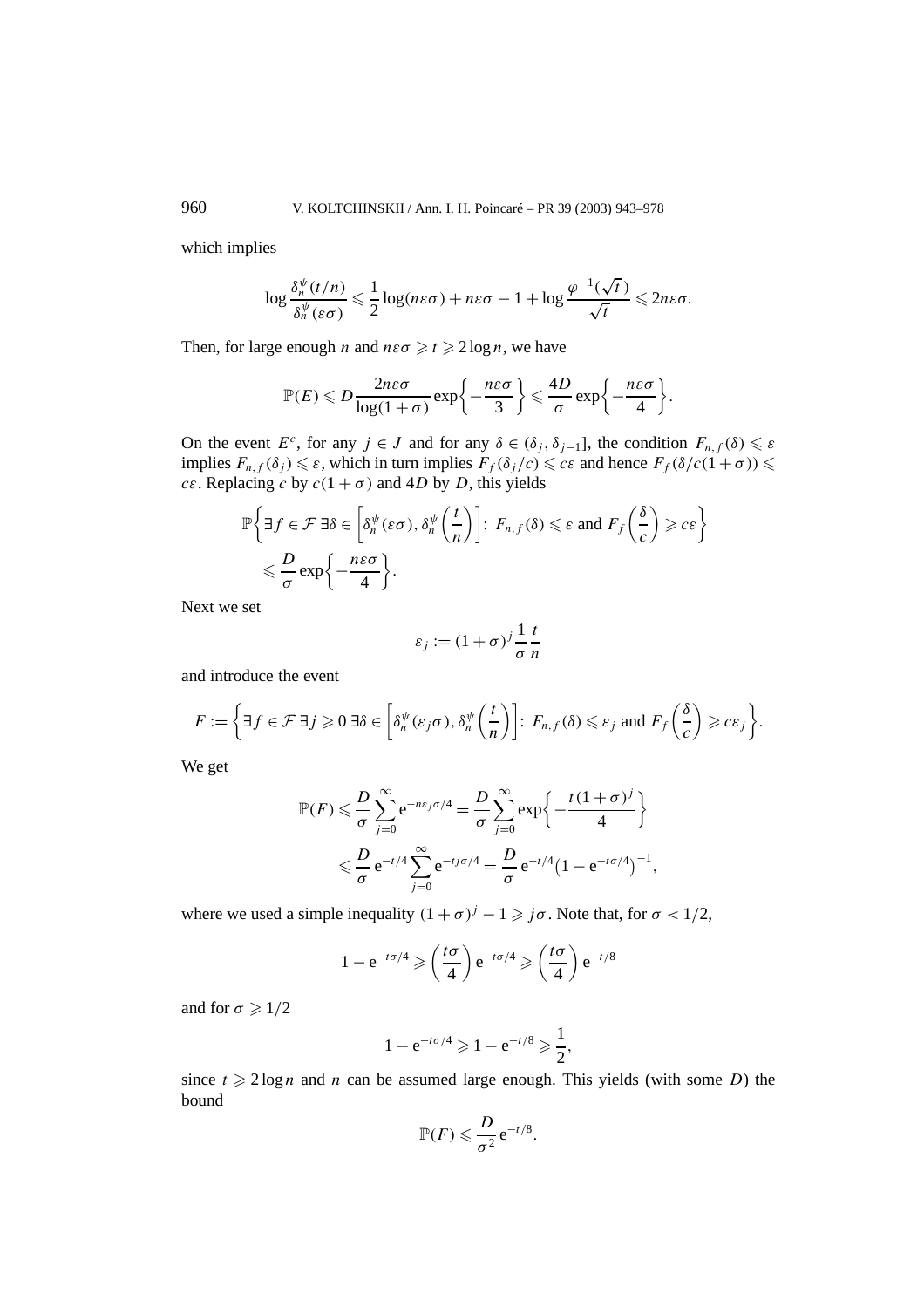which implies

$$\log \frac{\delta_n^{\psi}(t/n)}{\delta_n^{\psi}(\varepsilon\sigma)} \leqslant \frac{1}{2}\log(n\varepsilon\sigma) + n\varepsilon\sigma - 1 + \log \frac{\varphi^{-1}(\sqrt{t})}{\sqrt{t}} \leqslant 2n\varepsilon\sigma.$$

Then, for large enough $n$ and $n\varepsilon\sigma \geqslant t \geqslant 2\log n$, we have

$$\mathbb{P}(E) \leqslant D\frac{2n\varepsilon\sigma}{\log(1+\sigma)} \exp\left\{-\frac{n\varepsilon\sigma}{3}\right\} \leqslant \frac{4D}{\sigma}\exp\left\{-\frac{n\varepsilon\sigma}{4}\right\}.$$

On the event $E^c$, for any $j \in J$ and for any $\delta \in (\delta_j, \delta_{j-1}]$, the condition $F_{n,f}(\delta) \leqslant \varepsilon$ implies $F_{n,f}(\delta_j) \leqslant \varepsilon$, which in turn implies $F_f(\delta_j/c) \leqslant c\varepsilon$ and hence $F_f(\delta/c(1+\sigma)) \leqslant c\varepsilon$. Replacing $c$ by $c(1+\sigma)$ and $4D$ by $D$, this yields

$$\mathbb{P}\left\{\exists f \in \mathcal{F}\ \exists \delta \in \left[\delta_n^{\psi}(\varepsilon\sigma), \delta_n^{\psi}\left(\frac{t}{n}\right)\right]\colon F_{n,f}(\delta) \leqslant \varepsilon \text{ and } F_f\left(\frac{\delta}{c}\right) \geqslant c\varepsilon\right\}$$
$$\leqslant \frac{D}{\sigma}\exp\left\{-\frac{n\varepsilon\sigma}{4}\right\}.$$

Next we set

$$\varepsilon_j := (1+\sigma)^j \frac{1}{\sigma}\frac{t}{n}$$

and introduce the event

$$F := \left\{\exists f \in \mathcal{F}\ \exists j \geqslant 0\ \exists \delta \in \left[\delta_n^{\psi}(\varepsilon_j\sigma), \delta_n^{\psi}\left(\frac{t}{n}\right)\right]\colon F_{n,f}(\delta) \leqslant \varepsilon_j \text{ and } F_f\left(\frac{\delta}{c}\right) \geqslant c\varepsilon_j\right\}.$$

We get

$$\mathbb{P}(F) \leqslant \frac{D}{\sigma}\sum_{j=0}^{\infty} \mathrm{e}^{-n\varepsilon_j\sigma/4} = \frac{D}{\sigma}\sum_{j=0}^{\infty}\exp\left\{-\frac{t(1+\sigma)^j}{4}\right\}$$
$$\leqslant \frac{D}{\sigma}\mathrm{e}^{-t/4}\sum_{j=0}^{\infty}\mathrm{e}^{-tj\sigma/4} = \frac{D}{\sigma}\mathrm{e}^{-t/4}\left(1-\mathrm{e}^{-t\sigma/4}\right)^{-1},$$

where we used a simple inequality $(1+\sigma)^j - 1 \geqslant j\sigma$. Note that, for $\sigma < 1/2$,

$$1-\mathrm{e}^{-t\sigma/4} \geqslant \left(\frac{t\sigma}{4}\right)\mathrm{e}^{-t\sigma/4} \geqslant \left(\frac{t\sigma}{4}\right)\mathrm{e}^{-t/8}$$

and for $\sigma \geqslant 1/2$

$$1-\mathrm{e}^{-t\sigma/4} \geqslant 1-\mathrm{e}^{-t/8} \geqslant \frac{1}{2},$$

since $t \geqslant 2\log n$ and $n$ can be assumed large enough. This yields (with some $D$) the bound

$$\mathbb{P}(F) \leqslant \frac{D}{\sigma^2}\mathrm{e}^{-t/8}.$$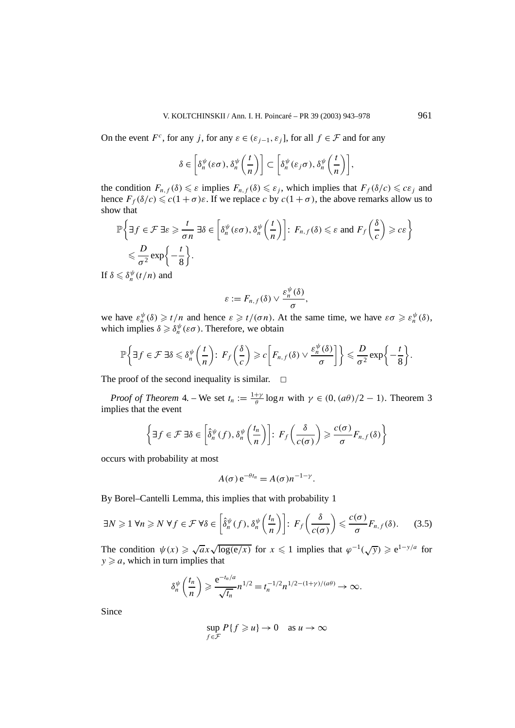On the event $F^c$, for any $j$, for any $\varepsilon \in (\varepsilon_{j-1}, \varepsilon_j]$, for all $f \in \mathcal{F}$ and for any

$$\delta \in \left[\delta_n^\psi(\varepsilon\sigma), \delta_n^\psi\left(\frac{t}{n}\right)\right] \subset \left[\delta_n^\psi(\varepsilon_j\sigma), \delta_n^\psi\left(\frac{t}{n}\right)\right],$$

the condition $F_{n,f}(\delta) \leqslant \varepsilon$ implies $F_{n,f}(\delta) \leqslant \varepsilon_j$, which implies that $F_f(\delta/c) \leqslant c\varepsilon_j$ and hence $F_f(\delta/c) \leqslant c(1+\sigma)\varepsilon$. If we replace $c$ by $c(1+\sigma)$, the above remarks allow us to show that

$$\mathbb{P}\left\{\exists f \in \mathcal{F}\ \exists \varepsilon \geqslant \frac{t}{\sigma n}\ \exists \delta \in \left[\delta_n^\psi(\varepsilon\sigma), \delta_n^\psi\left(\frac{t}{n}\right)\right]:\ F_{n,f}(\delta) \leqslant \varepsilon \text{ and } F_f\left(\frac{\delta}{c}\right) \geqslant c\varepsilon\right\}$$
$$\leqslant \frac{D}{\sigma^2}\exp\left\{-\frac{t}{8}\right\}.$$

If $\delta \leqslant \delta_n^\psi(t/n)$ and

$$\varepsilon := F_{n,f}(\delta) \vee \frac{\varepsilon_n^\psi(\delta)}{\sigma},$$

we have $\varepsilon_n^\psi(\delta) \geqslant t/n$ and hence $\varepsilon \geqslant t/(\sigma n)$. At the same time, we have $\varepsilon\sigma \geqslant \varepsilon_n^\psi(\delta)$, which implies $\delta \geqslant \delta_n^\psi(\varepsilon\sigma)$. Therefore, we obtain

$$\mathbb{P}\left\{\exists f \in \mathcal{F}\ \exists \delta \leqslant \delta_n^\psi\left(\frac{t}{n}\right):\ F_f\left(\frac{\delta}{c}\right) \geqslant c\left[F_{n,f}(\delta) \vee \frac{\varepsilon_n^\psi(\delta)}{\sigma}\right]\right\} \leqslant \frac{D}{\sigma^2}\exp\left\{-\frac{t}{8}\right\}.$$

The proof of the second inequality is similar. $\square$

*Proof of Theorem* 4. – We set $t_n := \frac{1+\gamma}{\theta}\log n$ with $\gamma \in (0, (a\theta)/2 - 1)$. Theorem 3 implies that the event

$$\left\{\exists f \in \mathcal{F}\ \exists \delta \in \left[\hat{\delta}_n^\psi(f), \delta_n^\psi\left(\frac{t_n}{n}\right)\right]:\ F_f\left(\frac{\delta}{c(\sigma)}\right) \geqslant \frac{c(\sigma)}{\sigma}F_{n,f}(\delta)\right\}$$

occurs with probability at most

$$A(\sigma)\,\mathrm{e}^{-\theta t_n} = A(\sigma)n^{-1-\gamma}.$$

By Borel–Cantelli Lemma, this implies that with probability 1

$$\exists N \geqslant 1\ \forall n \geqslant N\ \forall f \in \mathcal{F}\ \forall \delta \in \left[\hat{\delta}_n^\psi(f), \delta_n^\psi\left(\frac{t_n}{n}\right)\right]:\ F_f\left(\frac{\delta}{c(\sigma)}\right) \leqslant \frac{c(\sigma)}{\sigma}F_{n,f}(\delta). \tag{3.5}$$

The condition $\psi(x) \geqslant \sqrt{a}x\sqrt{\log(\mathrm{e}/x)}$ for $x \leqslant 1$ implies that $\varphi^{-1}(\sqrt{y}) \geqslant \mathrm{e}^{1-y/a}$ for $y \geqslant a$, which in turn implies that

$$\delta_n^\psi\left(\frac{t_n}{n}\right) \geqslant \frac{\mathrm{e}^{-t_n/a}}{\sqrt{t_n}}n^{1/2} = t_n^{-1/2}n^{1/2-(1+\gamma)/(a\theta)} \to \infty.$$

Since

$$\sup_{f \in \mathcal{F}} P\{f \geqslant u\} \to 0 \quad \text{as } u \to \infty$$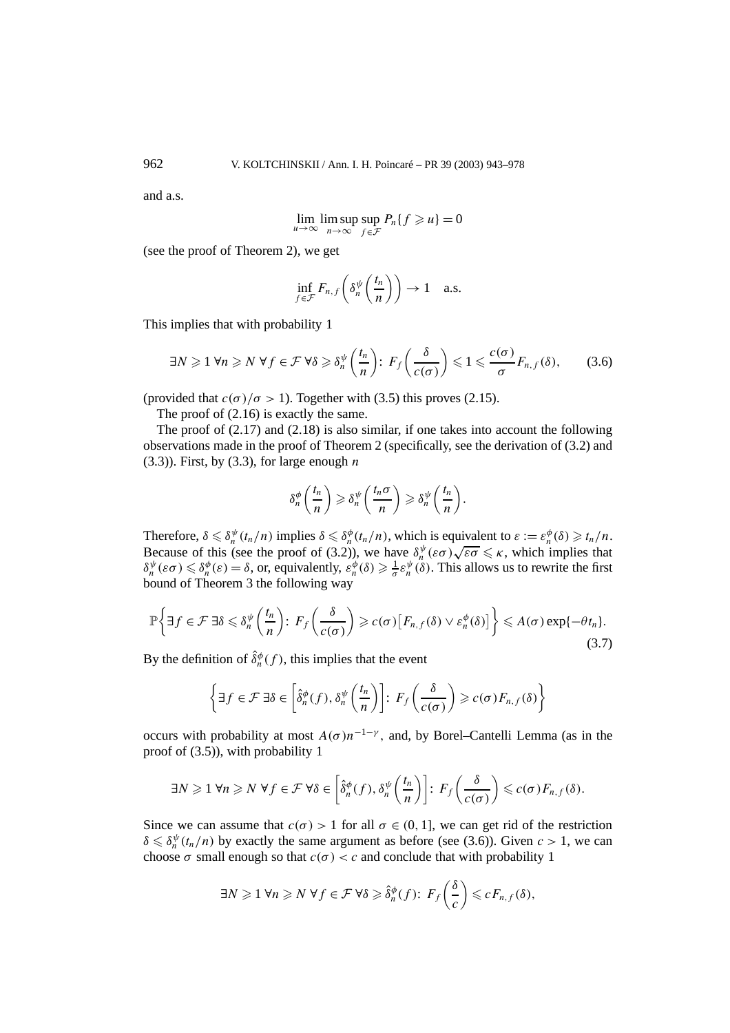and a.s.

$$\lim_{u\to\infty}\limsup_{n\to\infty}\sup_{f\in\mathcal{F}} P_n\{f\geqslant u\}=0$$

(see the proof of Theorem 2), we get

$$\inf_{f\in\mathcal{F}} F_{n,f}\left(\delta_n^{\psi}\left(\frac{t_n}{n}\right)\right)\to 1 \quad \text{a.s.}$$

This implies that with probability 1

$$\exists N\geqslant 1\ \forall n\geqslant N\ \forall f\in\mathcal{F}\ \forall\delta\geqslant\delta_n^{\psi}\left(\frac{t_n}{n}\right):\ F_f\left(\frac{\delta}{c(\sigma)}\right)\leqslant 1\leqslant\frac{c(\sigma)}{\sigma}F_{n,f}(\delta), \tag{3.6}$$

(provided that $c(\sigma)/\sigma>1$). Together with (3.5) this proves (2.15).

The proof of (2.16) is exactly the same.

The proof of (2.17) and (2.18) is also similar, if one takes into account the following observations made in the proof of Theorem 2 (specifically, see the derivation of (3.2) and (3.3)). First, by (3.3), for large enough $n$

$$\delta_n^{\phi}\left(\frac{t_n}{n}\right)\geqslant\delta_n^{\psi}\left(\frac{t_n\sigma}{n}\right)\geqslant\delta_n^{\psi}\left(\frac{t_n}{n}\right).$$

Therefore, $\delta\leqslant\delta_n^{\psi}(t_n/n)$ implies $\delta\leqslant\delta_n^{\phi}(t_n/n)$, which is equivalent to $\varepsilon:=\varepsilon_n^{\phi}(\delta)\geqslant t_n/n$. Because of this (see the proof of (3.2)), we have $\delta_n^{\psi}(\varepsilon\sigma)\sqrt{\varepsilon\sigma}\leqslant\kappa$, which implies that $\delta_n^{\psi}(\varepsilon\sigma)\leqslant\delta_n^{\phi}(\varepsilon)=\delta$, or, equivalently, $\varepsilon_n^{\phi}(\delta)\geqslant\frac{1}{\sigma}\varepsilon_n^{\psi}(\delta)$. This allows us to rewrite the first bound of Theorem 3 the following way

$$\mathbb{P}\left\{\exists f\in\mathcal{F}\ \exists\delta\leqslant\delta_n^{\psi}\left(\frac{t_n}{n}\right):\ F_f\left(\frac{\delta}{c(\sigma)}\right)\geqslant c(\sigma)\left[F_{n,f}(\delta)\vee\varepsilon_n^{\phi}(\delta)\right]\right\}\leqslant A(\sigma)\exp\{-\theta t_n\}. \tag{3.7}$$

By the definition of $\hat{\delta}_n^{\phi}(f)$, this implies that the event

$$\left\{\exists f\in\mathcal{F}\ \exists\delta\in\left[\hat{\delta}_n^{\phi}(f),\delta_n^{\psi}\left(\frac{t_n}{n}\right)\right]:\ F_f\left(\frac{\delta}{c(\sigma)}\right)\geqslant c(\sigma)F_{n,f}(\delta)\right\}$$

occurs with probability at most $A(\sigma)n^{-1-\gamma}$, and, by Borel–Cantelli Lemma (as in the proof of (3.5)), with probability 1

$$\exists N\geqslant 1\ \forall n\geqslant N\ \forall f\in\mathcal{F}\ \forall\delta\in\left[\hat{\delta}_n^{\phi}(f),\delta_n^{\psi}\left(\frac{t_n}{n}\right)\right]:\ F_f\left(\frac{\delta}{c(\sigma)}\right)\leqslant c(\sigma)F_{n,f}(\delta).$$

Since we can assume that $c(\sigma)>1$ for all $\sigma\in(0,1]$, we can get rid of the restriction $\delta\leqslant\delta_n^{\psi}(t_n/n)$ by exactly the same argument as before (see (3.6)). Given $c>1$, we can choose $\sigma$ small enough so that $c(\sigma)<c$ and conclude that with probability 1

$$\exists N\geqslant 1\ \forall n\geqslant N\ \forall f\in\mathcal{F}\ \forall\delta\geqslant\hat{\delta}_n^{\phi}(f):\ F_f\left(\frac{\delta}{c}\right)\leqslant cF_{n,f}(\delta),$$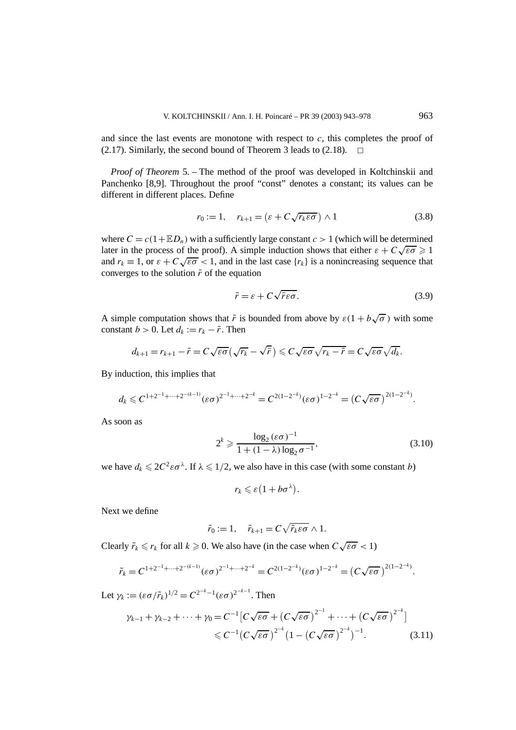and since the last events are monotone with respect to $c$, this completes the proof of (2.17). Similarly, the second bound of Theorem 3 leads to (2.18). □

*Proof of Theorem* 5. – The method of the proof was developed in Koltchinskii and Panchenko [8,9]. Throughout the proof "const" denotes a constant; its values can be different in different places. Define

$$r_0 := 1, \quad r_{k+1} = \left(\varepsilon + C\sqrt{r_k \varepsilon \sigma}\right) \wedge 1 \tag{3.8}$$

where $C = c(1+\mathbb{E}D_n)$ with a sufficiently large constant $c > 1$ (which will be determined later in the process of the proof). A simple induction shows that either $\varepsilon + C\sqrt{\varepsilon\sigma} \geqslant 1$ and $r_k \equiv 1$, or $\varepsilon + C\sqrt{\varepsilon\sigma} < 1$, and in the last case $\{r_k\}$ is a nonincreasing sequence that converges to the solution $\bar{r}$ of the equation

$$\bar{r} = \varepsilon + C\sqrt{\bar{r}\varepsilon\sigma}. \tag{3.9}$$

A simple computation shows that $\bar{r}$ is bounded from above by $\varepsilon(1 + b\sqrt{\sigma})$ with some constant $b > 0$. Let $d_k := r_k - \bar{r}$. Then

$$d_{k+1} = r_{k+1} - \bar{r} = C\sqrt{\varepsilon\sigma}\left(\sqrt{r_k} - \sqrt{\bar{r}}\right) \leqslant C\sqrt{\varepsilon\sigma}\sqrt{r_k - \bar{r}} = C\sqrt{\varepsilon\sigma}\sqrt{d_k}.$$

By induction, this implies that

$$d_k \leqslant C^{1+2^{-1}+\cdots+2^{-(k-1)}}(\varepsilon\sigma)^{2^{-1}+\cdots+2^{-k}} = C^{2(1-2^{-k})}(\varepsilon\sigma)^{1-2^{-k}} = \left(C\sqrt{\varepsilon\sigma}\right)^{2(1-2^{-k})}.$$

As soon as

$$2^k \geqslant \frac{\log_2 (\varepsilon\sigma)^{-1}}{1 + (1-\lambda)\log_2 \sigma^{-1}}, \tag{3.10}$$

we have $d_k \leqslant 2C^2\varepsilon\sigma^\lambda$. If $\lambda \leqslant 1/2$, we also have in this case (with some constant $b$)

$$r_k \leqslant \varepsilon\left(1 + b\sigma^\lambda\right).$$

Next we define

$$\tilde{r}_0 := 1, \quad \tilde{r}_{k+1} = C\sqrt{\tilde{r}_k\varepsilon\sigma} \wedge 1.$$

Clearly $\tilde{r}_k \leqslant r_k$ for all $k \geqslant 0$. We also have (in the case when $C\sqrt{\varepsilon\sigma} < 1$)

$$\tilde{r}_k = C^{1+2^{-1}+\cdots+2^{-(k-1)}}(\varepsilon\sigma)^{2^{-1}+\cdots+2^{-k}} = C^{2(1-2^{-k})}(\varepsilon\sigma)^{1-2^{-k}} = \left(C\sqrt{\varepsilon\sigma}\right)^{2(1-2^{-k})}.$$

Let $\gamma_k := (\varepsilon\sigma/\tilde{r}_k)^{1/2} = C^{2^{-k}-1}(\varepsilon\sigma)^{2^{-k-1}}$. Then

$$\begin{aligned}
\gamma_{k-1} + \gamma_{k-2} + \cdots + \gamma_0 &= C^{-1}\left[C\sqrt{\varepsilon\sigma} + \left(C\sqrt{\varepsilon\sigma}\right)^{2^{-1}} + \cdots + \left(C\sqrt{\varepsilon\sigma}\right)^{2^{-k}}\right] \\
&\leqslant C^{-1}\left(C\sqrt{\varepsilon\sigma}\right)^{2^{-k}}\left(1 - \left(C\sqrt{\varepsilon\sigma}\right)^{2^{-k}}\right)^{-1}.
\end{aligned} \tag{3.11}$$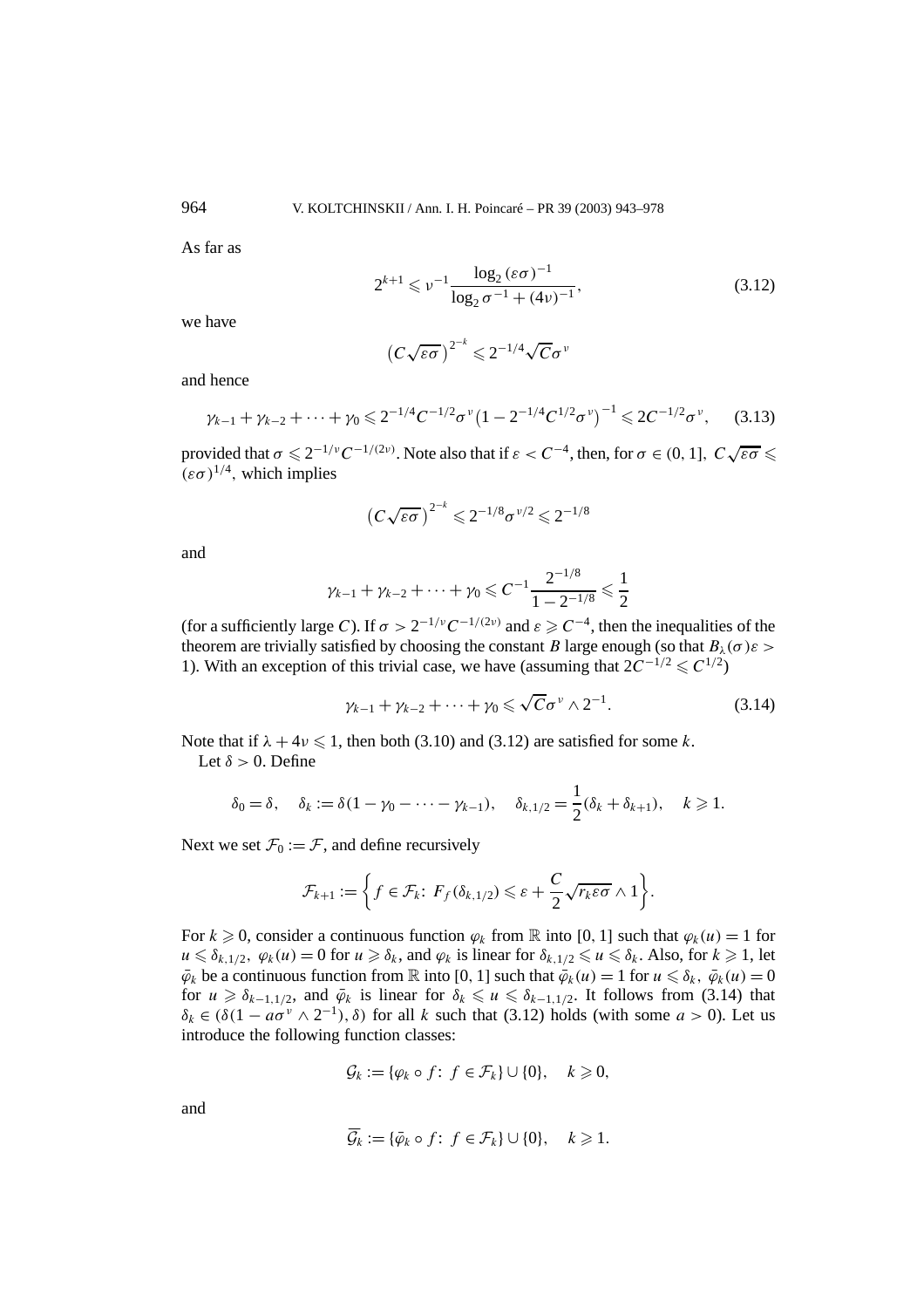As far as

$$2^{k+1} \leqslant \nu^{-1} \frac{\log_2 (\varepsilon\sigma)^{-1}}{\log_2 \sigma^{-1} + (4\nu)^{-1}}, \tag{3.12}$$

we have

$$\left(C\sqrt{\varepsilon\sigma}\right)^{2^{-k}} \leqslant 2^{-1/4}\sqrt{C}\sigma^{\nu}$$

and hence

$$\gamma_{k-1} + \gamma_{k-2} + \cdots + \gamma_0 \leqslant 2^{-1/4} C^{-1/2} \sigma^{\nu} \left(1 - 2^{-1/4} C^{1/2} \sigma^{\nu}\right)^{-1} \leqslant 2C^{-1/2}\sigma^{\nu}, \tag{3.13}$$

provided that $\sigma \leqslant 2^{-1/\nu} C^{-1/(2\nu)}$. Note also that if $\varepsilon < C^{-4}$, then, for $\sigma \in (0,1]$, $C\sqrt{\varepsilon\sigma} \leqslant (\varepsilon\sigma)^{1/4}$, which implies

$$\left(C\sqrt{\varepsilon\sigma}\right)^{2^{-k}} \leqslant 2^{-1/8}\sigma^{\nu/2} \leqslant 2^{-1/8}$$

and

$$\gamma_{k-1} + \gamma_{k-2} + \cdots + \gamma_0 \leqslant C^{-1} \frac{2^{-1/8}}{1 - 2^{-1/8}} \leqslant \frac{1}{2}$$

(for a sufficiently large $C$). If $\sigma > 2^{-1/\nu} C^{-1/(2\nu)}$ and $\varepsilon \geqslant C^{-4}$, then the inequalities of the theorem are trivially satisfied by choosing the constant $B$ large enough (so that $B_{\lambda}(\sigma)\varepsilon > 1$). With an exception of this trivial case, we have (assuming that $2C^{-1/2} \leqslant C^{1/2}$)

$$\gamma_{k-1} + \gamma_{k-2} + \cdots + \gamma_0 \leqslant \sqrt{C}\sigma^{\nu} \wedge 2^{-1}. \tag{3.14}$$

Note that if $\lambda + 4\nu \leqslant 1$, then both (3.10) and (3.12) are satisfied for some $k$.

Let $\delta > 0$. Define

$$\delta_0 = \delta, \quad \delta_k := \delta(1 - \gamma_0 - \cdots - \gamma_{k-1}), \quad \delta_{k,1/2} = \frac{1}{2}(\delta_k + \delta_{k+1}), \quad k \geqslant 1.$$

Next we set $\mathcal{F}_0 := \mathcal{F}$, and define recursively

$$\mathcal{F}_{k+1} := \left\{ f \in \mathcal{F}_k \colon F_f(\delta_{k,1/2}) \leqslant \varepsilon + \frac{C}{2}\sqrt{r_k \varepsilon\sigma} \wedge 1 \right\}.$$

For $k \geqslant 0$, consider a continuous function $\varphi_k$ from $\mathbb{R}$ into $[0,1]$ such that $\varphi_k(u) = 1$ for $u \leqslant \delta_{k,1/2}$, $\varphi_k(u) = 0$ for $u \geqslant \delta_k$, and $\varphi_k$ is linear for $\delta_{k,1/2} \leqslant u \leqslant \delta_k$. Also, for $k \geqslant 1$, let $\bar{\varphi}_k$ be a continuous function from $\mathbb{R}$ into $[0,1]$ such that $\bar{\varphi}_k(u) = 1$ for $u \leqslant \delta_k$, $\bar{\varphi}_k(u) = 0$ for $u \geqslant \delta_{k-1,1/2}$, and $\bar{\varphi}_k$ is linear for $\delta_k \leqslant u \leqslant \delta_{k-1,1/2}$. It follows from (3.14) that $\delta_k \in (\delta(1 - a\sigma^{\nu} \wedge 2^{-1}), \delta)$ for all $k$ such that (3.12) holds (with some $a > 0$). Let us introduce the following function classes:

$$\mathcal{G}_k := \{\varphi_k \circ f \colon f \in \mathcal{F}_k\} \cup \{0\}, \quad k \geqslant 0,$$

and

$$\overline{\mathcal{G}}_k := \{\bar{\varphi}_k \circ f \colon f \in \mathcal{F}_k\} \cup \{0\}, \quad k \geqslant 1.$$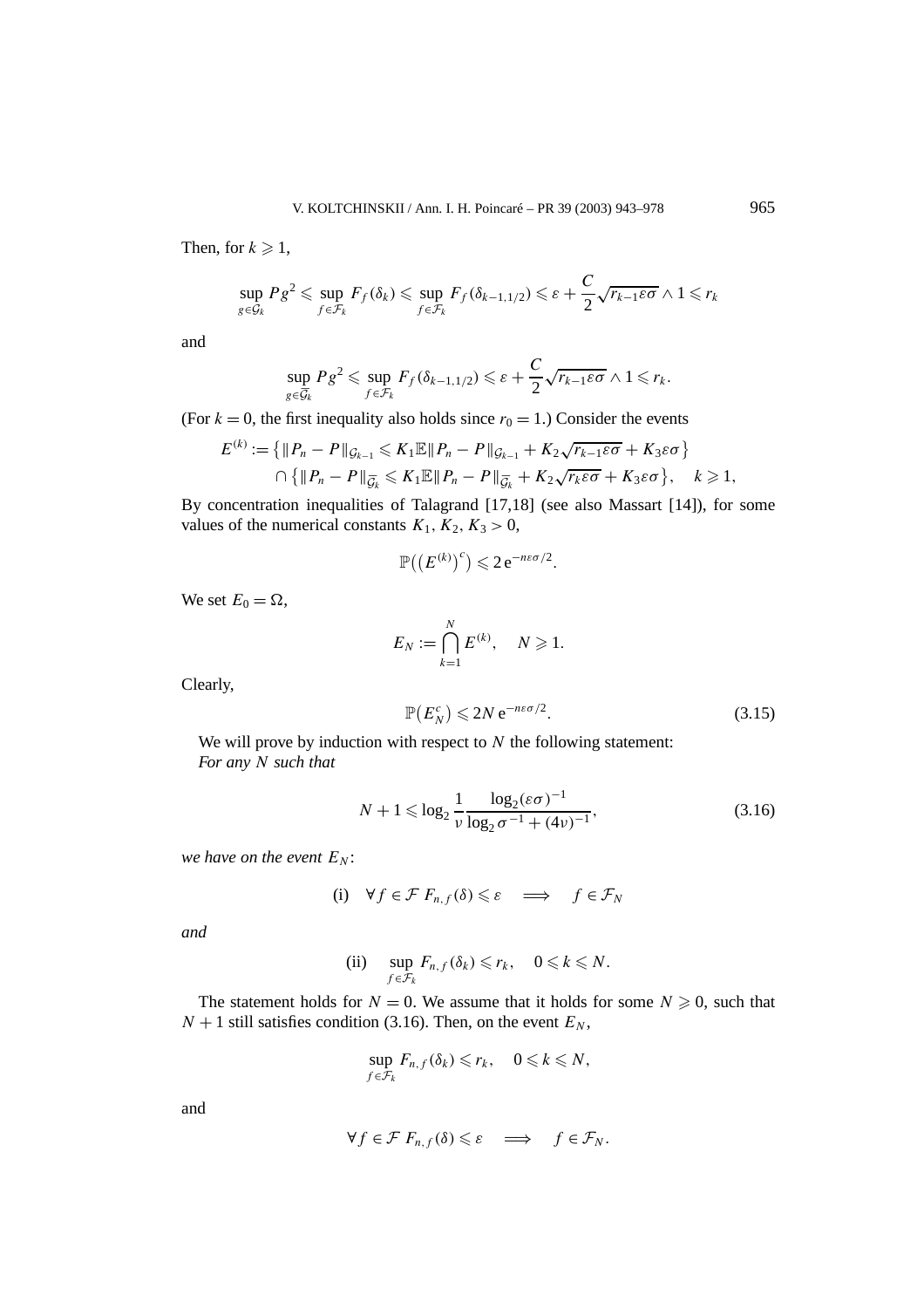Then, for $k \geqslant 1$,

$$\sup_{g \in \mathcal{G}_k} Pg^2 \leqslant \sup_{f \in \mathcal{F}_k} F_f(\delta_k) \leqslant \sup_{f \in \mathcal{F}_k} F_f(\delta_{k-1,1/2}) \leqslant \varepsilon + \frac{C}{2}\sqrt{r_{k-1}\varepsilon\sigma} \wedge 1 \leqslant r_k$$

and

$$\sup_{g \in \overline{\mathcal{G}}_k} Pg^2 \leqslant \sup_{f \in \mathcal{F}_k} F_f(\delta_{k-1,1/2}) \leqslant \varepsilon + \frac{C}{2}\sqrt{r_{k-1}\varepsilon\sigma} \wedge 1 \leqslant r_k.$$

(For $k = 0$, the first inequality also holds since $r_0 = 1$.) Consider the events

$$E^{(k)} := \bigl\{\|P_n - P\|_{\mathcal{G}_{k-1}} \leqslant K_1 \mathbb{E}\|P_n - P\|_{\mathcal{G}_{k-1}} + K_2\sqrt{r_{k-1}\varepsilon\sigma} + K_3\varepsilon\sigma\bigr\}$$
$$\cap \bigl\{\|P_n - P\|_{\overline{\mathcal{G}}_k} \leqslant K_1 \mathbb{E}\|P_n - P\|_{\overline{\mathcal{G}}_k} + K_2\sqrt{r_k\varepsilon\sigma} + K_3\varepsilon\sigma\bigr\}, \quad k \geqslant 1,$$

By concentration inequalities of Talagrand [17,18] (see also Massart [14]), for some values of the numerical constants $K_1, K_2, K_3 > 0$,

$$\mathbb{P}\bigl(\bigl(E^{(k)}\bigr)^c\bigr) \leqslant 2\,\mathrm{e}^{-n\varepsilon\sigma/2}.$$

We set $E_0 = \Omega$,

$$E_N := \bigcap_{k=1}^{N} E^{(k)}, \quad N \geqslant 1.$$

Clearly,

$$\mathbb{P}\bigl(E_N^c\bigr) \leqslant 2N\,\mathrm{e}^{-n\varepsilon\sigma/2}. \tag{3.15}$$

We will prove by induction with respect to $N$ the following statement:
*For any $N$ such that*

$$N + 1 \leqslant \log_2 \frac{1}{\nu} \frac{\log_2(\varepsilon\sigma)^{-1}}{\log_2 \sigma^{-1} + (4\nu)^{-1}}, \tag{3.16}$$

*we have on the event $E_N$:*

$$\text{(i)} \quad \forall f \in \mathcal{F}\; F_{n,f}(\delta) \leqslant \varepsilon \quad \Longrightarrow \quad f \in \mathcal{F}_N$$

*and*

$$\text{(ii)} \quad \sup_{f \in \mathcal{F}_k} F_{n,f}(\delta_k) \leqslant r_k, \quad 0 \leqslant k \leqslant N.$$

The statement holds for $N = 0$. We assume that it holds for some $N \geqslant 0$, such that $N + 1$ still satisfies condition (3.16). Then, on the event $E_N$,

$$\sup_{f \in \mathcal{F}_k} F_{n,f}(\delta_k) \leqslant r_k, \quad 0 \leqslant k \leqslant N,$$

and

$$\forall f \in \mathcal{F}\; F_{n,f}(\delta) \leqslant \varepsilon \quad \Longrightarrow \quad f \in \mathcal{F}_N.$$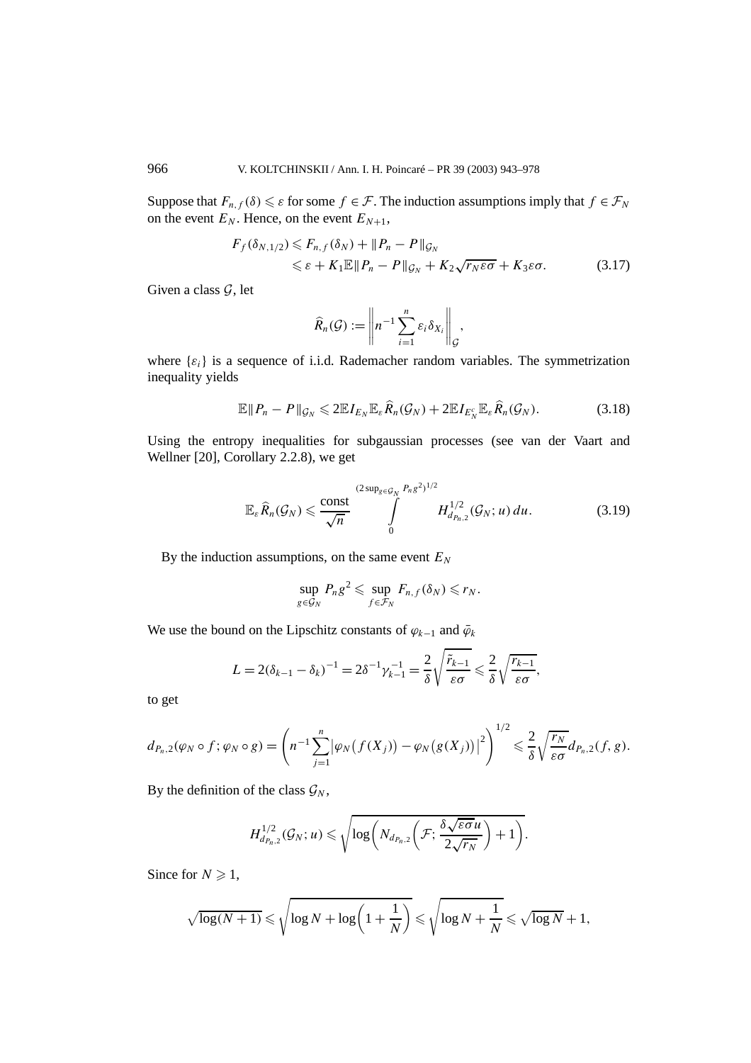Suppose that $F_{n,f}(\delta) \leqslant \varepsilon$ for some $f \in \mathcal{F}$. The induction assumptions imply that $f \in \mathcal{F}_N$ on the event $E_N$. Hence, on the event $E_{N+1}$,

$$
\begin{aligned}
F_f(\delta_{N,1/2}) &\leqslant F_{n,f}(\delta_N) + \|P_n - P\|_{\mathcal{G}_N} \\
&\leqslant \varepsilon + K_1 \mathbb{E}\|P_n - P\|_{\mathcal{G}_N} + K_2\sqrt{r_N \varepsilon\sigma} + K_3 \varepsilon\sigma.
\end{aligned} \tag{3.17}
$$

Given a class $\mathcal{G}$, let

$$
\widehat{R}_n(\mathcal{G}) := \left\| n^{-1}\sum_{i=1}^n \varepsilon_i \delta_{X_i} \right\|_{\mathcal{G}},
$$

where $\{\varepsilon_i\}$ is a sequence of i.i.d. Rademacher random variables. The symmetrization inequality yields

$$
\mathbb{E}\|P_n - P\|_{\mathcal{G}_N} \leqslant 2\mathbb{E} I_{E_N} \mathbb{E}_\varepsilon \widehat{R}_n(\mathcal{G}_N) + 2\mathbb{E} I_{E_N^c} \mathbb{E}_\varepsilon \widehat{R}_n(\mathcal{G}_N). \tag{3.18}
$$

Using the entropy inequalities for subgaussian processes (see van der Vaart and Wellner [20], Corollary 2.2.8), we get

$$
\mathbb{E}_\varepsilon \widehat{R}_n(\mathcal{G}_N) \leqslant \frac{\text{const}}{\sqrt{n}} \int_0^{(2\sup_{g\in\mathcal{G}_N} P_n g^2)^{1/2}} H^{1/2}_{d_{P_n,2}}(\mathcal{G}_N; u)\, du. \tag{3.19}
$$

By the induction assumptions, on the same event $E_N$

$$
\sup_{g\in\mathcal{G}_N} P_n g^2 \leqslant \sup_{f\in\mathcal{F}_N} F_{n,f}(\delta_N) \leqslant r_N.
$$

We use the bound on the Lipschitz constants of $\varphi_{k-1}$ and $\bar{\varphi}_k$

$$
L = 2(\delta_{k-1} - \delta_k)^{-1} = 2\delta^{-1}\gamma_{k-1}^{-1} = \frac{2}{\delta}\sqrt{\frac{\tilde{r}_{k-1}}{\varepsilon\sigma}} \leqslant \frac{2}{\delta}\sqrt{\frac{r_{k-1}}{\varepsilon\sigma}},
$$

to get

$$
d_{P_n,2}(\varphi_N \circ f; \varphi_N \circ g) = \left( n^{-1}\sum_{j=1}^n \left|\varphi_N\big(f(X_j)\big) - \varphi_N\big(g(X_j)\big)\right|^2 \right)^{1/2} \leqslant \frac{2}{\delta}\sqrt{\frac{r_N}{\varepsilon\sigma}}\, d_{P_n,2}(f,g).
$$

By the definition of the class $\mathcal{G}_N$,

$$
H^{1/2}_{d_{P_n,2}}(\mathcal{G}_N; u) \leqslant \sqrt{\log\left( N_{d_{P_n,2}}\left(\mathcal{F}; \frac{\delta\sqrt{\varepsilon\sigma}\,u}{2\sqrt{r_N}}\right) + 1\right)}.
$$

Since for $N \geqslant 1$,

$$
\sqrt{\log(N+1)} \leqslant \sqrt{\log N + \log\left(1 + \frac{1}{N}\right)} \leqslant \sqrt{\log N + \frac{1}{N}} \leqslant \sqrt{\log N} + 1,
$$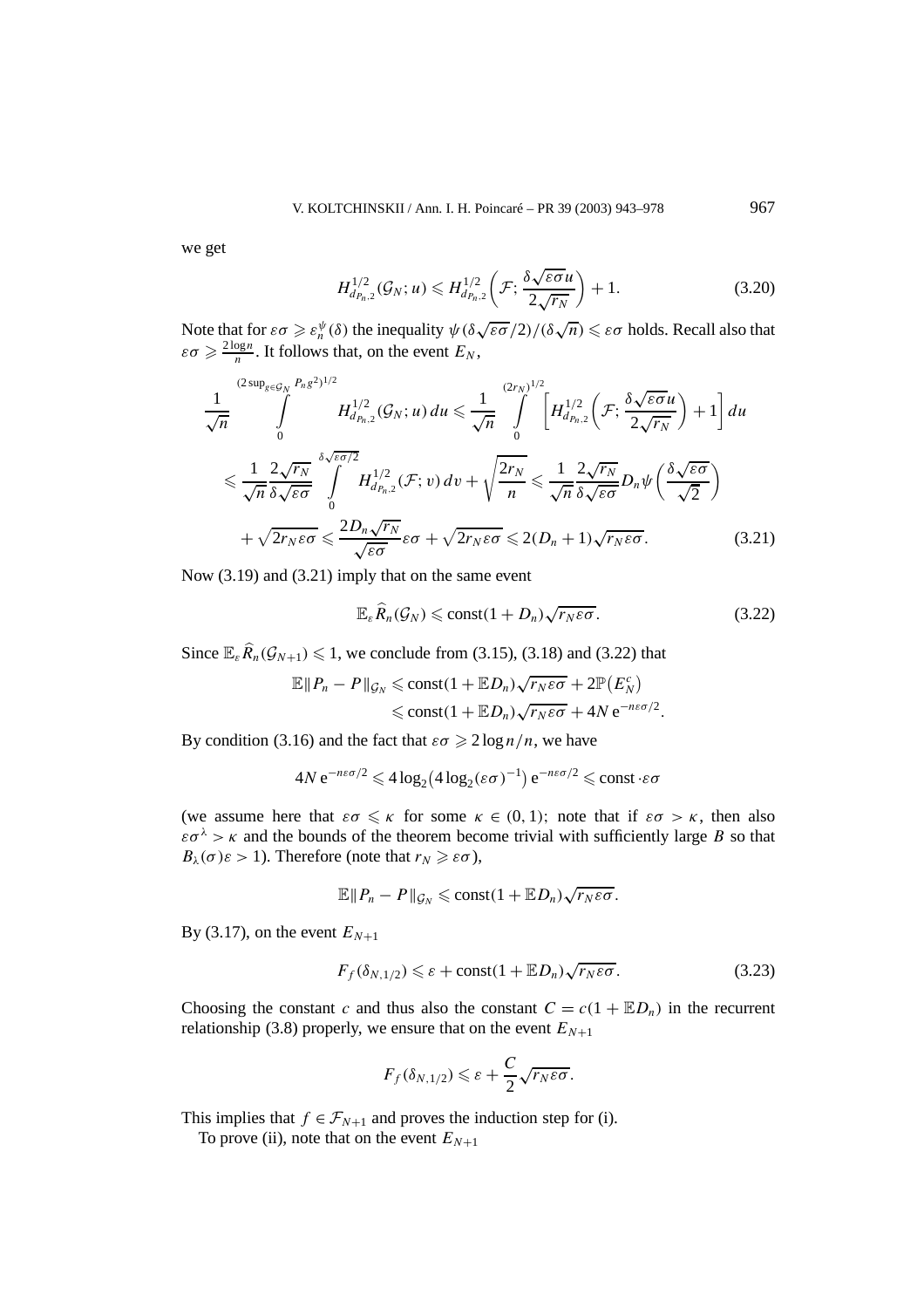we get

$$H_{d_{P_n,2}}^{1/2}(\mathcal{G}_N; u) \leqslant H_{d_{P_n,2}}^{1/2}\left(\mathcal{F}; \frac{\delta\sqrt{\varepsilon\sigma}u}{2\sqrt{r_N}}\right) + 1. \tag{3.20}$$

Note that for $\varepsilon\sigma \geqslant \varepsilon_n^{\psi}(\delta)$ the inequality $\psi(\delta\sqrt{\varepsilon\sigma}/2)/(\delta\sqrt{n}) \leqslant \varepsilon\sigma$ holds. Recall also that $\varepsilon\sigma \geqslant \frac{2\log n}{n}$. It follows that, on the event $E_N$,

$$\begin{aligned}
&\frac{1}{\sqrt{n}} \int_0^{(2\sup_{g\in\mathcal{G}_N} P_n g^2)^{1/2}} H_{d_{P_n,2}}^{1/2}(\mathcal{G}_N; u)\,du \leqslant \frac{1}{\sqrt{n}} \int_0^{(2r_N)^{1/2}} \left[H_{d_{P_n,2}}^{1/2}\left(\mathcal{F}; \frac{\delta\sqrt{\varepsilon\sigma}u}{2\sqrt{r_N}}\right) + 1\right] du \\
&\quad \leqslant \frac{1}{\sqrt{n}} \frac{2\sqrt{r_N}}{\delta\sqrt{\varepsilon\sigma}} \int_0^{\delta\sqrt{\varepsilon\sigma/2}} H_{d_{P_n,2}}^{1/2}(\mathcal{F}; v)\,dv + \sqrt{\frac{2r_N}{n}} \leqslant \frac{1}{\sqrt{n}} \frac{2\sqrt{r_N}}{\delta\sqrt{\varepsilon\sigma}} D_n \psi\left(\frac{\delta\sqrt{\varepsilon\sigma}}{\sqrt{2}}\right) \\
&\quad + \sqrt{2r_N\varepsilon\sigma} \leqslant \frac{2D_n\sqrt{r_N}}{\sqrt{\varepsilon\sigma}}\varepsilon\sigma + \sqrt{2r_N\varepsilon\sigma} \leqslant 2(D_n+1)\sqrt{r_N\varepsilon\sigma}.
\end{aligned} \tag{3.21}$$

Now (3.19) and (3.21) imply that on the same event

$$\mathbb{E}_\varepsilon \widehat{R}_n(\mathcal{G}_N) \leqslant \mathrm{const}(1 + D_n)\sqrt{r_N\varepsilon\sigma}. \tag{3.22}$$

Since $\mathbb{E}_\varepsilon \widehat{R}_n(\mathcal{G}_{N+1}) \leqslant 1$, we conclude from (3.15), (3.18) and (3.22) that

$$\begin{aligned}
\mathbb{E}\|P_n - P\|_{\mathcal{G}_N} &\leqslant \mathrm{const}(1 + \mathbb{E}D_n)\sqrt{r_N\varepsilon\sigma} + 2\mathbb{P}(E_N^c) \\
&\leqslant \mathrm{const}(1 + \mathbb{E}D_n)\sqrt{r_N\varepsilon\sigma} + 4N\,\mathrm{e}^{-n\varepsilon\sigma/2}.
\end{aligned}$$

By condition (3.16) and the fact that $\varepsilon\sigma \geqslant 2\log n/n$, we have

$$4N\,\mathrm{e}^{-n\varepsilon\sigma/2} \leqslant 4\log_2\left(4\log_2(\varepsilon\sigma)^{-1}\right)\mathrm{e}^{-n\varepsilon\sigma/2} \leqslant \mathrm{const}\cdot\varepsilon\sigma$$

(we assume here that $\varepsilon\sigma \leqslant \kappa$ for some $\kappa \in (0,1)$; note that if $\varepsilon\sigma > \kappa$, then also $\varepsilon\sigma^{\lambda} > \kappa$ and the bounds of the theorem become trivial with sufficiently large $B$ so that $B_\lambda(\sigma)\varepsilon > 1$). Therefore (note that $r_N \geqslant \varepsilon\sigma$),

$$\mathbb{E}\|P_n - P\|_{\mathcal{G}_N} \leqslant \mathrm{const}(1 + \mathbb{E}D_n)\sqrt{r_N\varepsilon\sigma}.$$

By (3.17), on the event $E_{N+1}$

$$F_f(\delta_{N,1/2}) \leqslant \varepsilon + \mathrm{const}(1 + \mathbb{E}D_n)\sqrt{r_N\varepsilon\sigma}. \tag{3.23}$$

Choosing the constant $c$ and thus also the constant $C = c(1 + \mathbb{E}D_n)$ in the recurrent relationship (3.8) properly, we ensure that on the event $E_{N+1}$

$$F_f(\delta_{N,1/2}) \leqslant \varepsilon + \frac{C}{2}\sqrt{r_N\varepsilon\sigma}.$$

This implies that $f \in \mathcal{F}_{N+1}$ and proves the induction step for (i).

To prove (ii), note that on the event $E_{N+1}$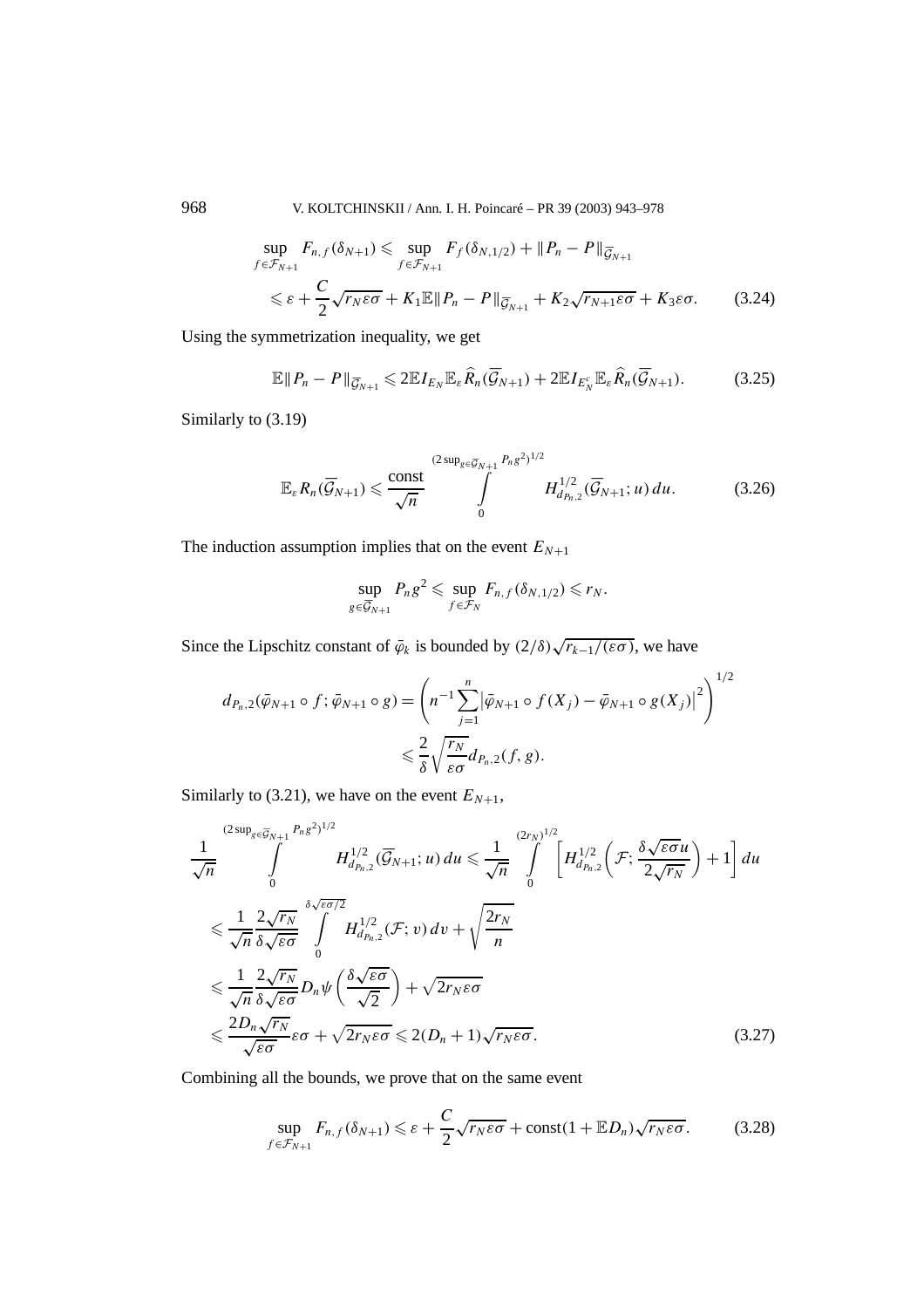$$\sup_{f \in \mathcal{F}_{N+1}} F_{n,f}(\delta_{N+1}) \leqslant \sup_{f \in \mathcal{F}_{N+1}} F_f(\delta_{N,1/2}) + \|P_n - P\|_{\overline{\mathcal{G}}_{N+1}}$$

$$\leqslant \varepsilon + \frac{C}{2}\sqrt{r_N \varepsilon\sigma} + K_1 \mathbb{E}\|P_n - P\|_{\overline{\mathcal{G}}_{N+1}} + K_2\sqrt{r_{N+1}\varepsilon\sigma} + K_3 \varepsilon\sigma. \tag{3.24}$$

Using the symmetrization inequality, we get

$$\mathbb{E}\|P_n - P\|_{\overline{\mathcal{G}}_{N+1}} \leqslant 2\mathbb{E} I_{E_N} \mathbb{E}_\varepsilon \widehat{R}_n(\overline{\mathcal{G}}_{N+1}) + 2\mathbb{E} I_{E_N^c} \mathbb{E}_\varepsilon \widehat{R}_n(\overline{\mathcal{G}}_{N+1}). \tag{3.25}$$

Similarly to (3.19)

$$\mathbb{E}_\varepsilon R_n(\overline{\mathcal{G}}_{N+1}) \leqslant \frac{\text{const}}{\sqrt{n}} \int_0^{(2\sup_{g \in \overline{\mathcal{G}}_{N+1}} P_n g^2)^{1/2}} H^{1/2}_{d_{P_n,2}}(\overline{\mathcal{G}}_{N+1}; u)\, du. \tag{3.26}$$

The induction assumption implies that on the event $E_{N+1}$

$$\sup_{g \in \overline{\mathcal{G}}_{N+1}} P_n g^2 \leqslant \sup_{f \in \mathcal{F}_N} F_{n,f}(\delta_{N,1/2}) \leqslant r_N.$$

Since the Lipschitz constant of $\bar{\varphi}_k$ is bounded by $(2/\delta)\sqrt{r_{k-1}/(\varepsilon\sigma)}$, we have

$$d_{P_n,2}(\bar{\varphi}_{N+1} \circ f; \bar{\varphi}_{N+1} \circ g) = \left(n^{-1}\sum_{j=1}^n \left|\bar{\varphi}_{N+1} \circ f(X_j) - \bar{\varphi}_{N+1} \circ g(X_j)\right|^2\right)^{1/2}$$

$$\leqslant \frac{2}{\delta}\sqrt{\frac{r_N}{\varepsilon\sigma}}\, d_{P_n,2}(f, g).$$

Similarly to (3.21), we have on the event $E_{N+1}$,

$$\frac{1}{\sqrt{n}} \int_0^{(2\sup_{g \in \overline{\mathcal{G}}_{N+1}} P_n g^2)^{1/2}} H^{1/2}_{d_{P_n,2}}(\overline{\mathcal{G}}_{N+1}; u)\, du \leqslant \frac{1}{\sqrt{n}} \int_0^{(2r_N)^{1/2}} \left[H^{1/2}_{d_{P_n,2}}\left(\mathcal{F}; \frac{\delta\sqrt{\varepsilon\sigma}u}{2\sqrt{r_N}}\right) + 1\right] du$$

$$\leqslant \frac{1}{\sqrt{n}} \frac{2\sqrt{r_N}}{\delta\sqrt{\varepsilon\sigma}} \int_0^{\delta\sqrt{\varepsilon\sigma/2}} H^{1/2}_{d_{P_n,2}}(\mathcal{F}; v)\, dv + \sqrt{\frac{2r_N}{n}}$$

$$\leqslant \frac{1}{\sqrt{n}} \frac{2\sqrt{r_N}}{\delta\sqrt{\varepsilon\sigma}} D_n \psi\left(\frac{\delta\sqrt{\varepsilon\sigma}}{\sqrt{2}}\right) + \sqrt{2r_N\varepsilon\sigma}$$

$$\leqslant \frac{2D_n\sqrt{r_N}}{\sqrt{\varepsilon\sigma}}\varepsilon\sigma + \sqrt{2r_N\varepsilon\sigma} \leqslant 2(D_n + 1)\sqrt{r_N\varepsilon\sigma}. \tag{3.27}$$

Combining all the bounds, we prove that on the same event

$$\sup_{f \in \mathcal{F}_{N+1}} F_{n,f}(\delta_{N+1}) \leqslant \varepsilon + \frac{C}{2}\sqrt{r_N\varepsilon\sigma} + \text{const}(1 + \mathbb{E}D_n)\sqrt{r_N\varepsilon\sigma}. \tag{3.28}$$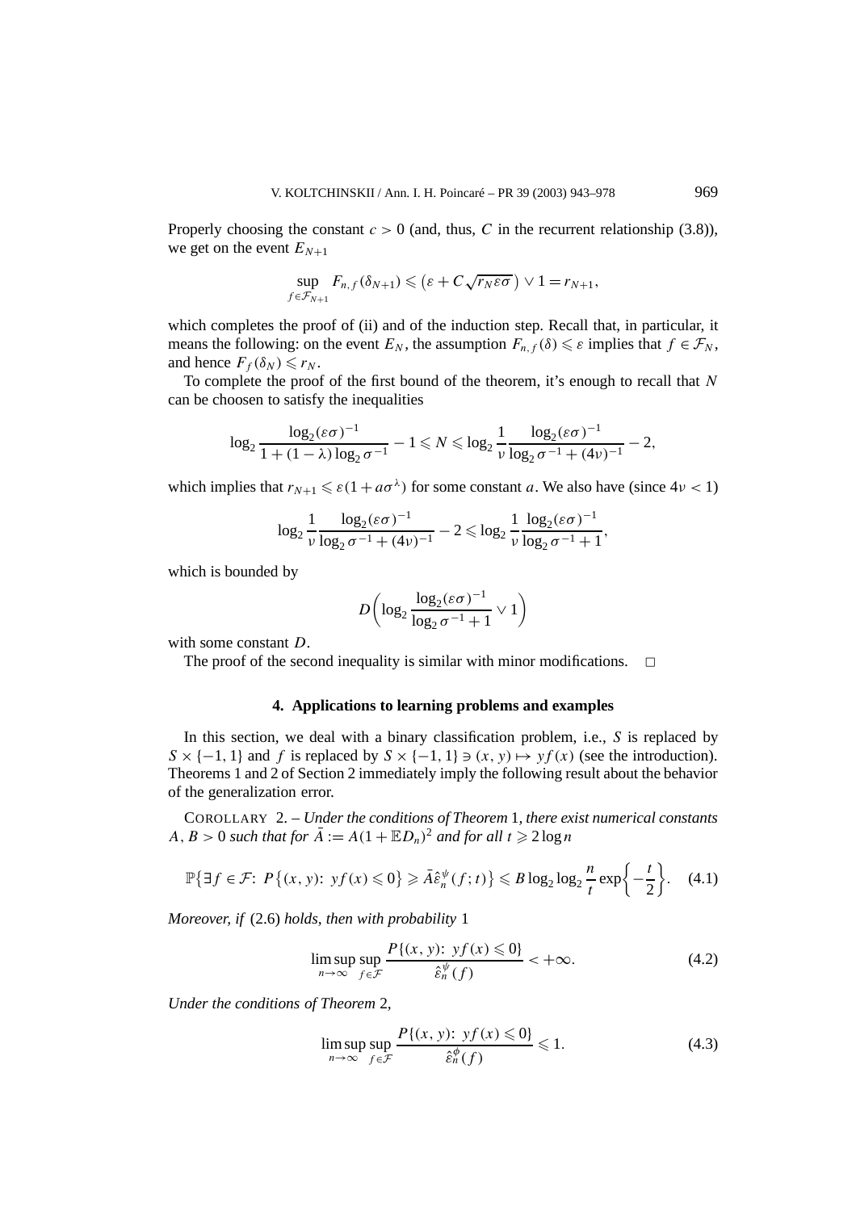Properly choosing the constant $c > 0$ (and, thus, $C$ in the recurrent relationship (3.8)), we get on the event $E_{N+1}$

$$\sup_{f \in \mathcal{F}_{N+1}} F_{n,f}(\delta_{N+1}) \leqslant \left(\varepsilon + C\sqrt{r_N \varepsilon \sigma}\right) \vee 1 = r_{N+1},$$

which completes the proof of (ii) and of the induction step. Recall that, in particular, it means the following: on the event $E_N$, the assumption $F_{n,f}(\delta) \leqslant \varepsilon$ implies that $f \in \mathcal{F}_N$, and hence $F_f(\delta_N) \leqslant r_N$.

To complete the proof of the first bound of the theorem, it's enough to recall that $N$ can be choosen to satisfy the inequalities

$$\log_2 \frac{\log_2(\varepsilon\sigma)^{-1}}{1 + (1-\lambda)\log_2 \sigma^{-1}} - 1 \leqslant N \leqslant \log_2 \frac{1}{\nu} \frac{\log_2(\varepsilon\sigma)^{-1}}{\log_2 \sigma^{-1} + (4\nu)^{-1}} - 2,$$

which implies that $r_{N+1} \leqslant \varepsilon(1 + a\sigma^{\lambda})$ for some constant $a$. We also have (since $4\nu < 1$)

$$\log_2 \frac{1}{\nu} \frac{\log_2(\varepsilon\sigma)^{-1}}{\log_2 \sigma^{-1} + (4\nu)^{-1}} - 2 \leqslant \log_2 \frac{1}{\nu} \frac{\log_2(\varepsilon\sigma)^{-1}}{\log_2 \sigma^{-1} + 1},$$

which is bounded by

$$D\left(\log_2 \frac{\log_2(\varepsilon\sigma)^{-1}}{\log_2 \sigma^{-1} + 1} \vee 1\right)$$

with some constant $D$.

The proof of the second inequality is similar with minor modifications. $\square$

## 4. Applications to learning problems and examples

In this section, we deal with a binary classification problem, i.e., $S$ is replaced by $S \times \{-1, 1\}$ and $f$ is replaced by $S \times \{-1, 1\} \ni (x, y) \mapsto yf(x)$ (see the introduction). Theorems 1 and 2 of Section 2 immediately imply the following result about the behavior of the generalization error.

COROLLARY 2. – *Under the conditions of Theorem* 1, *there exist numerical constants* $A$, $B > 0$ *such that for* $\bar{A} := A(1 + \mathbb{E}D_n)^2$ *and for all* $t \geqslant 2\log n$

$$\mathbb{P}\left\{\exists f \in \mathcal{F}\colon P\left\{(x, y)\colon yf(x) \leqslant 0\right\} \geqslant \bar{A}\hat{\varepsilon}_n^{\psi}(f; t)\right\} \leqslant B \log_2 \log_2 \frac{n}{t} \exp\left\{-\frac{t}{2}\right\}. \quad (4.1)$$

*Moreover, if* (2.6) *holds, then with probability* 1

$$\limsup_{n \to \infty} \sup_{f \in \mathcal{F}} \frac{P\{(x, y)\colon yf(x) \leqslant 0\}}{\hat{\varepsilon}_n^{\psi}(f)} < +\infty. \quad (4.2)$$

*Under the conditions of Theorem* 2,

$$\limsup_{n \to \infty} \sup_{f \in \mathcal{F}} \frac{P\{(x, y)\colon yf(x) \leqslant 0\}}{\hat{\varepsilon}_n^{\phi}(f)} \leqslant 1. \quad (4.3)$$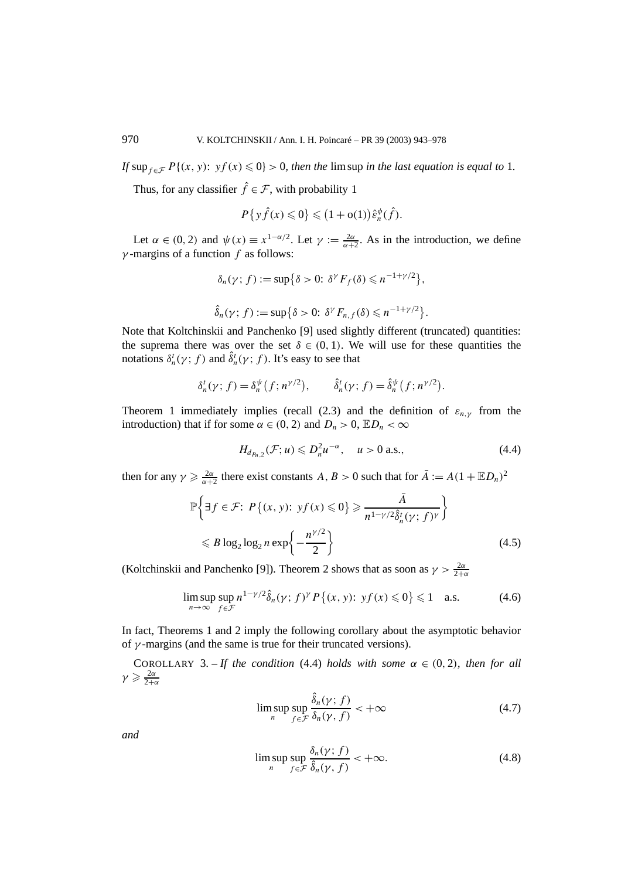*If* $\sup_{f\in\mathcal{F}} P\{(x, y)\colon\ yf(x) \leqslant 0\} > 0$*, then the* lim sup *in the last equation is equal to* 1*.*

Thus, for any classifier $\hat{f} \in \mathcal{F}$, with probability 1

$$P\{y\hat{f}(x) \leqslant 0\} \leqslant (1 + \mathrm{o}(1))\hat{\varepsilon}_n^{\phi}(\hat{f}).$$

Let $\alpha \in (0, 2)$ and $\psi(x) \equiv x^{1-\alpha/2}$. Let $\gamma := \frac{2\alpha}{\alpha+2}$. As in the introduction, we define $\gamma$-margins of a function $f$ as follows:

$$\delta_n(\gamma; f) := \sup\{\delta > 0\colon\ \delta^{\gamma} F_f(\delta) \leqslant n^{-1+\gamma/2}\},$$

$$\hat{\delta}_n(\gamma; f) := \sup\{\delta > 0\colon\ \delta^{\gamma} F_{n,f}(\delta) \leqslant n^{-1+\gamma/2}\}.$$

Note that Koltchinskii and Panchenko [9] used slightly different (truncated) quantities: the suprema there was over the set $\delta \in (0, 1)$. We will use for these quantities the notations $\delta_n^t(\gamma; f)$ and $\hat{\delta}_n^t(\gamma; f)$. It's easy to see that

$$\delta_n^t(\gamma; f) = \delta_n^{\psi}(f; n^{\gamma/2}), \qquad \hat{\delta}_n^t(\gamma; f) = \hat{\delta}_n^{\psi}(f; n^{\gamma/2}).$$

Theorem 1 immediately implies (recall (2.3) and the definition of $\varepsilon_{n,\gamma}$ from the introduction) that if for some $\alpha \in (0, 2)$ and $D_n > 0$, $\mathbb{E}D_n < \infty$

$$H_{d_{P_n,2}}(\mathcal{F}; u) \leqslant D_n^2 u^{-\alpha}, \quad u > 0 \text{ a.s.}, \tag{4.4}$$

then for any $\gamma \geqslant \frac{2\alpha}{\alpha+2}$ there exist constants $A, B > 0$ such that for $\bar{A} := A(1 + \mathbb{E}D_n)^2$

$$\mathbb{P}\left\{\exists f \in \mathcal{F}\colon\ P\{(x, y)\colon\ yf(x) \leqslant 0\} \geqslant \frac{\bar{A}}{n^{1-\gamma/2}\hat{\delta}_n^t(\gamma; f)^{\gamma}}\right\}$$
$$\leqslant B \log_2 \log_2 n \exp\left\{-\frac{n^{\gamma/2}}{2}\right\} \tag{4.5}$$

(Koltchinskii and Panchenko [9]). Theorem 2 shows that as soon as $\gamma > \frac{2\alpha}{2+\alpha}$

$$\limsup_{n\to\infty} \sup_{f\in\mathcal{F}} n^{1-\gamma/2}\hat{\delta}_n(\gamma; f)^{\gamma} P\{(x, y)\colon\ yf(x) \leqslant 0\} \leqslant 1 \quad \text{a.s.} \tag{4.6}$$

In fact, Theorems 1 and 2 imply the following corollary about the asymptotic behavior of $\gamma$-margins (and the same is true for their truncated versions).

COROLLARY 3. – *If the condition* (4.4) *holds with some* $\alpha \in (0, 2)$*, then for all* $\gamma \geqslant \frac{2\alpha}{2+\alpha}$

$$\limsup_n \sup_{f\in\mathcal{F}} \frac{\hat{\delta}_n(\gamma; f)}{\delta_n(\gamma, f)} < +\infty \tag{4.7}$$

*and*

$$\limsup_n \sup_{f\in\mathcal{F}} \frac{\delta_n(\gamma; f)}{\hat{\delta}_n(\gamma, f)} < +\infty. \tag{4.8}$$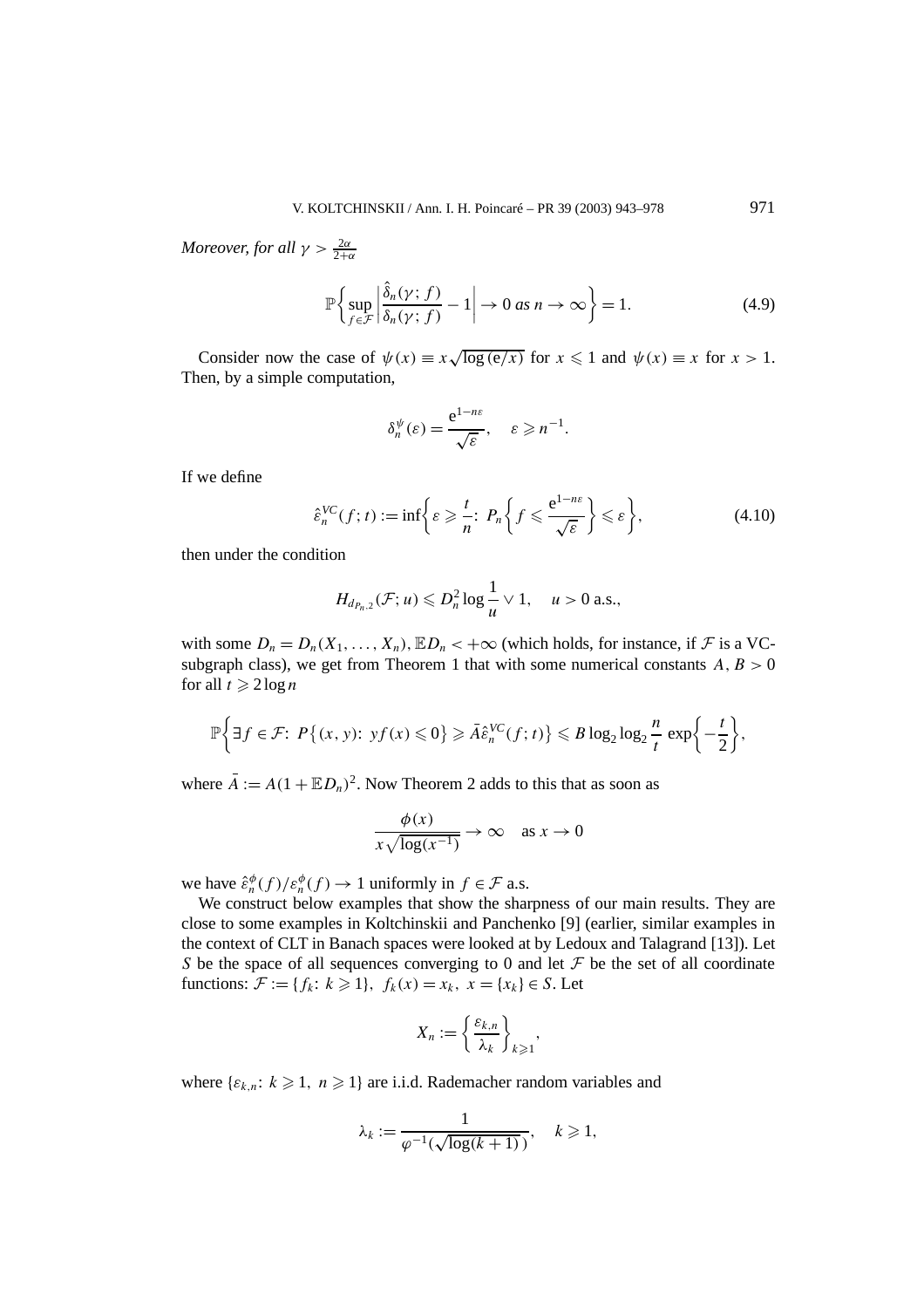*Moreover, for all* $\gamma > \frac{2\alpha}{2+\alpha}$

$$\mathbb{P}\left\{\sup_{f\in\mathcal{F}}\left|\frac{\hat{\delta}_n(\gamma; f)}{\delta_n(\gamma; f)} - 1\right| \to 0 \text{ as } n\to\infty\right\} = 1. \tag{4.9}$$

Consider now the case of $\psi(x) \equiv x\sqrt{\log(\mathrm{e}/x)}$ for $x \leqslant 1$ and $\psi(x) \equiv x$ for $x > 1$. Then, by a simple computation,

$$\delta_n^{\psi}(\varepsilon) = \frac{\mathrm{e}^{1-n\varepsilon}}{\sqrt{\varepsilon}}, \quad \varepsilon \geqslant n^{-1}.$$

If we define

$$\hat{\varepsilon}_n^{VC}(f; t) := \inf\left\{\varepsilon \geqslant \frac{t}{n}\colon\ P_n\left\{f \leqslant \frac{\mathrm{e}^{1-n\varepsilon}}{\sqrt{\varepsilon}}\right\} \leqslant \varepsilon\right\}, \tag{4.10}$$

then under the condition

$$H_{d_{P_n,2}}(\mathcal{F}; u) \leqslant D_n^2 \log\frac{1}{u} \vee 1, \quad u > 0 \text{ a.s.},$$

with some $D_n = D_n(X_1, \ldots, X_n)$, $\mathbb{E}D_n < +\infty$ (which holds, for instance, if $\mathcal{F}$ is a VC-subgraph class), we get from Theorem 1 that with some numerical constants $A, B > 0$ for all $t \geqslant 2\log n$

$$\mathbb{P}\left\{\exists f\in\mathcal{F}\colon\ P\big\{(x,y)\colon\ yf(x)\leqslant 0\big\} \geqslant \bar{A}\hat{\varepsilon}_n^{VC}(f;t)\right\} \leqslant B\log_2\log_2\frac{n}{t}\,\exp\left\{-\frac{t}{2}\right\},$$

where $\bar{A} := A(1+\mathbb{E}D_n)^2$. Now Theorem 2 adds to this that as soon as

$$\frac{\phi(x)}{x\sqrt{\log(x^{-1})}} \to \infty \quad \text{as } x \to 0$$

we have $\hat{\varepsilon}_n^{\phi}(f)/\varepsilon_n^{\phi}(f) \to 1$ uniformly in $f \in \mathcal{F}$ a.s.

We construct below examples that show the sharpness of our main results. They are close to some examples in Koltchinskii and Panchenko [9] (earlier, similar examples in the context of CLT in Banach spaces were looked at by Ledoux and Talagrand [13]). Let $S$ be the space of all sequences converging to 0 and let $\mathcal{F}$ be the set of all coordinate functions: $\mathcal{F} := \{f_k\colon k \geqslant 1\}$, $f_k(x) = x_k$, $x = \{x_k\} \in S$. Let

$$X_n := \left\{\frac{\varepsilon_{k,n}}{\lambda_k}\right\}_{k\geqslant 1},$$

where $\{\varepsilon_{k,n}\colon k\geqslant 1,\ n\geqslant 1\}$ are i.i.d. Rademacher random variables and

$$\lambda_k := \frac{1}{\varphi^{-1}(\sqrt{\log(k+1)})}, \quad k \geqslant 1,$$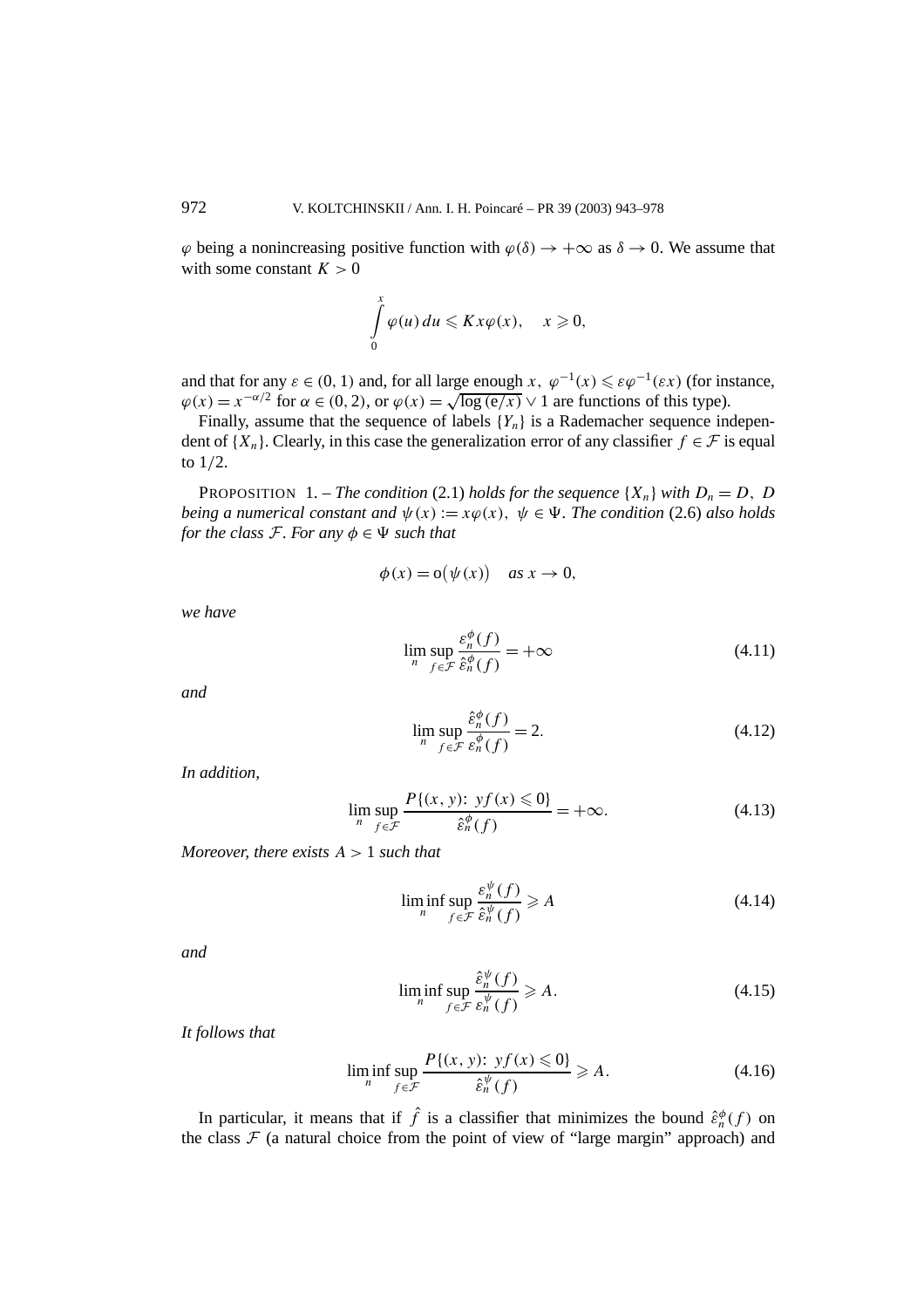$\varphi$ being a nonincreasing positive function with $\varphi(\delta) \to +\infty$ as $\delta \to 0$. We assume that with some constant $K > 0$

$$\int_0^x \varphi(u)\,du \leqslant Kx\varphi(x), \quad x \geqslant 0,$$

and that for any $\varepsilon \in (0,1)$ and, for all large enough $x$, $\varphi^{-1}(x) \leqslant \varepsilon\varphi^{-1}(\varepsilon x)$ (for instance, $\varphi(x) = x^{-\alpha/2}$ for $\alpha \in (0,2)$, or $\varphi(x) = \sqrt{\log(e/x)} \vee 1$ are functions of this type).

Finally, assume that the sequence of labels $\{Y_n\}$ is a Rademacher sequence independent of $\{X_n\}$. Clearly, in this case the generalization error of any classifier $f \in \mathcal{F}$ is equal to $1/2$.

PROPOSITION 1. – *The condition* (2.1) *holds for the sequence* $\{X_n\}$ *with* $D_n = D$, $D$ *being a numerical constant and* $\psi(x) := x\varphi(x)$, $\psi \in \Psi$. *The condition* (2.6) *also holds for the class* $\mathcal{F}$. *For any* $\phi \in \Psi$ *such that*

$$\phi(x) = o\big(\psi(x)\big) \quad \text{as } x \to 0,$$

*we have*

$$\lim_n \sup_{f\in\mathcal{F}} \frac{\varepsilon_n^{\phi}(f)}{\hat{\varepsilon}_n^{\phi}(f)} = +\infty \tag{4.11}$$

*and*

$$\lim_n \sup_{f\in\mathcal{F}} \frac{\hat{\varepsilon}_n^{\phi}(f)}{\varepsilon_n^{\phi}(f)} = 2. \tag{4.12}$$

*In addition,*

$$\lim_n \sup_{f\in\mathcal{F}} \frac{P\{(x,y)\colon\ yf(x) \leqslant 0\}}{\hat{\varepsilon}_n^{\phi}(f)} = +\infty. \tag{4.13}$$

*Moreover, there exists* $A > 1$ *such that*

$$\liminf_n \sup_{f\in\mathcal{F}} \frac{\varepsilon_n^{\psi}(f)}{\hat{\varepsilon}_n^{\psi}(f)} \geqslant A \tag{4.14}$$

*and*

$$\liminf_n \sup_{f\in\mathcal{F}} \frac{\hat{\varepsilon}_n^{\psi}(f)}{\varepsilon_n^{\psi}(f)} \geqslant A. \tag{4.15}$$

*It follows that*

$$\liminf_n \sup_{f\in\mathcal{F}} \frac{P\{(x,y)\colon\ yf(x) \leqslant 0\}}{\hat{\varepsilon}_n^{\psi}(f)} \geqslant A. \tag{4.16}$$

In particular, it means that if $\hat{f}$ is a classifier that minimizes the bound $\hat{\varepsilon}_n^{\phi}(f)$ on the class $\mathcal{F}$ (a natural choice from the point of view of "large margin" approach) and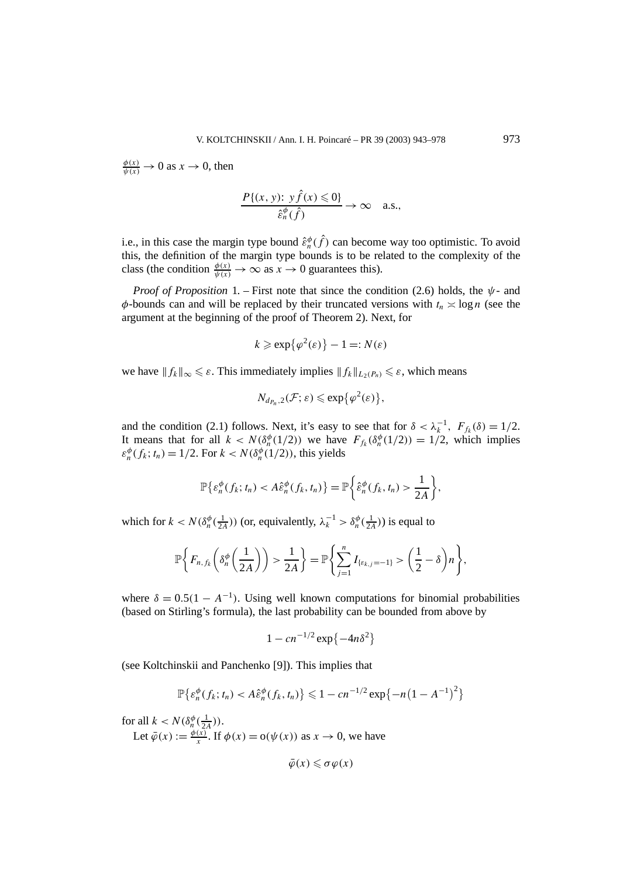$\frac{\phi(x)}{\psi(x)} \to 0$ as $x \to 0$, then

$$\frac{P\{(x,y):\ y\hat{f}(x) \leqslant 0\}}{\hat{\varepsilon}_n^{\phi}(\hat{f})} \to \infty \quad \text{a.s.,}$$

i.e., in this case the margin type bound $\hat{\varepsilon}_n^{\phi}(\hat{f})$ can become way too optimistic. To avoid this, the definition of the margin type bounds is to be related to the complexity of the class (the condition $\frac{\phi(x)}{\psi(x)} \to \infty$ as $x \to 0$ guarantees this).

*Proof of Proposition* 1. – First note that since the condition (2.6) holds, the $\psi$- and $\phi$-bounds can and will be replaced by their truncated versions with $t_n \asymp \log n$ (see the argument at the beginning of the proof of Theorem 2). Next, for

$$k \geqslant \exp\{\varphi^2(\varepsilon)\} - 1 =: N(\varepsilon)$$

we have $\|f_k\|_\infty \leqslant \varepsilon$. This immediately implies $\|f_k\|_{L_2(P_n)} \leqslant \varepsilon$, which means

$$N_{d_{P_n},2}(\mathcal{F};\varepsilon) \leqslant \exp\{\varphi^2(\varepsilon)\},$$

and the condition (2.1) follows. Next, it's easy to see that for $\delta < \lambda_k^{-1}$, $F_{f_k}(\delta) = 1/2$. It means that for all $k < N(\delta_n^{\phi}(1/2))$ we have $F_{f_k}(\delta_n^{\phi}(1/2)) = 1/2$, which implies $\varepsilon_n^{\phi}(f_k;t_n) = 1/2$. For $k < N(\delta_n^{\phi}(1/2))$, this yields

$$\mathbb{P}\{\varepsilon_n^{\phi}(f_k;t_n) < A\hat{\varepsilon}_n^{\phi}(f_k,t_n)\} = \mathbb{P}\left\{\hat{\varepsilon}_n^{\phi}(f_k,t_n) > \frac{1}{2A}\right\},$$

which for $k < N(\delta_n^{\phi}(\frac{1}{2A}))$ (or, equivalently, $\lambda_k^{-1} > \delta_n^{\phi}(\frac{1}{2A})$) is equal to

$$\mathbb{P}\left\{F_{n,f_k}\left(\delta_n^{\phi}\left(\frac{1}{2A}\right)\right) > \frac{1}{2A}\right\} = \mathbb{P}\left\{\sum_{j=1}^n I_{\{\varepsilon_{k,j}=-1\}} > \left(\frac{1}{2} - \delta\right)n\right\},$$

where $\delta = 0.5(1 - A^{-1})$. Using well known computations for binomial probabilities (based on Stirling's formula), the last probability can be bounded from above by

$$1 - cn^{-1/2}\exp\{-4n\delta^2\}$$

(see Koltchinskii and Panchenko [9]). This implies that

$$\mathbb{P}\{\varepsilon_n^{\phi}(f_k;t_n) < A\hat{\varepsilon}_n^{\phi}(f_k,t_n)\} \leqslant 1 - cn^{-1/2}\exp\{-n(1 - A^{-1})^2\}$$

for all $k < N(\delta_n^{\phi}(\frac{1}{2A}))$.

Let $\bar{\varphi}(x) := \frac{\phi(x)}{x}$. If $\phi(x) = \mathrm{o}(\psi(x))$ as $x \to 0$, we have

$$\bar{\varphi}(x) \leqslant \sigma\varphi(x)$$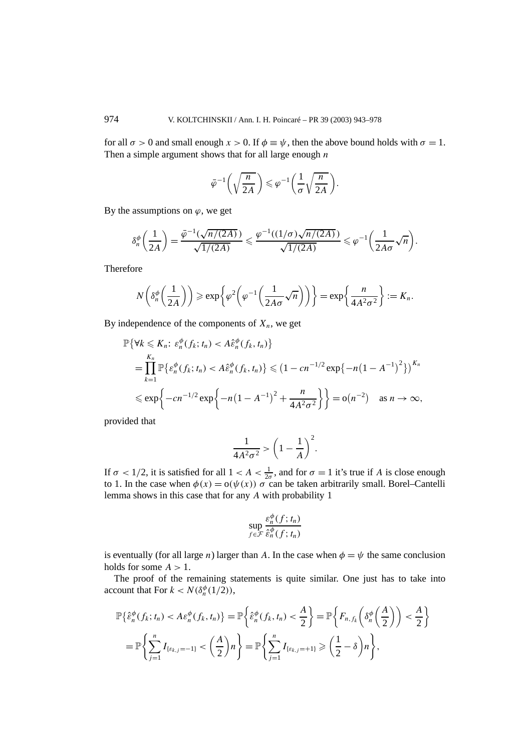for all $\sigma > 0$ and small enough $x > 0$. If $\phi \equiv \psi$, then the above bound holds with $\sigma = 1$. Then a simple argument shows that for all large enough $n$

$$\bar{\varphi}^{-1}\left(\sqrt{\frac{n}{2A}}\right) \leqslant \varphi^{-1}\left(\frac{1}{\sigma}\sqrt{\frac{n}{2A}}\right).$$

By the assumptions on $\varphi$, we get

$$\delta_n^{\phi}\left(\frac{1}{2A}\right) = \frac{\bar{\varphi}^{-1}(\sqrt{n/(2A)})}{\sqrt{1/(2A)}} \leqslant \frac{\varphi^{-1}((1/\sigma)\sqrt{n/(2A)})}{\sqrt{1/(2A)}} \leqslant \varphi^{-1}\left(\frac{1}{2A\sigma}\sqrt{n}\right).$$

Therefore

$$N\left(\delta_n^{\phi}\left(\frac{1}{2A}\right)\right) \geqslant \exp\left\{\varphi^2\left(\varphi^{-1}\left(\frac{1}{2A\sigma}\sqrt{n}\right)\right)\right\} = \exp\left\{\frac{n}{4A^2\sigma^2}\right\} := K_n.$$

By independence of the components of $X_n$, we get

$$\begin{aligned}
&\mathbb{P}\{\forall k \leqslant K_n\colon\ \varepsilon_n^{\phi}(f_k; t_n) < A\hat{\varepsilon}_n^{\phi}(f_k, t_n)\} \\
&\quad= \prod_{k=1}^{K_n} \mathbb{P}\{\varepsilon_n^{\phi}(f_k; t_n) < A\hat{\varepsilon}_n^{\phi}(f_k, t_n)\} \leqslant \left(1 - cn^{-1/2}\exp\{-n(1-A^{-1})^2\}\right)^{K_n} \\
&\quad\leqslant \exp\left\{-cn^{-1/2}\exp\left\{-n(1-A^{-1})^2 + \frac{n}{4A^2\sigma^2}\right\}\right\} = \mathrm{o}(n^{-2}) \quad \text{as } n \to \infty,
\end{aligned}$$

provided that

$$\frac{1}{4A^2\sigma^2} > \left(1 - \frac{1}{A}\right)^2.$$

If $\sigma < 1/2$, it is satisfied for all $1 < A < \frac{1}{2\sigma}$, and for $\sigma = 1$ it's true if $A$ is close enough to 1. In the case when $\phi(x) = \mathrm{o}(\psi(x))$ $\sigma$ can be taken arbitrarily small. Borel–Cantelli lemma shows in this case that for any $A$ with probability 1

$$\sup_{f \in \mathcal{F}} \frac{\varepsilon_n^{\phi}(f; t_n)}{\hat{\varepsilon}_n^{\phi}(f; t_n)}$$

is eventually (for all large $n$) larger than $A$. In the case when $\phi = \psi$ the same conclusion holds for some $A > 1$.

The proof of the remaining statements is quite similar. One just has to take into account that For $k < N(\delta_n^{\phi}(1/2))$,

$$\begin{aligned}
\mathbb{P}\{\hat{\varepsilon}_n^{\phi}(f_k; t_n) < A\varepsilon_n^{\phi}(f_k, t_n)\} &= \mathbb{P}\left\{\hat{\varepsilon}_n^{\phi}(f_k, t_n) < \frac{A}{2}\right\} = \mathbb{P}\left\{F_{n,f_k}\left(\delta_n^{\phi}\left(\frac{A}{2}\right)\right) < \frac{A}{2}\right\} \\
&= \mathbb{P}\left\{\sum_{j=1}^{n} I_{\{\varepsilon_{k,j}=-1\}} < \left(\frac{A}{2}\right)n\right\} = \mathbb{P}\left\{\sum_{j=1}^{n} I_{\{\varepsilon_{k,j}=+1\}} \geqslant \left(\frac{1}{2} - \delta\right)n\right\},
\end{aligned}$$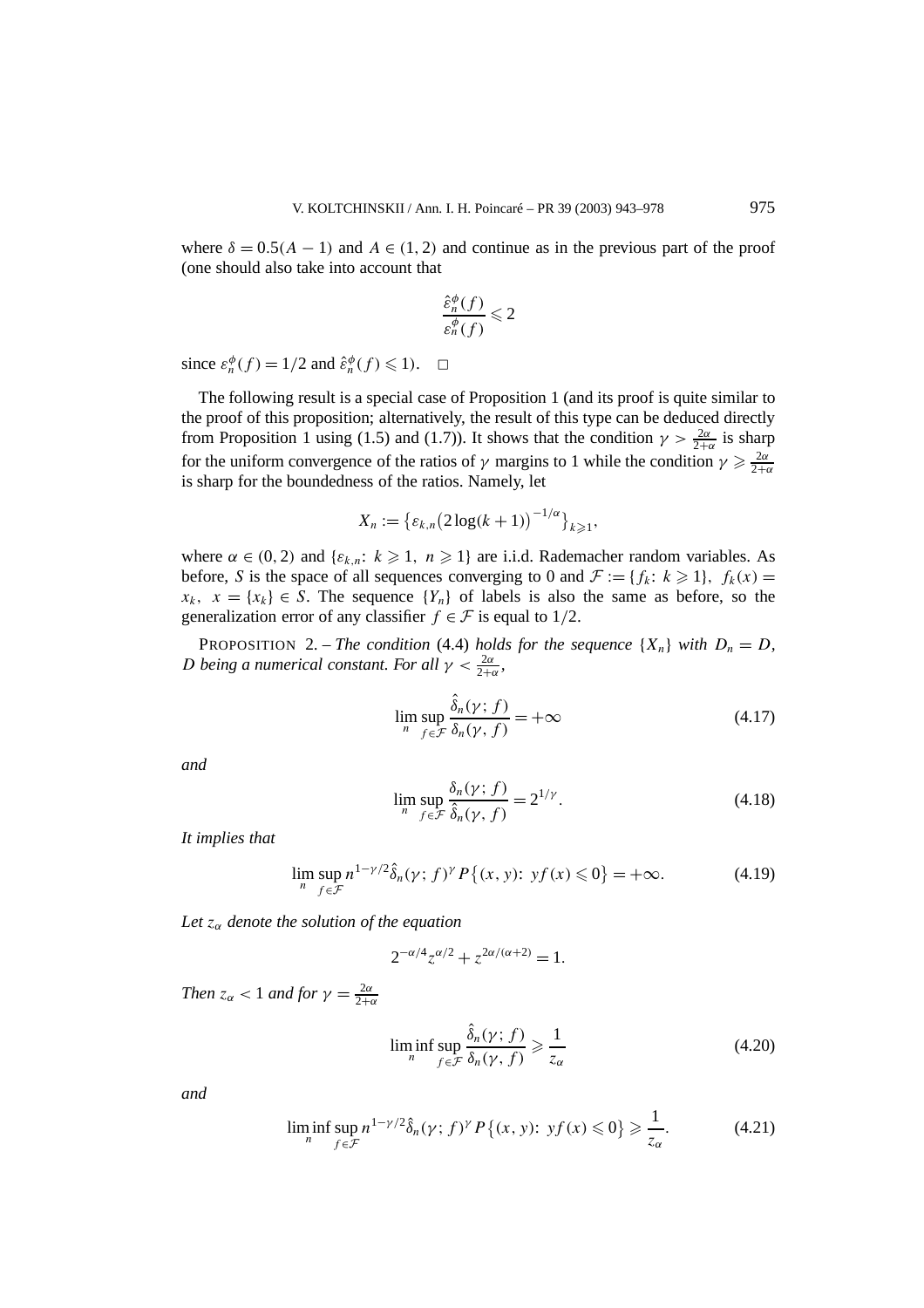where $\delta = 0.5(A-1)$ and $A \in (1,2)$ and continue as in the previous part of the proof (one should also take into account that

$$\frac{\hat{\varepsilon}_n^{\phi}(f)}{\varepsilon_n^{\phi}(f)} \leqslant 2$$

since $\varepsilon_n^{\phi}(f) = 1/2$ and $\hat{\varepsilon}_n^{\phi}(f) \leqslant 1$). $\square$

The following result is a special case of Proposition 1 (and its proof is quite similar to the proof of this proposition; alternatively, the result of this type can be deduced directly from Proposition 1 using (1.5) and (1.7)). It shows that the condition $\gamma > \frac{2\alpha}{2+\alpha}$ is sharp for the uniform convergence of the ratios of $\gamma$ margins to 1 while the condition $\gamma \geqslant \frac{2\alpha}{2+\alpha}$ is sharp for the boundedness of the ratios. Namely, let

$$X_n := \left\{\varepsilon_{k,n}\big(2\log(k+1)\big)^{-1/\alpha}\right\}_{k \geqslant 1},$$

where $\alpha \in (0,2)$ and $\{\varepsilon_{k,n}\colon\ k \geqslant 1,\ n \geqslant 1\}$ are i.i.d. Rademacher random variables. As before, $S$ is the space of all sequences converging to 0 and $\mathcal{F} := \{f_k\colon\ k \geqslant 1\},\ f_k(x) = x_k,\ x = \{x_k\} \in S$. The sequence $\{Y_n\}$ of labels is also the same as before, so the generalization error of any classifier $f \in \mathcal{F}$ is equal to $1/2$.

PROPOSITION 2. – *The condition* (4.4) *holds for the sequence* $\{X_n\}$ *with* $D_n = D$, $D$ *being a numerical constant. For all* $\gamma < \frac{2\alpha}{2+\alpha}$,

$$\limsup_n \sup_{f \in \mathcal{F}} \frac{\hat{\delta}_n(\gamma; f)}{\delta_n(\gamma, f)} = +\infty \tag{4.17}$$

*and*

$$\limsup_n \sup_{f \in \mathcal{F}} \frac{\delta_n(\gamma; f)}{\hat{\delta}_n(\gamma, f)} = 2^{1/\gamma}. \tag{4.18}$$

*It implies that*

$$\limsup_n \sup_{f \in \mathcal{F}} n^{1-\gamma/2} \hat{\delta}_n(\gamma; f)^{\gamma} P\left\{(x,y)\colon\ yf(x) \leqslant 0\right\} = +\infty. \tag{4.19}$$

*Let* $z_\alpha$ *denote the solution of the equation*

$$2^{-\alpha/4} z^{\alpha/2} + z^{2\alpha/(\alpha+2)} = 1.$$

*Then* $z_\alpha < 1$ *and for* $\gamma = \frac{2\alpha}{2+\alpha}$

$$\liminf_n \sup_{f \in \mathcal{F}} \frac{\hat{\delta}_n(\gamma; f)}{\delta_n(\gamma, f)} \geqslant \frac{1}{z_\alpha} \tag{4.20}$$

*and*

$$\liminf_n \sup_{f \in \mathcal{F}} n^{1-\gamma/2} \hat{\delta}_n(\gamma; f)^{\gamma} P\left\{(x,y)\colon\ yf(x) \leqslant 0\right\} \geqslant \frac{1}{z_\alpha}. \tag{4.21}$$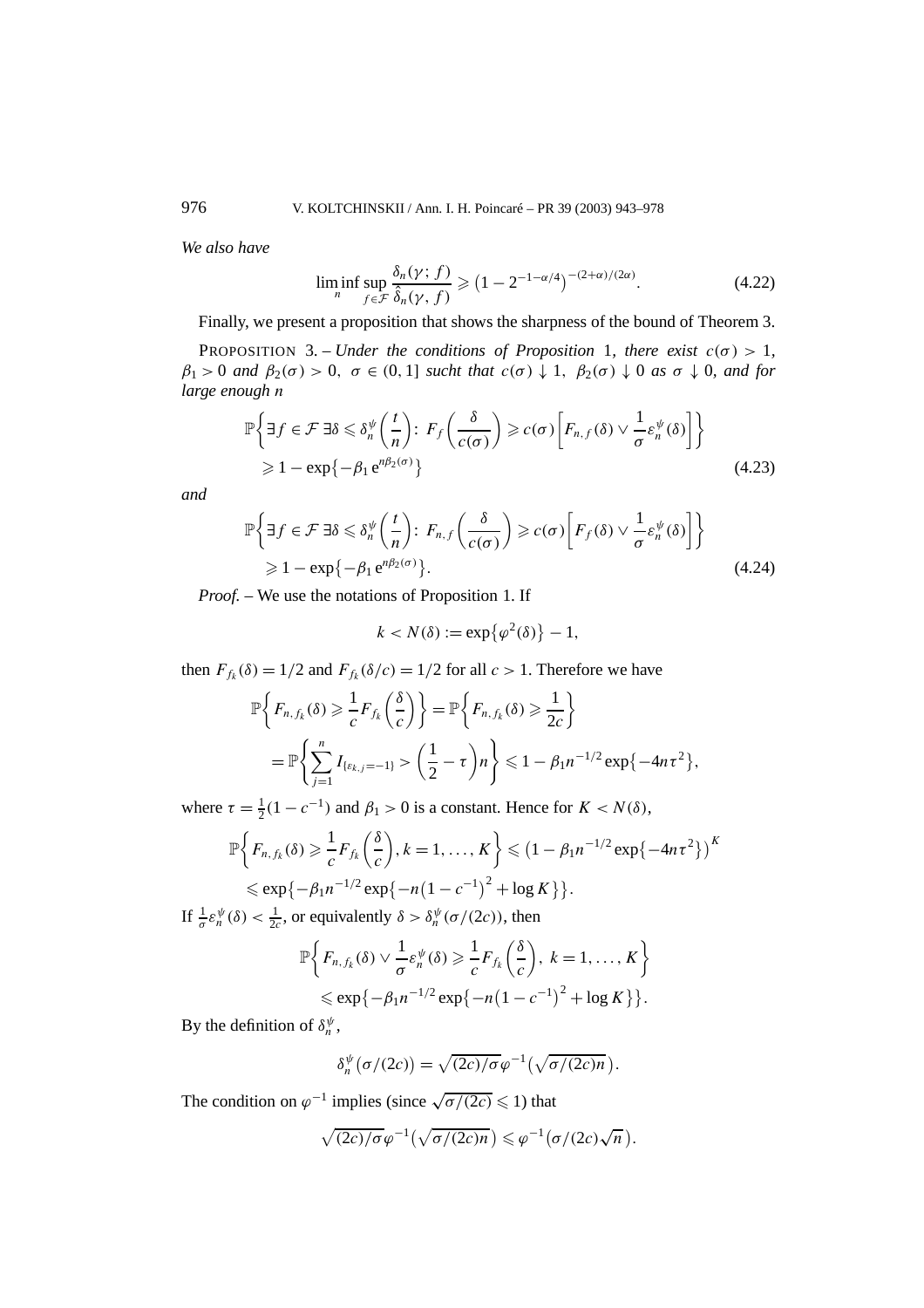*We also have*

$$\liminf_n \sup_{f \in \mathcal{F}} \frac{\delta_n(\gamma; f)}{\hat{\delta}_n(\gamma, f)} \geqslant \left(1 - 2^{-1-\alpha/4}\right)^{-(2+\alpha)/(2\alpha)}. \tag{4.22}$$

Finally, we present a proposition that shows the sharpness of the bound of Theorem 3.

PROPOSITION 3. – *Under the conditions of Proposition* 1*, there exist* $c(\sigma) > 1$*,* $\beta_1 > 0$ *and* $\beta_2(\sigma) > 0$*,* $\sigma \in (0, 1]$ *sucht that* $c(\sigma) \downarrow 1$*,* $\beta_2(\sigma) \downarrow 0$ *as* $\sigma \downarrow 0$*, and for large enough* $n$

$$\mathbb{P}\left\{\exists f \in \mathcal{F}\ \exists \delta \leqslant \delta_n^{\psi}\left(\frac{t}{n}\right)\colon\ F_f\left(\frac{\delta}{c(\sigma)}\right) \geqslant c(\sigma)\left[F_{n,f}(\delta) \vee \frac{1}{\sigma}\varepsilon_n^{\psi}(\delta)\right]\right\} \geqslant 1 - \exp\left\{-\beta_1 \mathrm{e}^{n\beta_2(\sigma)}\right\} \tag{4.23}$$

*and*

$$\mathbb{P}\left\{\exists f \in \mathcal{F}\ \exists \delta \leqslant \delta_n^{\psi}\left(\frac{t}{n}\right)\colon\ F_{n,f}\left(\frac{\delta}{c(\sigma)}\right) \geqslant c(\sigma)\left[F_f(\delta) \vee \frac{1}{\sigma}\varepsilon_n^{\psi}(\delta)\right]\right\} \geqslant 1 - \exp\left\{-\beta_1 \mathrm{e}^{n\beta_2(\sigma)}\right\}. \tag{4.24}$$

*Proof.* – We use the notations of Proposition 1. If

$$k < N(\delta) := \exp\left\{\varphi^2(\delta)\right\} - 1,$$

then $F_{f_k}(\delta) = 1/2$ and $F_{f_k}(\delta/c) = 1/2$ for all $c > 1$. Therefore we have

$$\begin{aligned}
\mathbb{P}\left\{F_{n,f_k}(\delta) \geqslant \frac{1}{c} F_{f_k}\left(\frac{\delta}{c}\right)\right\} &= \mathbb{P}\left\{F_{n,f_k}(\delta) \geqslant \frac{1}{2c}\right\} \\
&= \mathbb{P}\left\{\sum_{j=1}^n I_{\{\varepsilon_{k,j}=-1\}} > \left(\frac{1}{2} - \tau\right)n\right\} \leqslant 1 - \beta_1 n^{-1/2} \exp\left\{-4n\tau^2\right\},
\end{aligned}$$

where $\tau = \frac{1}{2}(1 - c^{-1})$ and $\beta_1 > 0$ is a constant. Hence for $K < N(\delta)$,

$$\begin{aligned}
\mathbb{P}\left\{F_{n,f_k}(\delta) \geqslant \frac{1}{c} F_{f_k}\left(\frac{\delta}{c}\right), k = 1, \ldots, K\right\} &\leqslant \left(1 - \beta_1 n^{-1/2} \exp\left\{-4n\tau^2\right\}\right)^K \\
&\leqslant \exp\left\{-\beta_1 n^{-1/2} \exp\left\{-n\left(1 - c^{-1}\right)^2 + \log K\right\}\right\}.
\end{aligned}$$

If $\frac{1}{\sigma}\varepsilon_n^{\psi}(\delta) < \frac{1}{2c}$, or equivalently $\delta > \delta_n^{\psi}(\sigma/(2c))$, then

$$\begin{aligned}
\mathbb{P}\left\{F_{n,f_k}(\delta) \vee \frac{1}{\sigma}\varepsilon_n^{\psi}(\delta) \geqslant \frac{1}{c} F_{f_k}\left(\frac{\delta}{c}\right),\ k = 1, \ldots, K\right\} \\
\leqslant \exp\left\{-\beta_1 n^{-1/2} \exp\left\{-n\left(1 - c^{-1}\right)^2 + \log K\right\}\right\}.
\end{aligned}$$

By the definition of $\delta_n^{\psi}$,

$$\delta_n^{\psi}\left(\sigma/(2c)\right) = \sqrt{(2c)/\sigma}\,\varphi^{-1}\left(\sqrt{\sigma/(2c)n}\right).$$

The condition on $\varphi^{-1}$ implies (since $\sqrt{\sigma/(2c)} \leqslant 1$) that

$$\sqrt{(2c)/\sigma}\,\varphi^{-1}\left(\sqrt{\sigma/(2c)n}\right) \leqslant \varphi^{-1}\left(\sigma/(2c)\sqrt{n}\right).$$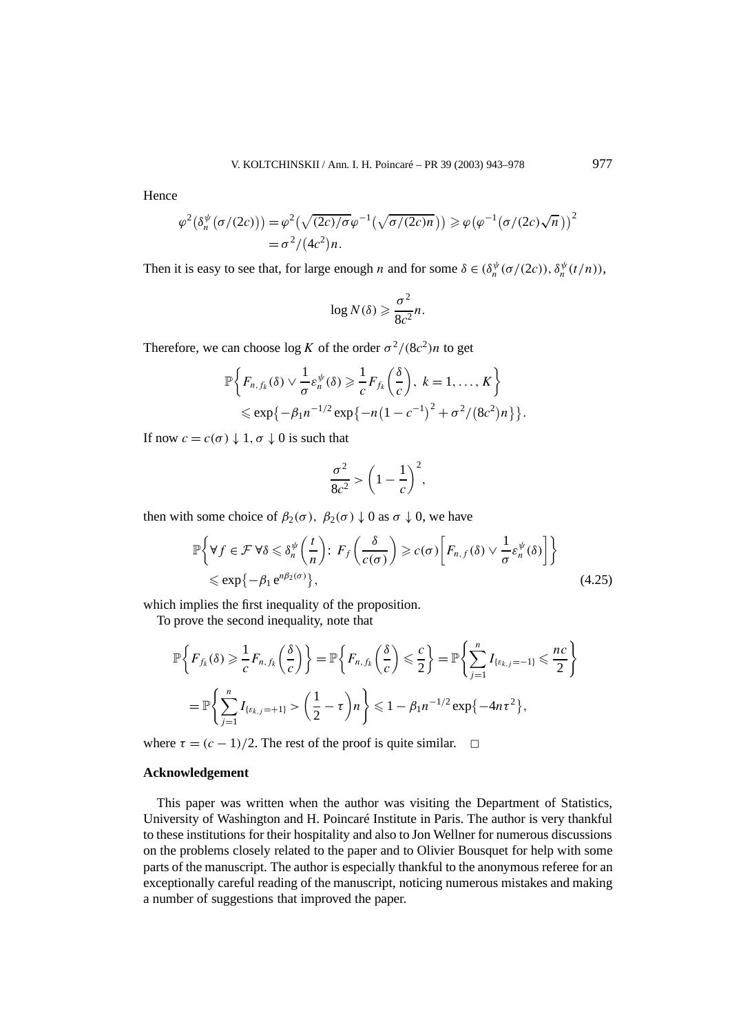Hence

$$\varphi^2\big(\delta_n^{\psi}(\sigma/(2c))\big) = \varphi^2\big(\sqrt{(2c)/\sigma}\,\varphi^{-1}\big(\sqrt{\sigma/(2c)n}\big)\big) \geqslant \varphi\big(\varphi^{-1}\big(\sigma/(2c)\sqrt{n}\,\big)\big)^2$$
$$= \sigma^2/\big(4c^2\big)n.$$

Then it is easy to see that, for large enough $n$ and for some $\delta \in (\delta_n^{\psi}(\sigma/(2c)), \delta_n^{\psi}(t/n))$,

$$\log N(\delta) \geqslant \frac{\sigma^2}{8c^2}n.$$

Therefore, we can choose $\log K$ of the order $\sigma^2/(8c^2)n$ to get

$$\mathbb{P}\bigg\{F_{n,f_k}(\delta) \vee \frac{1}{\sigma}\varepsilon_n^{\psi}(\delta) \geqslant \frac{1}{c}F_{f_k}\bigg(\frac{\delta}{c}\bigg),\ k = 1,\ldots,K\bigg\}$$
$$\leqslant \exp\big\{-\beta_1 n^{-1/2}\exp\big\{-n\big(1-c^{-1}\big)^2 + \sigma^2/\big(8c^2\big)n\big\}\big\}.$$

If now $c = c(\sigma) \downarrow 1$, $\sigma \downarrow 0$ is such that

$$\frac{\sigma^2}{8c^2} > \bigg(1 - \frac{1}{c}\bigg)^2,$$

then with some choice of $\beta_2(\sigma)$, $\beta_2(\sigma) \downarrow 0$ as $\sigma \downarrow 0$, we have

$$\mathbb{P}\bigg\{\forall f \in \mathcal{F}\ \forall \delta \leqslant \delta_n^{\psi}\bigg(\frac{t}{n}\bigg):\ F_f\bigg(\frac{\delta}{c(\sigma)}\bigg) \geqslant c(\sigma)\bigg[F_{n,f}(\delta) \vee \frac{1}{\sigma}\varepsilon_n^{\psi}(\delta)\bigg]\bigg\}$$
$$\leqslant \exp\big\{-\beta_1 \mathrm{e}^{n\beta_2(\sigma)}\big\}, \tag{4.25}$$

which implies the first inequality of the proposition.

To prove the second inequality, note that

$$\mathbb{P}\bigg\{F_{f_k}(\delta) \geqslant \frac{1}{c}F_{n,f_k}\bigg(\frac{\delta}{c}\bigg)\bigg\} = \mathbb{P}\bigg\{F_{n,f_k}\bigg(\frac{\delta}{c}\bigg) \leqslant \frac{c}{2}\bigg\} = \mathbb{P}\bigg\{\sum_{j=1}^n I_{\{\varepsilon_{k,j}=-1\}} \leqslant \frac{nc}{2}\bigg\}$$
$$= \mathbb{P}\bigg\{\sum_{j=1}^n I_{\{\varepsilon_{k,j}=+1\}} > \bigg(\frac{1}{2} - \tau\bigg)n\bigg\} \leqslant 1 - \beta_1 n^{-1/2}\exp\big\{-4n\tau^2\big\},$$

where $\tau = (c-1)/2$. The rest of the proof is quite similar. □

## Acknowledgement

This paper was written when the author was visiting the Department of Statistics, University of Washington and H. Poincaré Institute in Paris. The author is very thankful to these institutions for their hospitality and also to Jon Wellner for numerous discussions on the problems closely related to the paper and to Olivier Bousquet for help with some parts of the manuscript. The author is especially thankful to the anonymous referee for an exceptionally careful reading of the manuscript, noticing numerous mistakes and making a number of suggestions that improved the paper.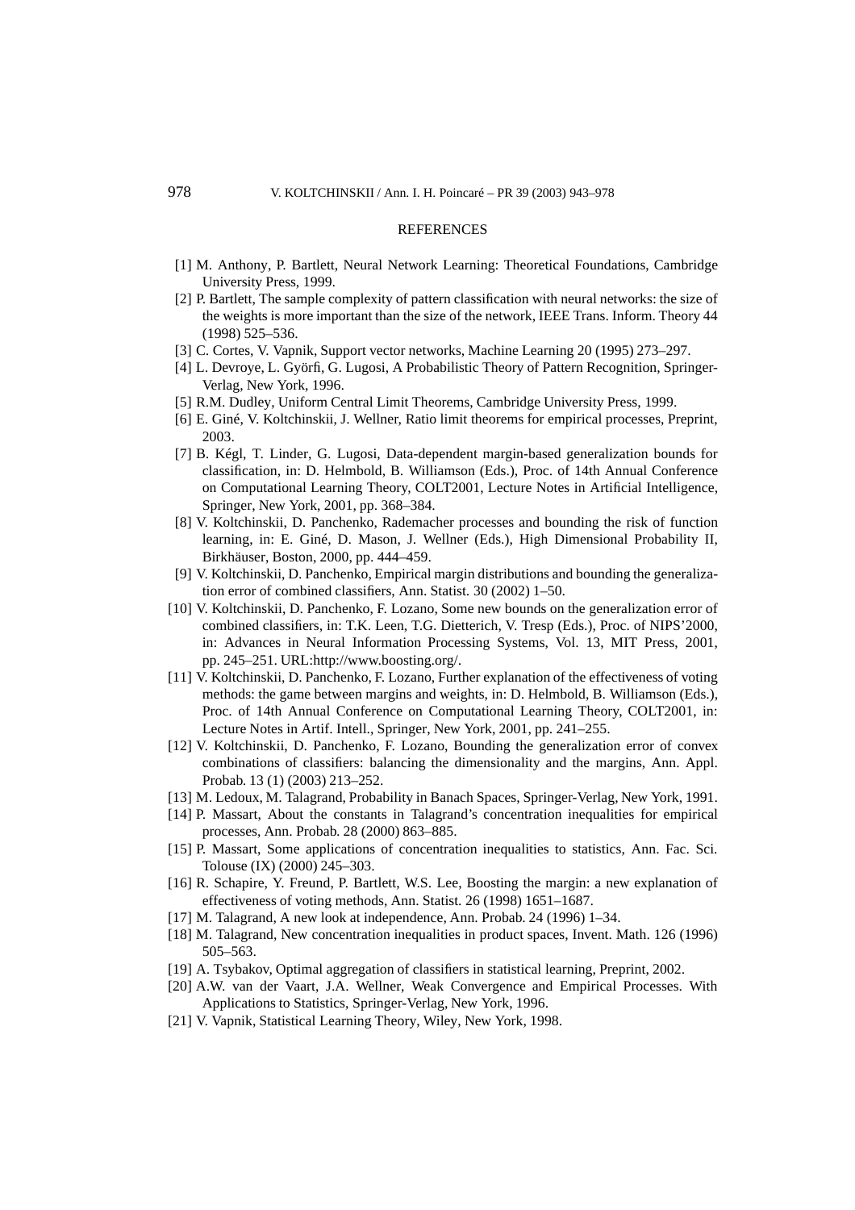## REFERENCES

[1] M. Anthony, P. Bartlett, Neural Network Learning: Theoretical Foundations, Cambridge University Press, 1999.

[2] P. Bartlett, The sample complexity of pattern classification with neural networks: the size of the weights is more important than the size of the network, IEEE Trans. Inform. Theory 44 (1998) 525–536.

[3] C. Cortes, V. Vapnik, Support vector networks, Machine Learning 20 (1995) 273–297.

[4] L. Devroye, L. Györfi, G. Lugosi, A Probabilistic Theory of Pattern Recognition, Springer-Verlag, New York, 1996.

[5] R.M. Dudley, Uniform Central Limit Theorems, Cambridge University Press, 1999.

[6] E. Giné, V. Koltchinskii, J. Wellner, Ratio limit theorems for empirical processes, Preprint, 2003.

[7] B. Kégl, T. Linder, G. Lugosi, Data-dependent margin-based generalization bounds for classification, in: D. Helmbold, B. Williamson (Eds.), Proc. of 14th Annual Conference on Computational Learning Theory, COLT2001, Lecture Notes in Artificial Intelligence, Springer, New York, 2001, pp. 368–384.

[8] V. Koltchinskii, D. Panchenko, Rademacher processes and bounding the risk of function learning, in: E. Giné, D. Mason, J. Wellner (Eds.), High Dimensional Probability II, Birkhäuser, Boston, 2000, pp. 444–459.

[9] V. Koltchinskii, D. Panchenko, Empirical margin distributions and bounding the generalization error of combined classifiers, Ann. Statist. 30 (2002) 1–50.

[10] V. Koltchinskii, D. Panchenko, F. Lozano, Some new bounds on the generalization error of combined classifiers, in: T.K. Leen, T.G. Dietterich, V. Tresp (Eds.), Proc. of NIPS'2000, in: Advances in Neural Information Processing Systems, Vol. 13, MIT Press, 2001, pp. 245–251. URL:http://www.boosting.org/.

[11] V. Koltchinskii, D. Panchenko, F. Lozano, Further explanation of the effectiveness of voting methods: the game between margins and weights, in: D. Helmbold, B. Williamson (Eds.), Proc. of 14th Annual Conference on Computational Learning Theory, COLT2001, in: Lecture Notes in Artif. Intell., Springer, New York, 2001, pp. 241–255.

[12] V. Koltchinskii, D. Panchenko, F. Lozano, Bounding the generalization error of convex combinations of classifiers: balancing the dimensionality and the margins, Ann. Appl. Probab. 13 (1) (2003) 213–252.

[13] M. Ledoux, M. Talagrand, Probability in Banach Spaces, Springer-Verlag, New York, 1991.

[14] P. Massart, About the constants in Talagrand's concentration inequalities for empirical processes, Ann. Probab. 28 (2000) 863–885.

[15] P. Massart, Some applications of concentration inequalities to statistics, Ann. Fac. Sci. Tolouse (IX) (2000) 245–303.

[16] R. Schapire, Y. Freund, P. Bartlett, W.S. Lee, Boosting the margin: a new explanation of effectiveness of voting methods, Ann. Statist. 26 (1998) 1651–1687.

[17] M. Talagrand, A new look at independence, Ann. Probab. 24 (1996) 1–34.

[18] M. Talagrand, New concentration inequalities in product spaces, Invent. Math. 126 (1996) 505–563.

[19] A. Tsybakov, Optimal aggregation of classifiers in statistical learning, Preprint, 2002.

[20] A.W. van der Vaart, J.A. Wellner, Weak Convergence and Empirical Processes. With Applications to Statistics, Springer-Verlag, New York, 1996.

[21] V. Vapnik, Statistical Learning Theory, Wiley, New York, 1998.